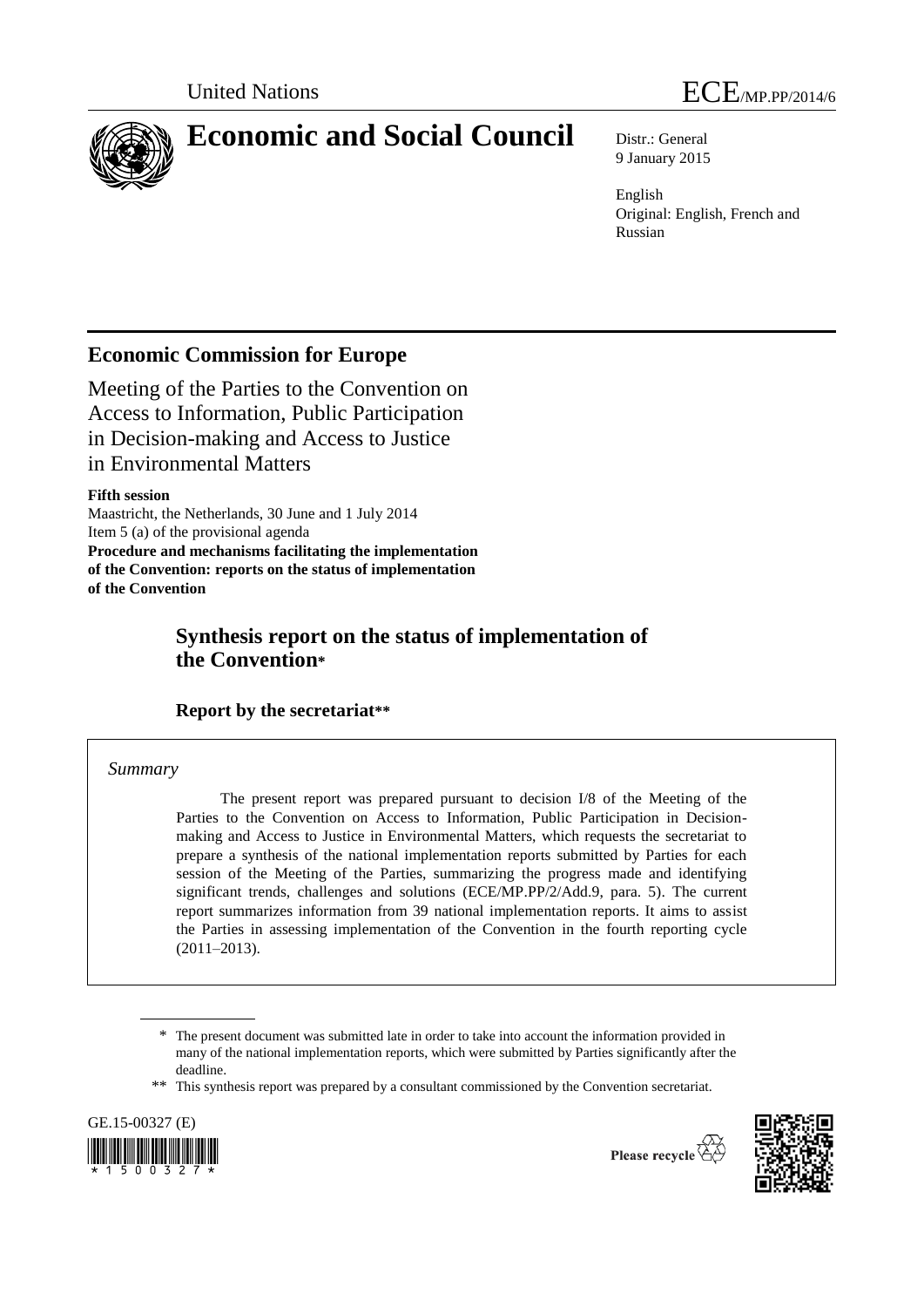United Nations

ECE/MP.PP/2014/6

# Economic and Social Council

Distr.: General
9 January 2015

English
Original: English, French and Russian

## Economic Commission for Europe

Meeting of the Parties to the Convention on Access to Information, Public Participation in Decision-making and Access to Justice in Environmental Matters

**Fifth session**
Maastricht, the Netherlands, 30 June and 1 July 2014
Item 5 (a) of the provisional agenda
**Procedure and mechanisms facilitating the implementation of the Convention: reports on the status of implementation of the Convention**

# Synthesis report on the status of implementation of the Convention*

### Report by the secretariat**

*Summary*

The present report was prepared pursuant to decision I/8 of the Meeting of the Parties to the Convention on Access to Information, Public Participation in Decision-making and Access to Justice in Environmental Matters, which requests the secretariat to prepare a synthesis of the national implementation reports submitted by Parties for each session of the Meeting of the Parties, summarizing the progress made and identifying significant trends, challenges and solutions (ECE/MP.PP/2/Add.9, para. 5). The current report summarizes information from 39 national implementation reports. It aims to assist the Parties in assessing implementation of the Convention in the fourth reporting cycle (2011–2013).

\* The present document was submitted late in order to take into account the information provided in many of the national implementation reports, which were submitted by Parties significantly after the deadline.

\*\* This synthesis report was prepared by a consultant commissioned by the Convention secretariat.

GE.15-00327 (E)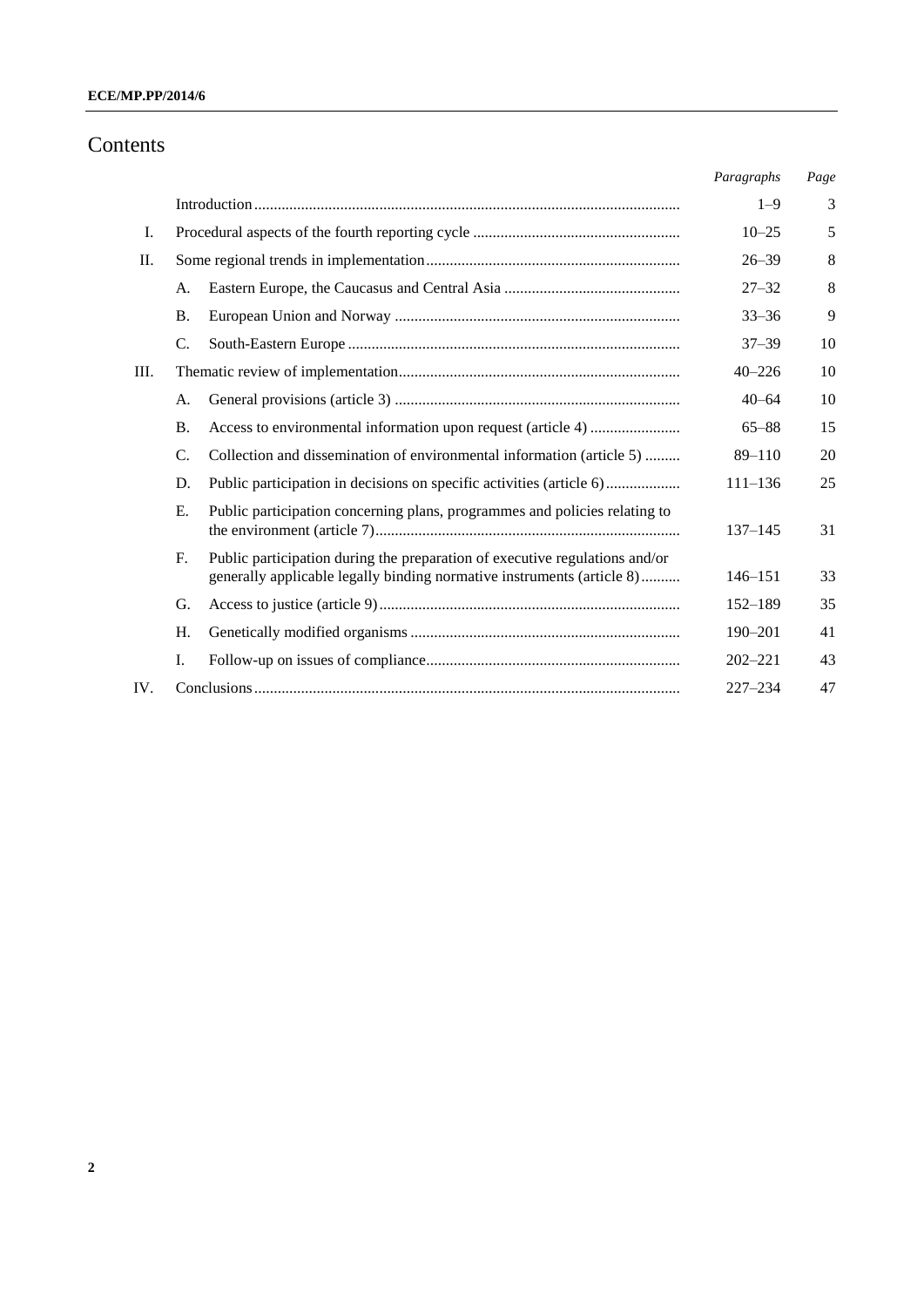# Contents

| | | | *Paragraphs* | *Page* |
|---|---|---|---|---|
| | Introduction | | 1–9 | 3 |
| I. | Procedural aspects of the fourth reporting cycle | | 10–25 | 5 |
| II. | Some regional trends in implementation | | 26–39 | 8 |
| | A. | Eastern Europe, the Caucasus and Central Asia | 27–32 | 8 |
| | B. | European Union and Norway | 33–36 | 9 |
| | C. | South-Eastern Europe | 37–39 | 10 |
| III. | Thematic review of implementation | | 40–226 | 10 |
| | A. | General provisions (article 3) | 40–64 | 10 |
| | B. | Access to environmental information upon request (article 4) | 65–88 | 15 |
| | C. | Collection and dissemination of environmental information (article 5) | 89–110 | 20 |
| | D. | Public participation in decisions on specific activities (article 6) | 111–136 | 25 |
| | E. | Public participation concerning plans, programmes and policies relating to the environment (article 7) | 137–145 | 31 |
| | F. | Public participation during the preparation of executive regulations and/or generally applicable legally binding normative instruments (article 8) | 146–151 | 33 |
| | G. | Access to justice (article 9) | 152–189 | 35 |
| | H. | Genetically modified organisms | 190–201 | 41 |
| | I. | Follow-up on issues of compliance | 202–221 | 43 |
| IV. | Conclusions | | 227–234 | 47 |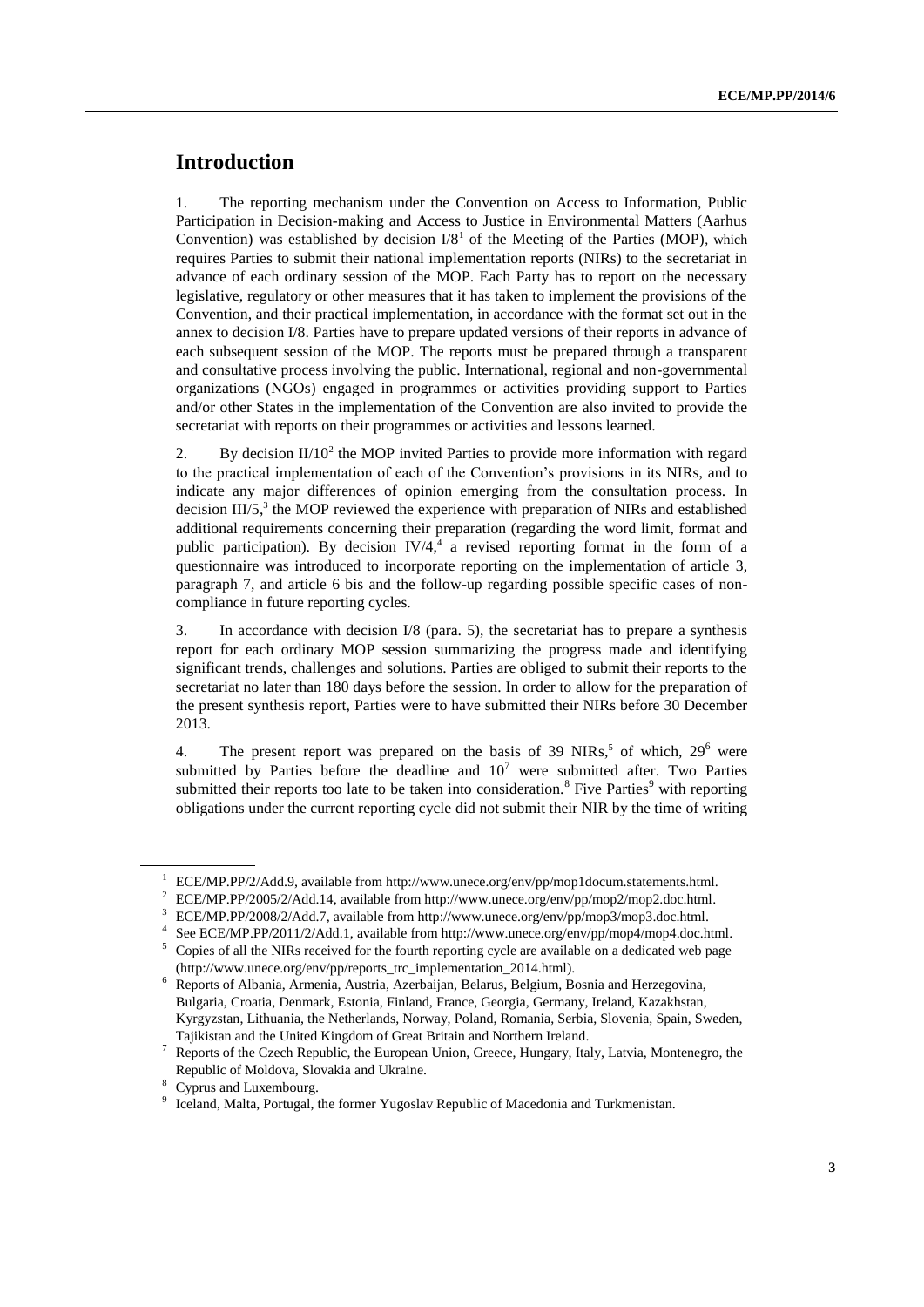# Introduction

1. The reporting mechanism under the Convention on Access to Information, Public Participation in Decision-making and Access to Justice in Environmental Matters (Aarhus Convention) was established by decision I/8[1] of the Meeting of the Parties (MOP), which requires Parties to submit their national implementation reports (NIRs) to the secretariat in advance of each ordinary session of the MOP. Each Party has to report on the necessary legislative, regulatory or other measures that it has taken to implement the provisions of the Convention, and their practical implementation, in accordance with the format set out in the annex to decision I/8. Parties have to prepare updated versions of their reports in advance of each subsequent session of the MOP. The reports must be prepared through a transparent and consultative process involving the public. International, regional and non-governmental organizations (NGOs) engaged in programmes or activities providing support to Parties and/or other States in the implementation of the Convention are also invited to provide the secretariat with reports on their programmes or activities and lessons learned.

2. By decision II/10[2] the MOP invited Parties to provide more information with regard to the practical implementation of each of the Convention's provisions in its NIRs, and to indicate any major differences of opinion emerging from the consultation process. In decision III/5,[3] the MOP reviewed the experience with preparation of NIRs and established additional requirements concerning their preparation (regarding the word limit, format and public participation). By decision IV/4,[4] a revised reporting format in the form of a questionnaire was introduced to incorporate reporting on the implementation of article 3, paragraph 7, and article 6 bis and the follow-up regarding possible specific cases of non-compliance in future reporting cycles.

3. In accordance with decision I/8 (para. 5), the secretariat has to prepare a synthesis report for each ordinary MOP session summarizing the progress made and identifying significant trends, challenges and solutions. Parties are obliged to submit their reports to the secretariat no later than 180 days before the session. In order to allow for the preparation of the present synthesis report, Parties were to have submitted their NIRs before 30 December 2013.

4. The present report was prepared on the basis of 39 NIRs,[5] of which, 29[6] were submitted by Parties before the deadline and 10[7] were submitted after. Two Parties submitted their reports too late to be taken into consideration.[8] Five Parties[9] with reporting obligations under the current reporting cycle did not submit their NIR by the time of writing

---

[1] ECE/MP.PP/2/Add.9, available from http://www.unece.org/env/pp/mop1docum.statements.html.

[2] ECE/MP.PP/2005/2/Add.14, available from http://www.unece.org/env/pp/mop2/mop2.doc.html.

[3] ECE/MP.PP/2008/2/Add.7, available from http://www.unece.org/env/pp/mop3/mop3.doc.html.

[4] See ECE/MP.PP/2011/2/Add.1, available from http://www.unece.org/env/pp/mop4/mop4.doc.html.

[5] Copies of all the NIRs received for the fourth reporting cycle are available on a dedicated web page (http://www.unece.org/env/pp/reports_trc_implementation_2014.html).

[6] Reports of Albania, Armenia, Austria, Azerbaijan, Belarus, Belgium, Bosnia and Herzegovina, Bulgaria, Croatia, Denmark, Estonia, Finland, France, Georgia, Germany, Ireland, Kazakhstan, Kyrgyzstan, Lithuania, the Netherlands, Norway, Poland, Romania, Serbia, Slovenia, Spain, Sweden, Tajikistan and the United Kingdom of Great Britain and Northern Ireland.

[7] Reports of the Czech Republic, the European Union, Greece, Hungary, Italy, Latvia, Montenegro, the Republic of Moldova, Slovakia and Ukraine.

[8] Cyprus and Luxembourg.

[9] Iceland, Malta, Portugal, the former Yugoslav Republic of Macedonia and Turkmenistan.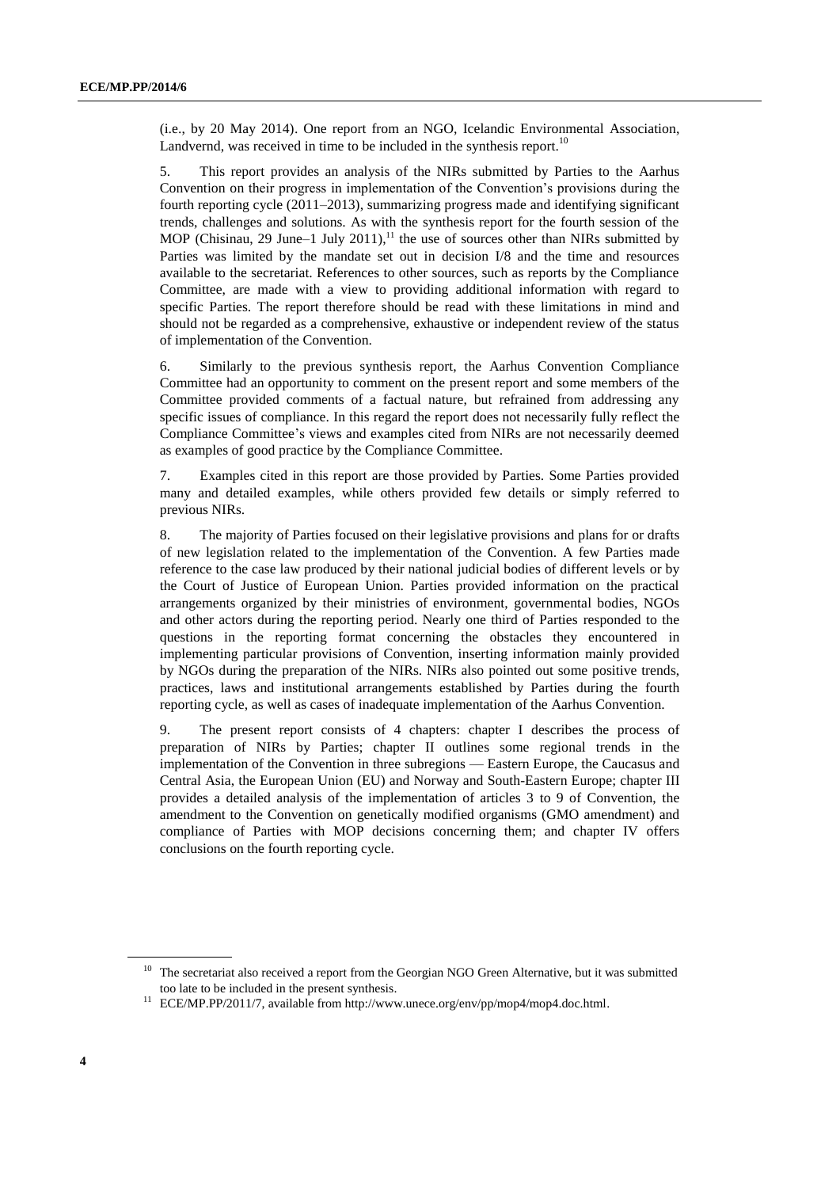(i.e., by 20 May 2014). One report from an NGO, Icelandic Environmental Association, Landvernd, was received in time to be included in the synthesis report.[10]

5. This report provides an analysis of the NIRs submitted by Parties to the Aarhus Convention on their progress in implementation of the Convention's provisions during the fourth reporting cycle (2011–2013), summarizing progress made and identifying significant trends, challenges and solutions. As with the synthesis report for the fourth session of the MOP (Chisinau, 29 June–1 July 2011),[11] the use of sources other than NIRs submitted by Parties was limited by the mandate set out in decision I/8 and the time and resources available to the secretariat. References to other sources, such as reports by the Compliance Committee, are made with a view to providing additional information with regard to specific Parties. The report therefore should be read with these limitations in mind and should not be regarded as a comprehensive, exhaustive or independent review of the status of implementation of the Convention.

6. Similarly to the previous synthesis report, the Aarhus Convention Compliance Committee had an opportunity to comment on the present report and some members of the Committee provided comments of a factual nature, but refrained from addressing any specific issues of compliance. In this regard the report does not necessarily fully reflect the Compliance Committee's views and examples cited from NIRs are not necessarily deemed as examples of good practice by the Compliance Committee.

7. Examples cited in this report are those provided by Parties. Some Parties provided many and detailed examples, while others provided few details or simply referred to previous NIRs.

8. The majority of Parties focused on their legislative provisions and plans for or drafts of new legislation related to the implementation of the Convention. A few Parties made reference to the case law produced by their national judicial bodies of different levels or by the Court of Justice of European Union. Parties provided information on the practical arrangements organized by their ministries of environment, governmental bodies, NGOs and other actors during the reporting period. Nearly one third of Parties responded to the questions in the reporting format concerning the obstacles they encountered in implementing particular provisions of Convention, inserting information mainly provided by NGOs during the preparation of the NIRs. NIRs also pointed out some positive trends, practices, laws and institutional arrangements established by Parties during the fourth reporting cycle, as well as cases of inadequate implementation of the Aarhus Convention.

9. The present report consists of 4 chapters: chapter I describes the process of preparation of NIRs by Parties; chapter II outlines some regional trends in the implementation of the Convention in three subregions — Eastern Europe, the Caucasus and Central Asia, the European Union (EU) and Norway and South-Eastern Europe; chapter III provides a detailed analysis of the implementation of articles 3 to 9 of Convention, the amendment to the Convention on genetically modified organisms (GMO amendment) and compliance of Parties with MOP decisions concerning them; and chapter IV offers conclusions on the fourth reporting cycle.

---

[10] The secretariat also received a report from the Georgian NGO Green Alternative, but it was submitted too late to be included in the present synthesis.

[11] ECE/MP.PP/2011/7, available from http://www.unece.org/env/pp/mop4/mop4.doc.html.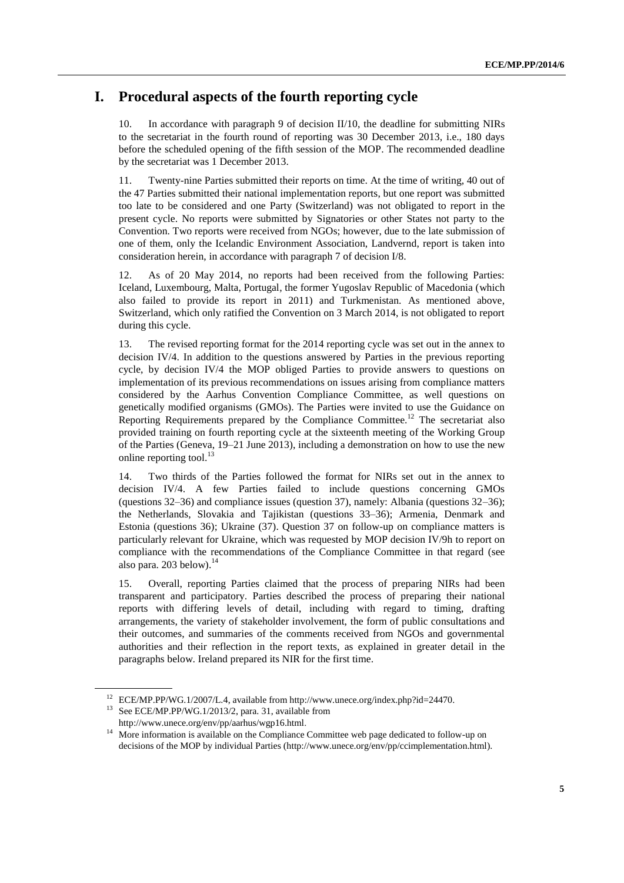# I. Procedural aspects of the fourth reporting cycle

10. In accordance with paragraph 9 of decision II/10, the deadline for submitting NIRs to the secretariat in the fourth round of reporting was 30 December 2013, i.e., 180 days before the scheduled opening of the fifth session of the MOP. The recommended deadline by the secretariat was 1 December 2013.

11. Twenty-nine Parties submitted their reports on time. At the time of writing, 40 out of the 47 Parties submitted their national implementation reports, but one report was submitted too late to be considered and one Party (Switzerland) was not obligated to report in the present cycle. No reports were submitted by Signatories or other States not party to the Convention. Two reports were received from NGOs; however, due to the late submission of one of them, only the Icelandic Environment Association, Landvernd, report is taken into consideration herein, in accordance with paragraph 7 of decision I/8.

12. As of 20 May 2014, no reports had been received from the following Parties: Iceland, Luxembourg, Malta, Portugal, the former Yugoslav Republic of Macedonia (which also failed to provide its report in 2011) and Turkmenistan. As mentioned above, Switzerland, which only ratified the Convention on 3 March 2014, is not obligated to report during this cycle.

13. The revised reporting format for the 2014 reporting cycle was set out in the annex to decision IV/4. In addition to the questions answered by Parties in the previous reporting cycle, by decision IV/4 the MOP obliged Parties to provide answers to questions on implementation of its previous recommendations on issues arising from compliance matters considered by the Aarhus Convention Compliance Committee, as well questions on genetically modified organisms (GMOs). The Parties were invited to use the Guidance on Reporting Requirements prepared by the Compliance Committee.[12] The secretariat also provided training on fourth reporting cycle at the sixteenth meeting of the Working Group of the Parties (Geneva, 19–21 June 2013), including a demonstration on how to use the new online reporting tool.[13]

14. Two thirds of the Parties followed the format for NIRs set out in the annex to decision IV/4. A few Parties failed to include questions concerning GMOs (questions 32–36) and compliance issues (question 37), namely: Albania (questions 32–36); the Netherlands, Slovakia and Tajikistan (questions 33–36); Armenia, Denmark and Estonia (questions 36); Ukraine (37). Question 37 on follow-up on compliance matters is particularly relevant for Ukraine, which was requested by MOP decision IV/9h to report on compliance with the recommendations of the Compliance Committee in that regard (see also para. 203 below).[14]

15. Overall, reporting Parties claimed that the process of preparing NIRs had been transparent and participatory. Parties described the process of preparing their national reports with differing levels of detail, including with regard to timing, drafting arrangements, the variety of stakeholder involvement, the form of public consultations and their outcomes, and summaries of the comments received from NGOs and governmental authorities and their reflection in the report texts, as explained in greater detail in the paragraphs below. Ireland prepared its NIR for the first time.

---

[12] ECE/MP.PP/WG.1/2007/L.4, available from http://www.unece.org/index.php?id=24470.

[13] See ECE/MP.PP/WG.1/2013/2, para. 31, available from http://www.unece.org/env/pp/aarhus/wgp16.html.

[14] More information is available on the Compliance Committee web page dedicated to follow-up on decisions of the MOP by individual Parties (http://www.unece.org/env/pp/ccimplementation.html).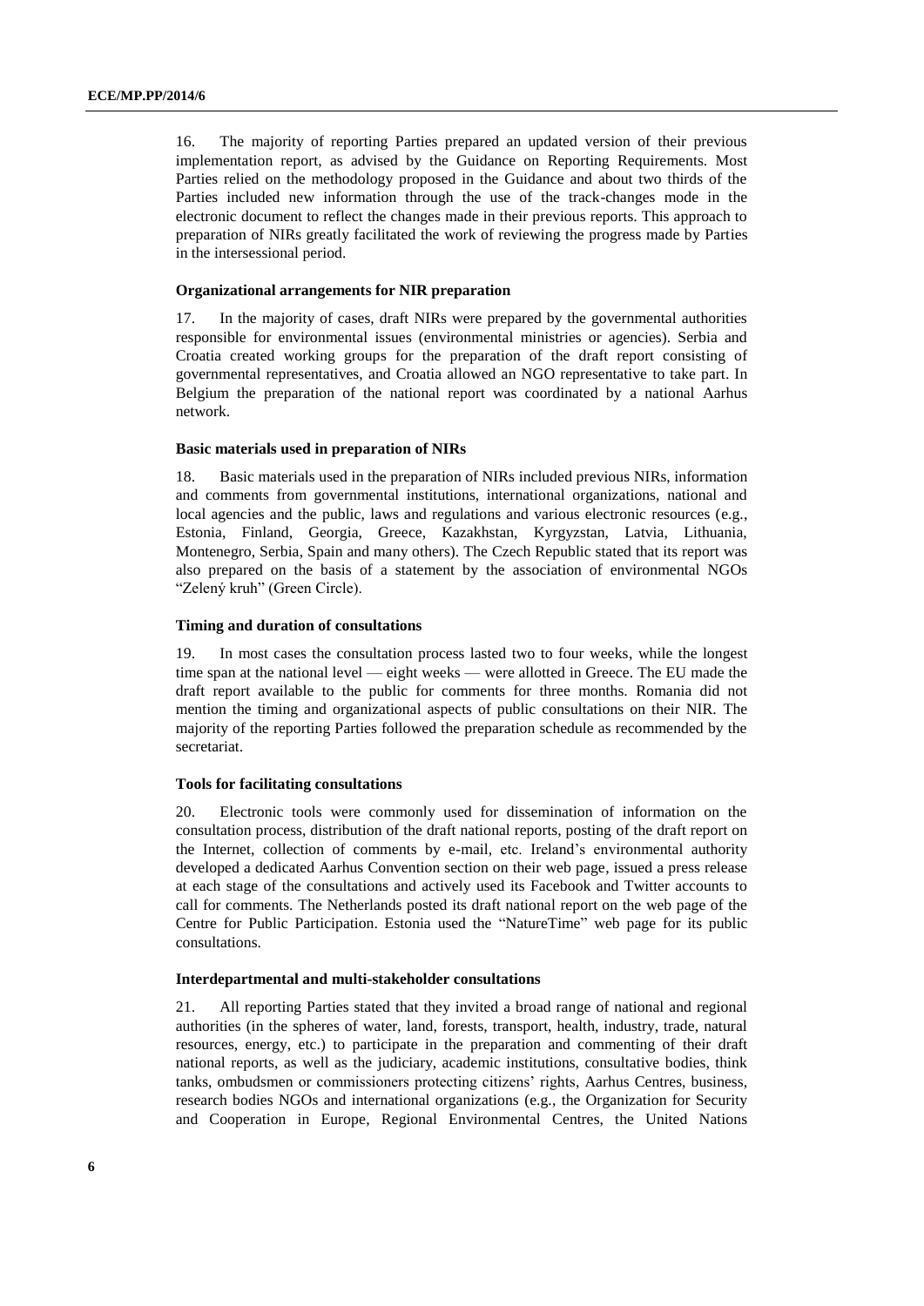16. The majority of reporting Parties prepared an updated version of their previous implementation report, as advised by the Guidance on Reporting Requirements. Most Parties relied on the methodology proposed in the Guidance and about two thirds of the Parties included new information through the use of the track-changes mode in the electronic document to reflect the changes made in their previous reports. This approach to preparation of NIRs greatly facilitated the work of reviewing the progress made by Parties in the intersessional period.

**Organizational arrangements for NIR preparation**

17. In the majority of cases, draft NIRs were prepared by the governmental authorities responsible for environmental issues (environmental ministries or agencies). Serbia and Croatia created working groups for the preparation of the draft report consisting of governmental representatives, and Croatia allowed an NGO representative to take part. In Belgium the preparation of the national report was coordinated by a national Aarhus network.

**Basic materials used in preparation of NIRs**

18. Basic materials used in the preparation of NIRs included previous NIRs, information and comments from governmental institutions, international organizations, national and local agencies and the public, laws and regulations and various electronic resources (e.g., Estonia, Finland, Georgia, Greece, Kazakhstan, Kyrgyzstan, Latvia, Lithuania, Montenegro, Serbia, Spain and many others). The Czech Republic stated that its report was also prepared on the basis of a statement by the association of environmental NGOs "Zelený kruh" (Green Circle).

**Timing and duration of consultations**

19. In most cases the consultation process lasted two to four weeks, while the longest time span at the national level — eight weeks — were allotted in Greece. The EU made the draft report available to the public for comments for three months. Romania did not mention the timing and organizational aspects of public consultations on their NIR. The majority of the reporting Parties followed the preparation schedule as recommended by the secretariat.

**Tools for facilitating consultations**

20. Electronic tools were commonly used for dissemination of information on the consultation process, distribution of the draft national reports, posting of the draft report on the Internet, collection of comments by e-mail, etc. Ireland's environmental authority developed a dedicated Aarhus Convention section on their web page, issued a press release at each stage of the consultations and actively used its Facebook and Twitter accounts to call for comments. The Netherlands posted its draft national report on the web page of the Centre for Public Participation. Estonia used the "NatureTime" web page for its public consultations.

**Interdepartmental and multi-stakeholder consultations**

21. All reporting Parties stated that they invited a broad range of national and regional authorities (in the spheres of water, land, forests, transport, health, industry, trade, natural resources, energy, etc.) to participate in the preparation and commenting of their draft national reports, as well as the judiciary, academic institutions, consultative bodies, think tanks, ombudsmen or commissioners protecting citizens' rights, Aarhus Centres, business, research bodies NGOs and international organizations (e.g., the Organization for Security and Cooperation in Europe, Regional Environmental Centres, the United Nations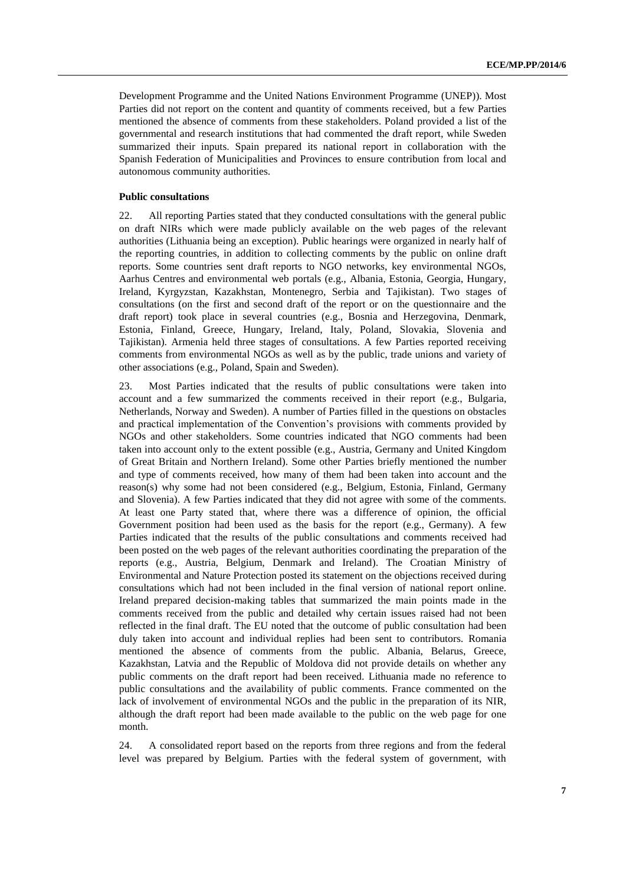Development Programme and the United Nations Environment Programme (UNEP)). Most Parties did not report on the content and quantity of comments received, but a few Parties mentioned the absence of comments from these stakeholders. Poland provided a list of the governmental and research institutions that had commented the draft report, while Sweden summarized their inputs. Spain prepared its national report in collaboration with the Spanish Federation of Municipalities and Provinces to ensure contribution from local and autonomous community authorities.

**Public consultations**

22. All reporting Parties stated that they conducted consultations with the general public on draft NIRs which were made publicly available on the web pages of the relevant authorities (Lithuania being an exception). Public hearings were organized in nearly half of the reporting countries, in addition to collecting comments by the public on online draft reports. Some countries sent draft reports to NGO networks, key environmental NGOs, Aarhus Centres and environmental web portals (e.g., Albania, Estonia, Georgia, Hungary, Ireland, Kyrgyzstan, Kazakhstan, Montenegro, Serbia and Tajikistan). Two stages of consultations (on the first and second draft of the report or on the questionnaire and the draft report) took place in several countries (e.g., Bosnia and Herzegovina, Denmark, Estonia, Finland, Greece, Hungary, Ireland, Italy, Poland, Slovakia, Slovenia and Tajikistan). Armenia held three stages of consultations. A few Parties reported receiving comments from environmental NGOs as well as by the public, trade unions and variety of other associations (e.g., Poland, Spain and Sweden).

23. Most Parties indicated that the results of public consultations were taken into account and a few summarized the comments received in their report (e.g., Bulgaria, Netherlands, Norway and Sweden). A number of Parties filled in the questions on obstacles and practical implementation of the Convention's provisions with comments provided by NGOs and other stakeholders. Some countries indicated that NGO comments had been taken into account only to the extent possible (e.g., Austria, Germany and United Kingdom of Great Britain and Northern Ireland). Some other Parties briefly mentioned the number and type of comments received, how many of them had been taken into account and the reason(s) why some had not been considered (e.g., Belgium, Estonia, Finland, Germany and Slovenia). A few Parties indicated that they did not agree with some of the comments. At least one Party stated that, where there was a difference of opinion, the official Government position had been used as the basis for the report (e.g., Germany). A few Parties indicated that the results of the public consultations and comments received had been posted on the web pages of the relevant authorities coordinating the preparation of the reports (e.g., Austria, Belgium, Denmark and Ireland). The Croatian Ministry of Environmental and Nature Protection posted its statement on the objections received during consultations which had not been included in the final version of national report online. Ireland prepared decision-making tables that summarized the main points made in the comments received from the public and detailed why certain issues raised had not been reflected in the final draft. The EU noted that the outcome of public consultation had been duly taken into account and individual replies had been sent to contributors. Romania mentioned the absence of comments from the public. Albania, Belarus, Greece, Kazakhstan, Latvia and the Republic of Moldova did not provide details on whether any public comments on the draft report had been received. Lithuania made no reference to public consultations and the availability of public comments. France commented on the lack of involvement of environmental NGOs and the public in the preparation of its NIR, although the draft report had been made available to the public on the web page for one month.

24. A consolidated report based on the reports from three regions and from the federal level was prepared by Belgium. Parties with the federal system of government, with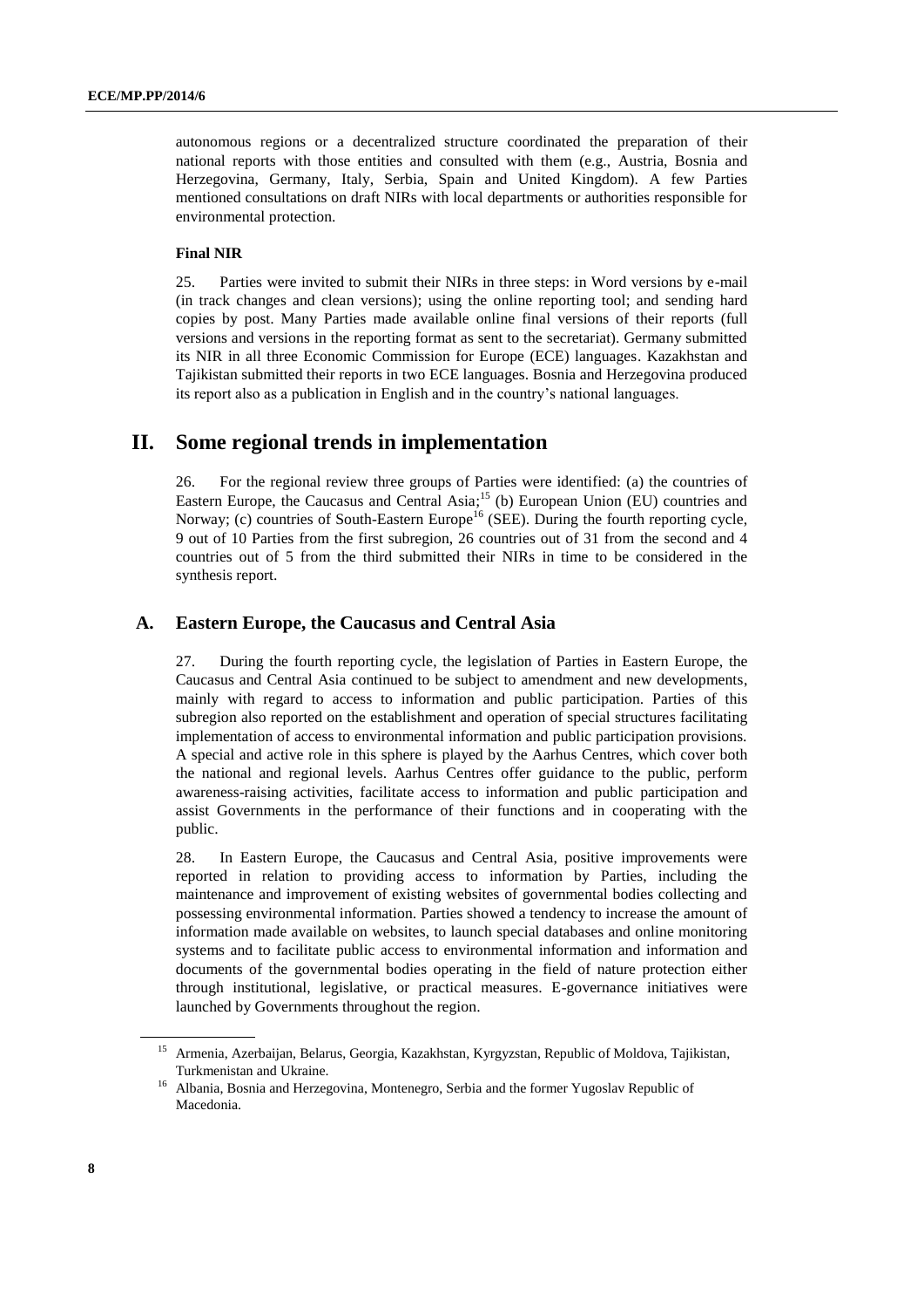autonomous regions or a decentralized structure coordinated the preparation of their national reports with those entities and consulted with them (e.g., Austria, Bosnia and Herzegovina, Germany, Italy, Serbia, Spain and United Kingdom). A few Parties mentioned consultations on draft NIRs with local departments or authorities responsible for environmental protection.

**Final NIR**

25. Parties were invited to submit their NIRs in three steps: in Word versions by e-mail (in track changes and clean versions); using the online reporting tool; and sending hard copies by post. Many Parties made available online final versions of their reports (full versions and versions in the reporting format as sent to the secretariat). Germany submitted its NIR in all three Economic Commission for Europe (ECE) languages. Kazakhstan and Tajikistan submitted their reports in two ECE languages. Bosnia and Herzegovina produced its report also as a publication in English and in the country's national languages.

# II. Some regional trends in implementation

26. For the regional review three groups of Parties were identified: (a) the countries of Eastern Europe, the Caucasus and Central Asia;[15] (b) European Union (EU) countries and Norway; (c) countries of South-Eastern Europe[16] (SEE). During the fourth reporting cycle, 9 out of 10 Parties from the first subregion, 26 countries out of 31 from the second and 4 countries out of 5 from the third submitted their NIRs in time to be considered in the synthesis report.

## A. Eastern Europe, the Caucasus and Central Asia

27. During the fourth reporting cycle, the legislation of Parties in Eastern Europe, the Caucasus and Central Asia continued to be subject to amendment and new developments, mainly with regard to access to information and public participation. Parties of this subregion also reported on the establishment and operation of special structures facilitating implementation of access to environmental information and public participation provisions. A special and active role in this sphere is played by the Aarhus Centres, which cover both the national and regional levels. Aarhus Centres offer guidance to the public, perform awareness-raising activities, facilitate access to information and public participation and assist Governments in the performance of their functions and in cooperating with the public.

28. In Eastern Europe, the Caucasus and Central Asia, positive improvements were reported in relation to providing access to information by Parties, including the maintenance and improvement of existing websites of governmental bodies collecting and possessing environmental information. Parties showed a tendency to increase the amount of information made available on websites, to launch special databases and online monitoring systems and to facilitate public access to environmental information and information and documents of the governmental bodies operating in the field of nature protection either through institutional, legislative, or practical measures. E-governance initiatives were launched by Governments throughout the region.

[15] Armenia, Azerbaijan, Belarus, Georgia, Kazakhstan, Kyrgyzstan, Republic of Moldova, Tajikistan, Turkmenistan and Ukraine.

[16] Albania, Bosnia and Herzegovina, Montenegro, Serbia and the former Yugoslav Republic of Macedonia.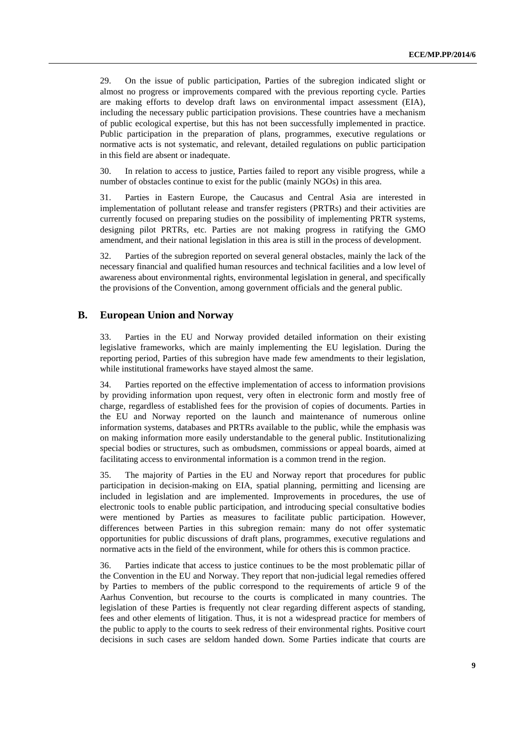29. On the issue of public participation, Parties of the subregion indicated slight or almost no progress or improvements compared with the previous reporting cycle. Parties are making efforts to develop draft laws on environmental impact assessment (EIA), including the necessary public participation provisions. These countries have a mechanism of public ecological expertise, but this has not been successfully implemented in practice. Public participation in the preparation of plans, programmes, executive regulations or normative acts is not systematic, and relevant, detailed regulations on public participation in this field are absent or inadequate.

30. In relation to access to justice, Parties failed to report any visible progress, while a number of obstacles continue to exist for the public (mainly NGOs) in this area.

31. Parties in Eastern Europe, the Caucasus and Central Asia are interested in implementation of pollutant release and transfer registers (PRTRs) and their activities are currently focused on preparing studies on the possibility of implementing PRTR systems, designing pilot PRTRs, etc. Parties are not making progress in ratifying the GMO amendment, and their national legislation in this area is still in the process of development.

32. Parties of the subregion reported on several general obstacles, mainly the lack of the necessary financial and qualified human resources and technical facilities and a low level of awareness about environmental rights, environmental legislation in general, and specifically the provisions of the Convention, among government officials and the general public.

## B. European Union and Norway

33. Parties in the EU and Norway provided detailed information on their existing legislative frameworks, which are mainly implementing the EU legislation. During the reporting period, Parties of this subregion have made few amendments to their legislation, while institutional frameworks have stayed almost the same.

34. Parties reported on the effective implementation of access to information provisions by providing information upon request, very often in electronic form and mostly free of charge, regardless of established fees for the provision of copies of documents. Parties in the EU and Norway reported on the launch and maintenance of numerous online information systems, databases and PRTRs available to the public, while the emphasis was on making information more easily understandable to the general public. Institutionalizing special bodies or structures, such as ombudsmen, commissions or appeal boards, aimed at facilitating access to environmental information is a common trend in the region.

35. The majority of Parties in the EU and Norway report that procedures for public participation in decision-making on EIA, spatial planning, permitting and licensing are included in legislation and are implemented. Improvements in procedures, the use of electronic tools to enable public participation, and introducing special consultative bodies were mentioned by Parties as measures to facilitate public participation. However, differences between Parties in this subregion remain: many do not offer systematic opportunities for public discussions of draft plans, programmes, executive regulations and normative acts in the field of the environment, while for others this is common practice.

36. Parties indicate that access to justice continues to be the most problematic pillar of the Convention in the EU and Norway. They report that non-judicial legal remedies offered by Parties to members of the public correspond to the requirements of article 9 of the Aarhus Convention, but recourse to the courts is complicated in many countries. The legislation of these Parties is frequently not clear regarding different aspects of standing, fees and other elements of litigation. Thus, it is not a widespread practice for members of the public to apply to the courts to seek redress of their environmental rights. Positive court decisions in such cases are seldom handed down. Some Parties indicate that courts are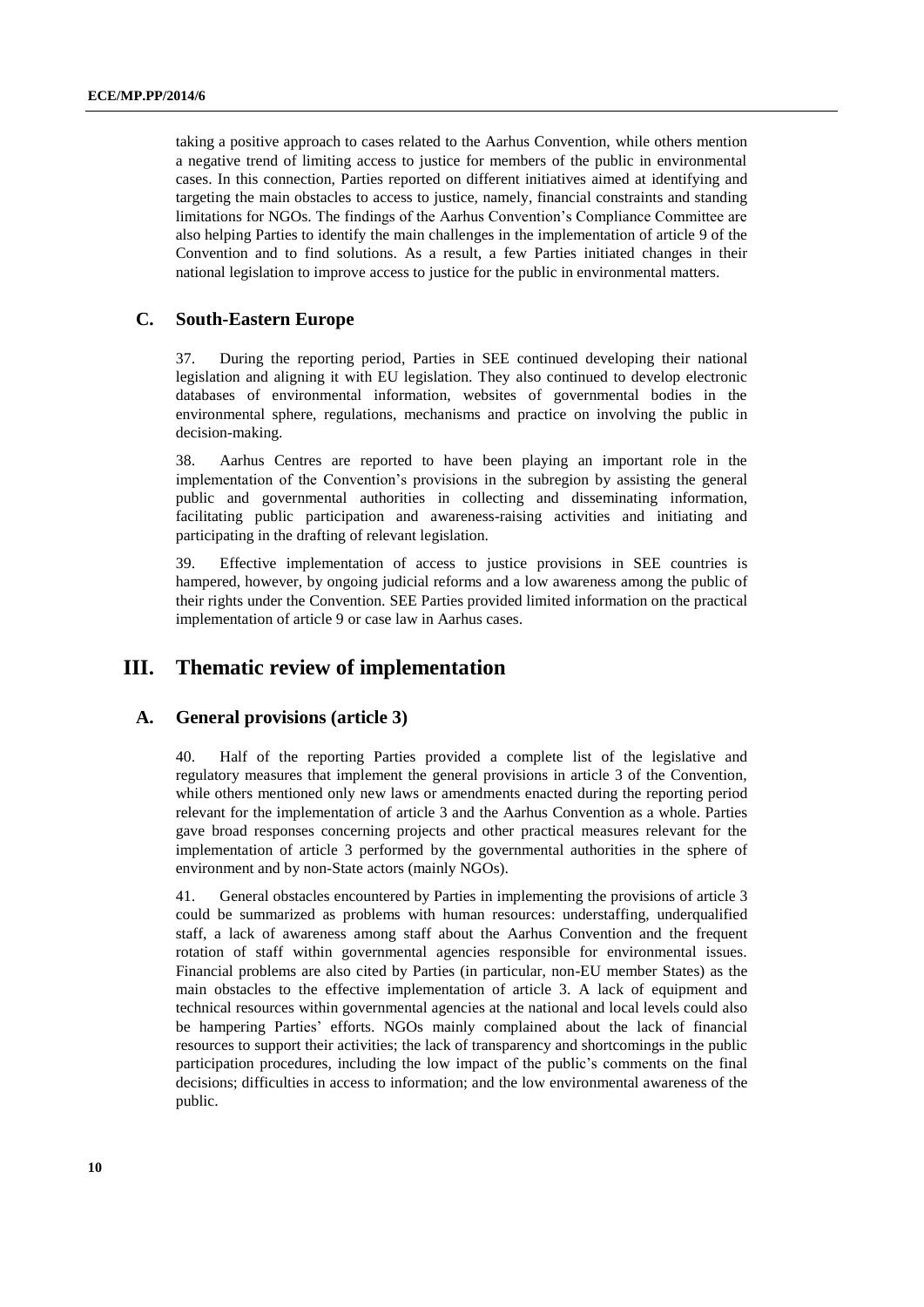taking a positive approach to cases related to the Aarhus Convention, while others mention a negative trend of limiting access to justice for members of the public in environmental cases. In this connection, Parties reported on different initiatives aimed at identifying and targeting the main obstacles to access to justice, namely, financial constraints and standing limitations for NGOs. The findings of the Aarhus Convention's Compliance Committee are also helping Parties to identify the main challenges in the implementation of article 9 of the Convention and to find solutions. As a result, a few Parties initiated changes in their national legislation to improve access to justice for the public in environmental matters.

### C. South-Eastern Europe

37. During the reporting period, Parties in SEE continued developing their national legislation and aligning it with EU legislation. They also continued to develop electronic databases of environmental information, websites of governmental bodies in the environmental sphere, regulations, mechanisms and practice on involving the public in decision-making.

38. Aarhus Centres are reported to have been playing an important role in the implementation of the Convention's provisions in the subregion by assisting the general public and governmental authorities in collecting and disseminating information, facilitating public participation and awareness-raising activities and initiating and participating in the drafting of relevant legislation.

39. Effective implementation of access to justice provisions in SEE countries is hampered, however, by ongoing judicial reforms and a low awareness among the public of their rights under the Convention. SEE Parties provided limited information on the practical implementation of article 9 or case law in Aarhus cases.

## III. Thematic review of implementation

### A. General provisions (article 3)

40. Half of the reporting Parties provided a complete list of the legislative and regulatory measures that implement the general provisions in article 3 of the Convention, while others mentioned only new laws or amendments enacted during the reporting period relevant for the implementation of article 3 and the Aarhus Convention as a whole. Parties gave broad responses concerning projects and other practical measures relevant for the implementation of article 3 performed by the governmental authorities in the sphere of environment and by non-State actors (mainly NGOs).

41. General obstacles encountered by Parties in implementing the provisions of article 3 could be summarized as problems with human resources: understaffing, underqualified staff, a lack of awareness among staff about the Aarhus Convention and the frequent rotation of staff within governmental agencies responsible for environmental issues. Financial problems are also cited by Parties (in particular, non-EU member States) as the main obstacles to the effective implementation of article 3. A lack of equipment and technical resources within governmental agencies at the national and local levels could also be hampering Parties' efforts. NGOs mainly complained about the lack of financial resources to support their activities; the lack of transparency and shortcomings in the public participation procedures, including the low impact of the public's comments on the final decisions; difficulties in access to information; and the low environmental awareness of the public.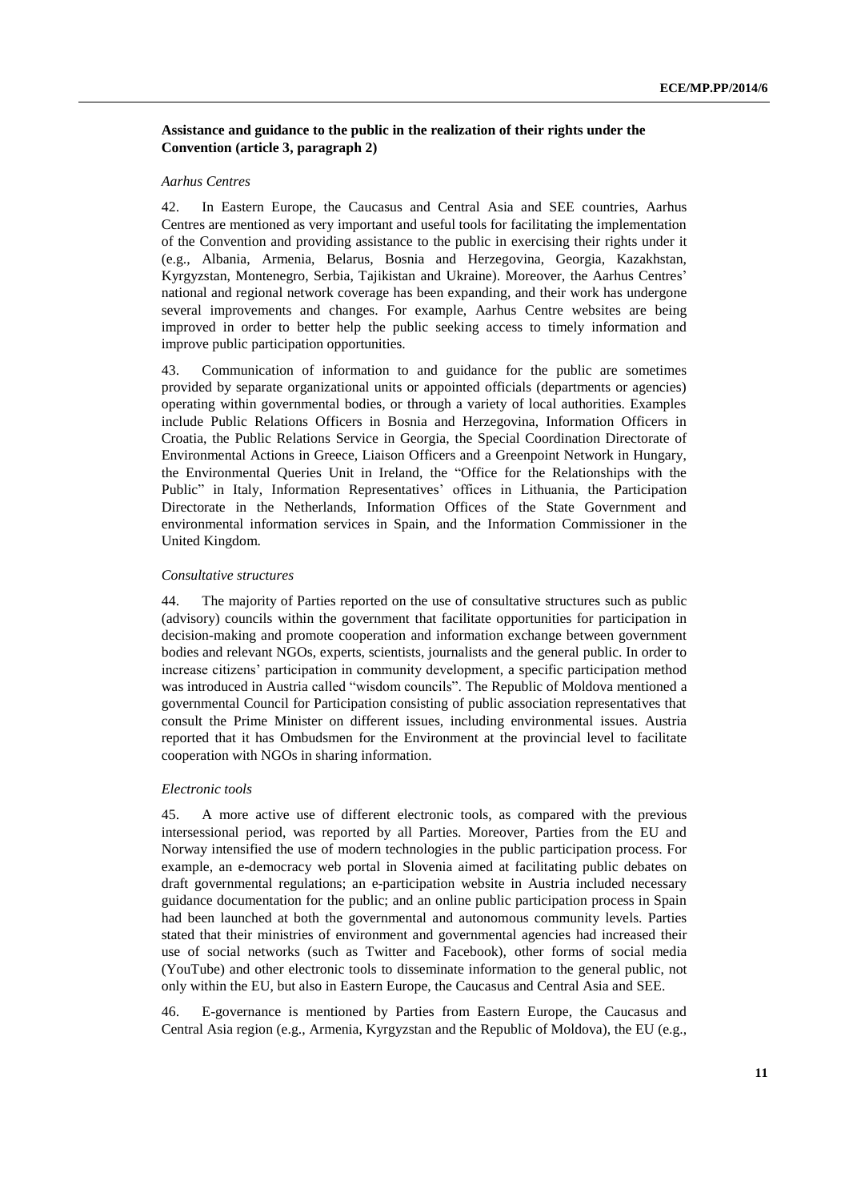**Assistance and guidance to the public in the realization of their rights under the Convention (article 3, paragraph 2)**

*Aarhus Centres*

42. In Eastern Europe, the Caucasus and Central Asia and SEE countries, Aarhus Centres are mentioned as very important and useful tools for facilitating the implementation of the Convention and providing assistance to the public in exercising their rights under it (e.g., Albania, Armenia, Belarus, Bosnia and Herzegovina, Georgia, Kazakhstan, Kyrgyzstan, Montenegro, Serbia, Tajikistan and Ukraine). Moreover, the Aarhus Centres' national and regional network coverage has been expanding, and their work has undergone several improvements and changes. For example, Aarhus Centre websites are being improved in order to better help the public seeking access to timely information and improve public participation opportunities.

43. Communication of information to and guidance for the public are sometimes provided by separate organizational units or appointed officials (departments or agencies) operating within governmental bodies, or through a variety of local authorities. Examples include Public Relations Officers in Bosnia and Herzegovina, Information Officers in Croatia, the Public Relations Service in Georgia, the Special Coordination Directorate of Environmental Actions in Greece, Liaison Officers and a Greenpoint Network in Hungary, the Environmental Queries Unit in Ireland, the "Office for the Relationships with the Public" in Italy, Information Representatives' offices in Lithuania, the Participation Directorate in the Netherlands, Information Offices of the State Government and environmental information services in Spain, and the Information Commissioner in the United Kingdom.

*Consultative structures*

44. The majority of Parties reported on the use of consultative structures such as public (advisory) councils within the government that facilitate opportunities for participation in decision-making and promote cooperation and information exchange between government bodies and relevant NGOs, experts, scientists, journalists and the general public. In order to increase citizens' participation in community development, a specific participation method was introduced in Austria called "wisdom councils". The Republic of Moldova mentioned a governmental Council for Participation consisting of public association representatives that consult the Prime Minister on different issues, including environmental issues. Austria reported that it has Ombudsmen for the Environment at the provincial level to facilitate cooperation with NGOs in sharing information.

*Electronic tools*

45. A more active use of different electronic tools, as compared with the previous intersessional period, was reported by all Parties. Moreover, Parties from the EU and Norway intensified the use of modern technologies in the public participation process. For example, an e-democracy web portal in Slovenia aimed at facilitating public debates on draft governmental regulations; an e-participation website in Austria included necessary guidance documentation for the public; and an online public participation process in Spain had been launched at both the governmental and autonomous community levels. Parties stated that their ministries of environment and governmental agencies had increased their use of social networks (such as Twitter and Facebook), other forms of social media (YouTube) and other electronic tools to disseminate information to the general public, not only within the EU, but also in Eastern Europe, the Caucasus and Central Asia and SEE.

46. E-governance is mentioned by Parties from Eastern Europe, the Caucasus and Central Asia region (e.g., Armenia, Kyrgyzstan and the Republic of Moldova), the EU (e.g.,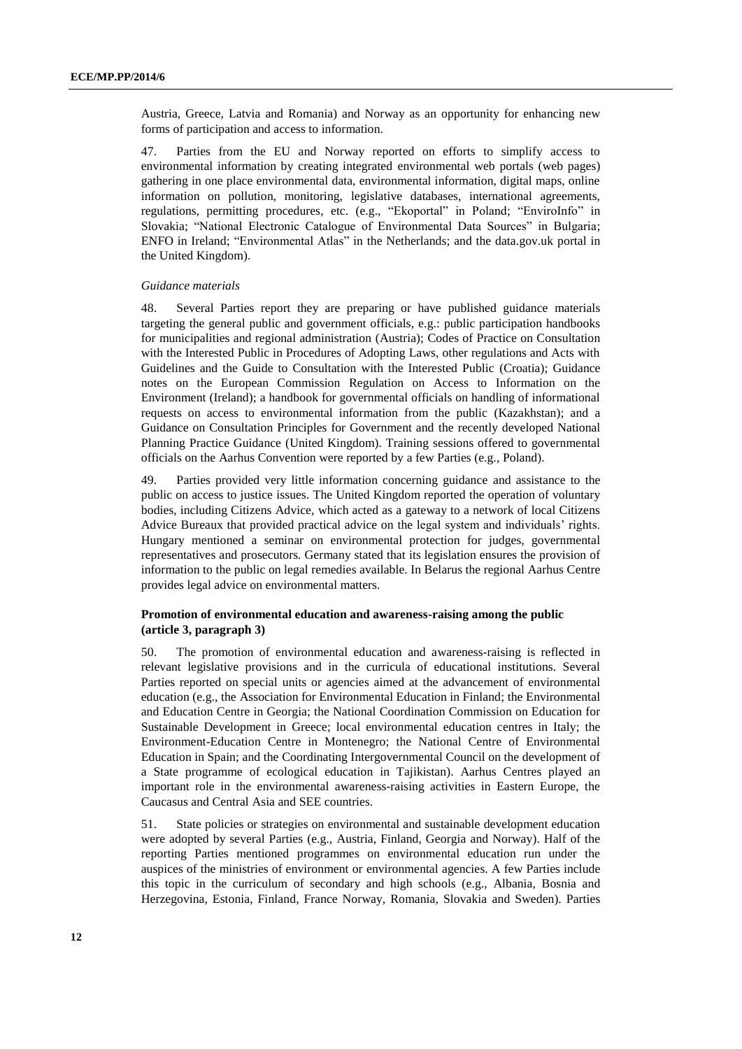Austria, Greece, Latvia and Romania) and Norway as an opportunity for enhancing new forms of participation and access to information.

47. Parties from the EU and Norway reported on efforts to simplify access to environmental information by creating integrated environmental web portals (web pages) gathering in one place environmental data, environmental information, digital maps, online information on pollution, monitoring, legislative databases, international agreements, regulations, permitting procedures, etc. (e.g., "Ekoportal" in Poland; "EnviroInfo" in Slovakia; "National Electronic Catalogue of Environmental Data Sources" in Bulgaria; ENFO in Ireland; "Environmental Atlas" in the Netherlands; and the data.gov.uk portal in the United Kingdom).

*Guidance materials*

48. Several Parties report they are preparing or have published guidance materials targeting the general public and government officials, e.g.: public participation handbooks for municipalities and regional administration (Austria); Codes of Practice on Consultation with the Interested Public in Procedures of Adopting Laws, other regulations and Acts with Guidelines and the Guide to Consultation with the Interested Public (Croatia); Guidance notes on the European Commission Regulation on Access to Information on the Environment (Ireland); a handbook for governmental officials on handling of informational requests on access to environmental information from the public (Kazakhstan); and a Guidance on Consultation Principles for Government and the recently developed National Planning Practice Guidance (United Kingdom). Training sessions offered to governmental officials on the Aarhus Convention were reported by a few Parties (e.g., Poland).

49. Parties provided very little information concerning guidance and assistance to the public on access to justice issues. The United Kingdom reported the operation of voluntary bodies, including Citizens Advice, which acted as a gateway to a network of local Citizens Advice Bureaux that provided practical advice on the legal system and individuals' rights. Hungary mentioned a seminar on environmental protection for judges, governmental representatives and prosecutors. Germany stated that its legislation ensures the provision of information to the public on legal remedies available. In Belarus the regional Aarhus Centre provides legal advice on environmental matters.

### Promotion of environmental education and awareness-raising among the public (article 3, paragraph 3)

50. The promotion of environmental education and awareness-raising is reflected in relevant legislative provisions and in the curricula of educational institutions. Several Parties reported on special units or agencies aimed at the advancement of environmental education (e.g., the Association for Environmental Education in Finland; the Environmental and Education Centre in Georgia; the National Coordination Commission on Education for Sustainable Development in Greece; local environmental education centres in Italy; the Environment-Education Centre in Montenegro; the National Centre of Environmental Education in Spain; and the Coordinating Intergovernmental Council on the development of a State programme of ecological education in Tajikistan). Aarhus Centres played an important role in the environmental awareness-raising activities in Eastern Europe, the Caucasus and Central Asia and SEE countries.

51. State policies or strategies on environmental and sustainable development education were adopted by several Parties (e.g., Austria, Finland, Georgia and Norway). Half of the reporting Parties mentioned programmes on environmental education run under the auspices of the ministries of environment or environmental agencies. A few Parties include this topic in the curriculum of secondary and high schools (e.g., Albania, Bosnia and Herzegovina, Estonia, Finland, France Norway, Romania, Slovakia and Sweden). Parties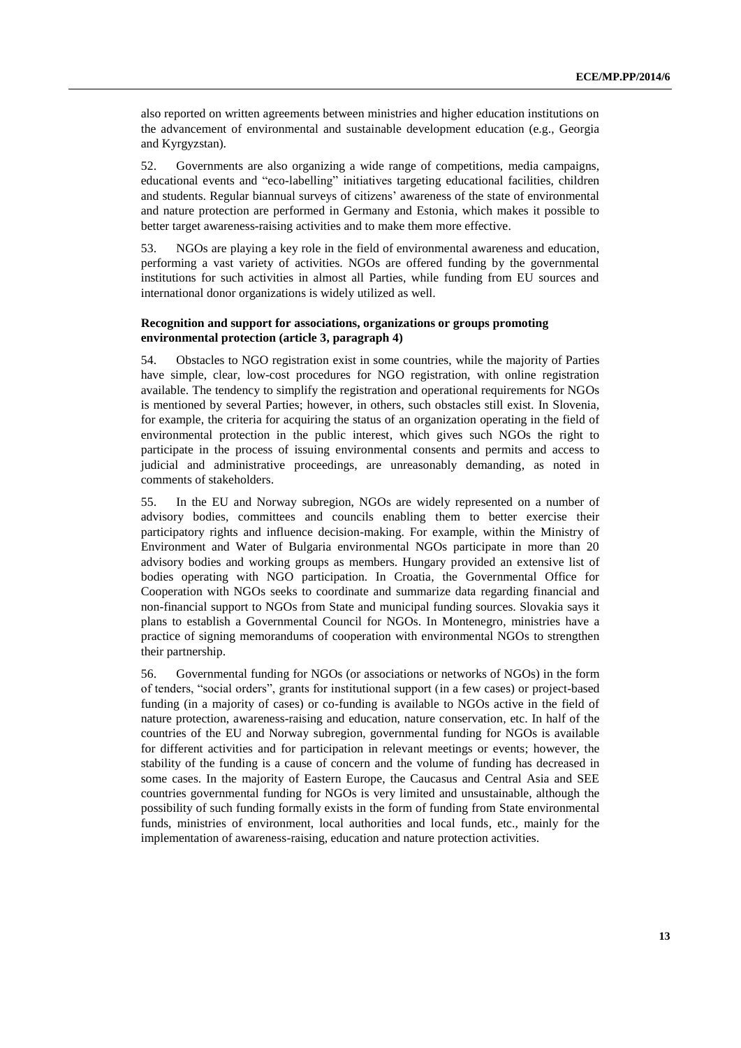also reported on written agreements between ministries and higher education institutions on the advancement of environmental and sustainable development education (e.g., Georgia and Kyrgyzstan).

52. Governments are also organizing a wide range of competitions, media campaigns, educational events and "eco-labelling" initiatives targeting educational facilities, children and students. Regular biannual surveys of citizens' awareness of the state of environmental and nature protection are performed in Germany and Estonia, which makes it possible to better target awareness-raising activities and to make them more effective.

53. NGOs are playing a key role in the field of environmental awareness and education, performing a vast variety of activities. NGOs are offered funding by the governmental institutions for such activities in almost all Parties, while funding from EU sources and international donor organizations is widely utilized as well.

### Recognition and support for associations, organizations or groups promoting environmental protection (article 3, paragraph 4)

54. Obstacles to NGO registration exist in some countries, while the majority of Parties have simple, clear, low-cost procedures for NGO registration, with online registration available. The tendency to simplify the registration and operational requirements for NGOs is mentioned by several Parties; however, in others, such obstacles still exist. In Slovenia, for example, the criteria for acquiring the status of an organization operating in the field of environmental protection in the public interest, which gives such NGOs the right to participate in the process of issuing environmental consents and permits and access to judicial and administrative proceedings, are unreasonably demanding, as noted in comments of stakeholders.

55. In the EU and Norway subregion, NGOs are widely represented on a number of advisory bodies, committees and councils enabling them to better exercise their participatory rights and influence decision-making. For example, within the Ministry of Environment and Water of Bulgaria environmental NGOs participate in more than 20 advisory bodies and working groups as members. Hungary provided an extensive list of bodies operating with NGO participation. In Croatia, the Governmental Office for Cooperation with NGOs seeks to coordinate and summarize data regarding financial and non-financial support to NGOs from State and municipal funding sources. Slovakia says it plans to establish a Governmental Council for NGOs. In Montenegro, ministries have a practice of signing memorandums of cooperation with environmental NGOs to strengthen their partnership.

56. Governmental funding for NGOs (or associations or networks of NGOs) in the form of tenders, "social orders", grants for institutional support (in a few cases) or project-based funding (in a majority of cases) or co-funding is available to NGOs active in the field of nature protection, awareness-raising and education, nature conservation, etc. In half of the countries of the EU and Norway subregion, governmental funding for NGOs is available for different activities and for participation in relevant meetings or events; however, the stability of the funding is a cause of concern and the volume of funding has decreased in some cases. In the majority of Eastern Europe, the Caucasus and Central Asia and SEE countries governmental funding for NGOs is very limited and unsustainable, although the possibility of such funding formally exists in the form of funding from State environmental funds, ministries of environment, local authorities and local funds, etc., mainly for the implementation of awareness-raising, education and nature protection activities.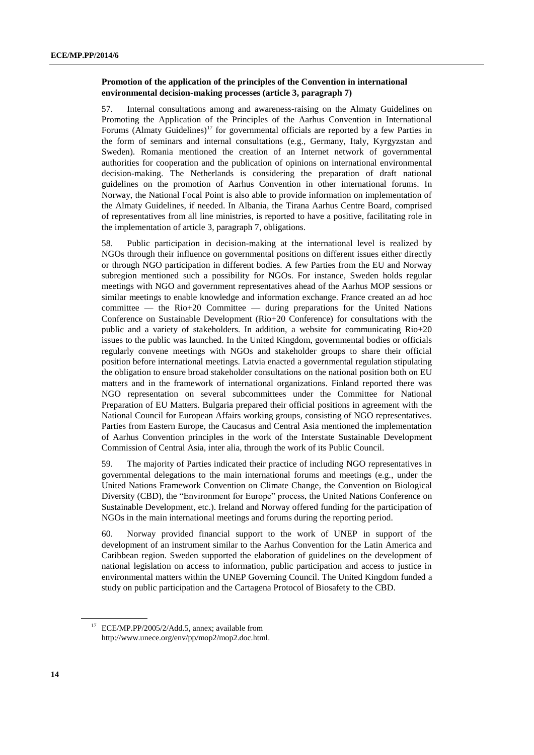**Promotion of the application of the principles of the Convention in international environmental decision-making processes (article 3, paragraph 7)**

57. Internal consultations among and awareness-raising on the Almaty Guidelines on Promoting the Application of the Principles of the Aarhus Convention in International Forums (Almaty Guidelines)[17] for governmental officials are reported by a few Parties in the form of seminars and internal consultations (e.g., Germany, Italy, Kyrgyzstan and Sweden). Romania mentioned the creation of an Internet network of governmental authorities for cooperation and the publication of opinions on international environmental decision-making. The Netherlands is considering the preparation of draft national guidelines on the promotion of Aarhus Convention in other international forums. In Norway, the National Focal Point is also able to provide information on implementation of the Almaty Guidelines, if needed. In Albania, the Tirana Aarhus Centre Board, comprised of representatives from all line ministries, is reported to have a positive, facilitating role in the implementation of article 3, paragraph 7, obligations.

58. Public participation in decision-making at the international level is realized by NGOs through their influence on governmental positions on different issues either directly or through NGO participation in different bodies. A few Parties from the EU and Norway subregion mentioned such a possibility for NGOs. For instance, Sweden holds regular meetings with NGO and government representatives ahead of the Aarhus MOP sessions or similar meetings to enable knowledge and information exchange. France created an ad hoc committee — the Rio+20 Committee — during preparations for the United Nations Conference on Sustainable Development (Rio+20 Conference) for consultations with the public and a variety of stakeholders. In addition, a website for communicating Rio+20 issues to the public was launched. In the United Kingdom, governmental bodies or officials regularly convene meetings with NGOs and stakeholder groups to share their official position before international meetings. Latvia enacted a governmental regulation stipulating the obligation to ensure broad stakeholder consultations on the national position both on EU matters and in the framework of international organizations. Finland reported there was NGO representation on several subcommittees under the Committee for National Preparation of EU Matters. Bulgaria prepared their official positions in agreement with the National Council for European Affairs working groups, consisting of NGO representatives. Parties from Eastern Europe, the Caucasus and Central Asia mentioned the implementation of Aarhus Convention principles in the work of the Interstate Sustainable Development Commission of Central Asia, inter alia, through the work of its Public Council.

59. The majority of Parties indicated their practice of including NGO representatives in governmental delegations to the main international forums and meetings (e.g., under the United Nations Framework Convention on Climate Change, the Convention on Biological Diversity (CBD), the "Environment for Europe" process, the United Nations Conference on Sustainable Development, etc.). Ireland and Norway offered funding for the participation of NGOs in the main international meetings and forums during the reporting period.

60. Norway provided financial support to the work of UNEP in support of the development of an instrument similar to the Aarhus Convention for the Latin America and Caribbean region. Sweden supported the elaboration of guidelines on the development of national legislation on access to information, public participation and access to justice in environmental matters within the UNEP Governing Council. The United Kingdom funded a study on public participation and the Cartagena Protocol of Biosafety to the CBD.

[17] ECE/MP.PP/2005/2/Add.5, annex; available from http://www.unece.org/env/pp/mop2/mop2.doc.html.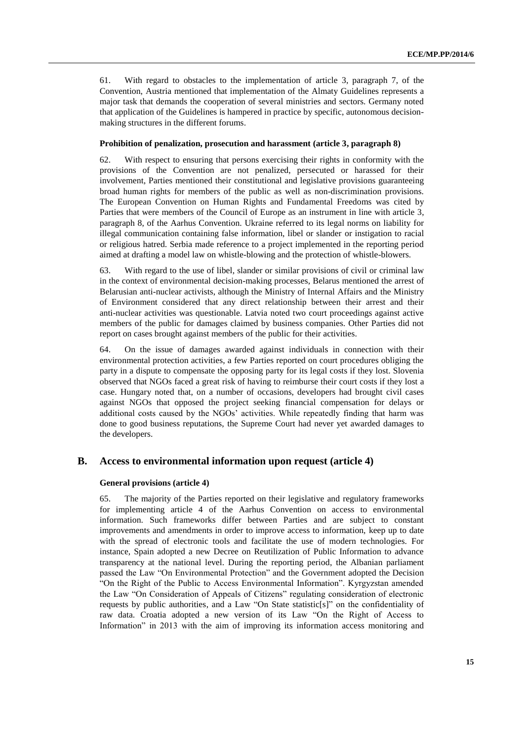61. With regard to obstacles to the implementation of article 3, paragraph 7, of the Convention, Austria mentioned that implementation of the Almaty Guidelines represents a major task that demands the cooperation of several ministries and sectors. Germany noted that application of the Guidelines is hampered in practice by specific, autonomous decision-making structures in the different forums.

#### Prohibition of penalization, prosecution and harassment (article 3, paragraph 8)

62. With respect to ensuring that persons exercising their rights in conformity with the provisions of the Convention are not penalized, persecuted or harassed for their involvement, Parties mentioned their constitutional and legislative provisions guaranteeing broad human rights for members of the public as well as non-discrimination provisions. The European Convention on Human Rights and Fundamental Freedoms was cited by Parties that were members of the Council of Europe as an instrument in line with article 3, paragraph 8, of the Aarhus Convention. Ukraine referred to its legal norms on liability for illegal communication containing false information, libel or slander or instigation to racial or religious hatred. Serbia made reference to a project implemented in the reporting period aimed at drafting a model law on whistle-blowing and the protection of whistle-blowers.

63. With regard to the use of libel, slander or similar provisions of civil or criminal law in the context of environmental decision-making processes, Belarus mentioned the arrest of Belarusian anti-nuclear activists, although the Ministry of Internal Affairs and the Ministry of Environment considered that any direct relationship between their arrest and their anti-nuclear activities was questionable. Latvia noted two court proceedings against active members of the public for damages claimed by business companies. Other Parties did not report on cases brought against members of the public for their activities.

64. On the issue of damages awarded against individuals in connection with their environmental protection activities, a few Parties reported on court procedures obliging the party in a dispute to compensate the opposing party for its legal costs if they lost. Slovenia observed that NGOs faced a great risk of having to reimburse their court costs if they lost a case. Hungary noted that, on a number of occasions, developers had brought civil cases against NGOs that opposed the project seeking financial compensation for delays or additional costs caused by the NGOs' activities. While repeatedly finding that harm was done to good business reputations, the Supreme Court had never yet awarded damages to the developers.

## B. Access to environmental information upon request (article 4)

#### General provisions (article 4)

65. The majority of the Parties reported on their legislative and regulatory frameworks for implementing article 4 of the Aarhus Convention on access to environmental information. Such frameworks differ between Parties and are subject to constant improvements and amendments in order to improve access to information, keep up to date with the spread of electronic tools and facilitate the use of modern technologies. For instance, Spain adopted a new Decree on Reutilization of Public Information to advance transparency at the national level. During the reporting period, the Albanian parliament passed the Law "On Environmental Protection" and the Government adopted the Decision "On the Right of the Public to Access Environmental Information". Kyrgyzstan amended the Law "On Consideration of Appeals of Citizens" regulating consideration of electronic requests by public authorities, and a Law "On State statistic[s]" on the confidentiality of raw data. Croatia adopted a new version of its Law "On the Right of Access to Information" in 2013 with the aim of improving its information access monitoring and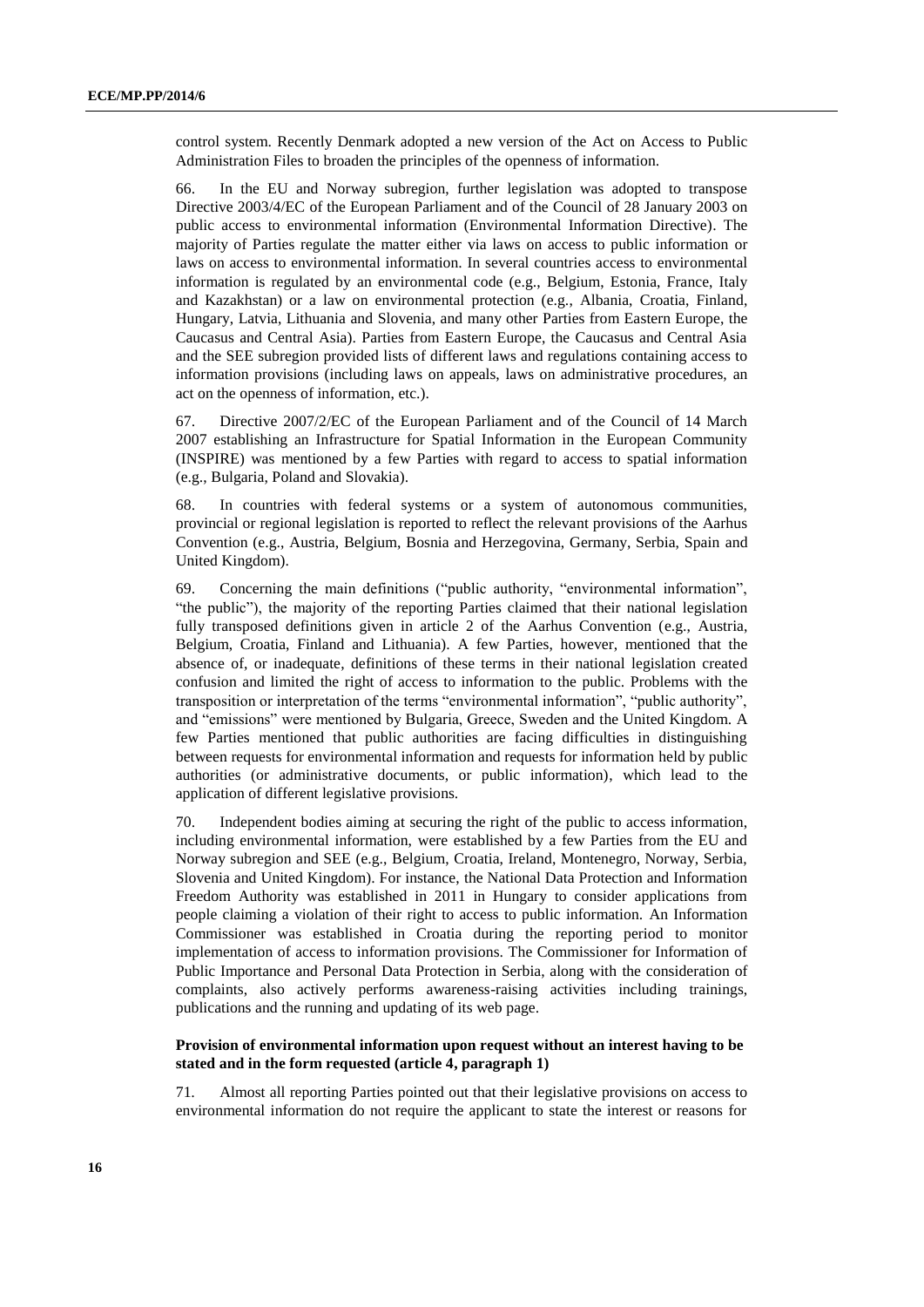control system. Recently Denmark adopted a new version of the Act on Access to Public Administration Files to broaden the principles of the openness of information.

66. In the EU and Norway subregion, further legislation was adopted to transpose Directive 2003/4/EC of the European Parliament and of the Council of 28 January 2003 on public access to environmental information (Environmental Information Directive). The majority of Parties regulate the matter either via laws on access to public information or laws on access to environmental information. In several countries access to environmental information is regulated by an environmental code (e.g., Belgium, Estonia, France, Italy and Kazakhstan) or a law on environmental protection (e.g., Albania, Croatia, Finland, Hungary, Latvia, Lithuania and Slovenia, and many other Parties from Eastern Europe, the Caucasus and Central Asia). Parties from Eastern Europe, the Caucasus and Central Asia and the SEE subregion provided lists of different laws and regulations containing access to information provisions (including laws on appeals, laws on administrative procedures, an act on the openness of information, etc.).

67. Directive 2007/2/EC of the European Parliament and of the Council of 14 March 2007 establishing an Infrastructure for Spatial Information in the European Community (INSPIRE) was mentioned by a few Parties with regard to access to spatial information (e.g., Bulgaria, Poland and Slovakia).

68. In countries with federal systems or a system of autonomous communities, provincial or regional legislation is reported to reflect the relevant provisions of the Aarhus Convention (e.g., Austria, Belgium, Bosnia and Herzegovina, Germany, Serbia, Spain and United Kingdom).

69. Concerning the main definitions ("public authority, "environmental information", "the public"), the majority of the reporting Parties claimed that their national legislation fully transposed definitions given in article 2 of the Aarhus Convention (e.g., Austria, Belgium, Croatia, Finland and Lithuania). A few Parties, however, mentioned that the absence of, or inadequate, definitions of these terms in their national legislation created confusion and limited the right of access to information to the public. Problems with the transposition or interpretation of the terms "environmental information", "public authority", and "emissions" were mentioned by Bulgaria, Greece, Sweden and the United Kingdom. A few Parties mentioned that public authorities are facing difficulties in distinguishing between requests for environmental information and requests for information held by public authorities (or administrative documents, or public information), which lead to the application of different legislative provisions.

70. Independent bodies aiming at securing the right of the public to access information, including environmental information, were established by a few Parties from the EU and Norway subregion and SEE (e.g., Belgium, Croatia, Ireland, Montenegro, Norway, Serbia, Slovenia and United Kingdom). For instance, the National Data Protection and Information Freedom Authority was established in 2011 in Hungary to consider applications from people claiming a violation of their right to access to public information. An Information Commissioner was established in Croatia during the reporting period to monitor implementation of access to information provisions. The Commissioner for Information of Public Importance and Personal Data Protection in Serbia, along with the consideration of complaints, also actively performs awareness-raising activities including trainings, publications and the running and updating of its web page.

### Provision of environmental information upon request without an interest having to be stated and in the form requested (article 4, paragraph 1)

71. Almost all reporting Parties pointed out that their legislative provisions on access to environmental information do not require the applicant to state the interest or reasons for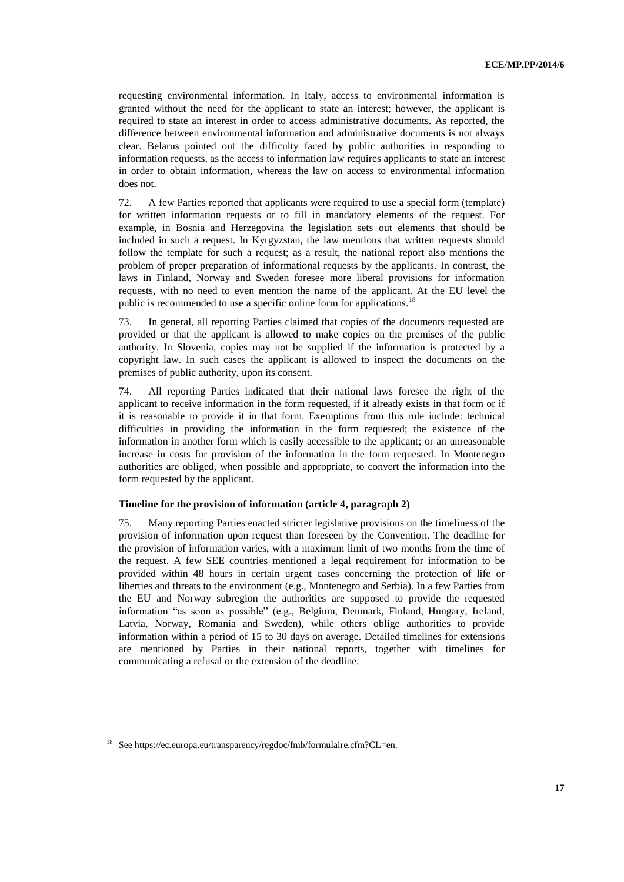requesting environmental information. In Italy, access to environmental information is granted without the need for the applicant to state an interest; however, the applicant is required to state an interest in order to access administrative documents. As reported, the difference between environmental information and administrative documents is not always clear. Belarus pointed out the difficulty faced by public authorities in responding to information requests, as the access to information law requires applicants to state an interest in order to obtain information, whereas the law on access to environmental information does not.

72. A few Parties reported that applicants were required to use a special form (template) for written information requests or to fill in mandatory elements of the request. For example, in Bosnia and Herzegovina the legislation sets out elements that should be included in such a request. In Kyrgyzstan, the law mentions that written requests should follow the template for such a request; as a result, the national report also mentions the problem of proper preparation of informational requests by the applicants. In contrast, the laws in Finland, Norway and Sweden foresee more liberal provisions for information requests, with no need to even mention the name of the applicant. At the EU level the public is recommended to use a specific online form for applications.[18]

73. In general, all reporting Parties claimed that copies of the documents requested are provided or that the applicant is allowed to make copies on the premises of the public authority. In Slovenia, copies may not be supplied if the information is protected by a copyright law. In such cases the applicant is allowed to inspect the documents on the premises of public authority, upon its consent.

74. All reporting Parties indicated that their national laws foresee the right of the applicant to receive information in the form requested, if it already exists in that form or if it is reasonable to provide it in that form. Exemptions from this rule include: technical difficulties in providing the information in the form requested; the existence of the information in another form which is easily accessible to the applicant; or an unreasonable increase in costs for provision of the information in the form requested. In Montenegro authorities are obliged, when possible and appropriate, to convert the information into the form requested by the applicant.

### Timeline for the provision of information (article 4, paragraph 2)

75. Many reporting Parties enacted stricter legislative provisions on the timeliness of the provision of information upon request than foreseen by the Convention. The deadline for the provision of information varies, with a maximum limit of two months from the time of the request. A few SEE countries mentioned a legal requirement for information to be provided within 48 hours in certain urgent cases concerning the protection of life or liberties and threats to the environment (e.g., Montenegro and Serbia). In a few Parties from the EU and Norway subregion the authorities are supposed to provide the requested information "as soon as possible" (e.g., Belgium, Denmark, Finland, Hungary, Ireland, Latvia, Norway, Romania and Sweden), while others oblige authorities to provide information within a period of 15 to 30 days on average. Detailed timelines for extensions are mentioned by Parties in their national reports, together with timelines for communicating a refusal or the extension of the deadline.

---

[18] See https://ec.europa.eu/transparency/regdoc/fmb/formulaire.cfm?CL=en.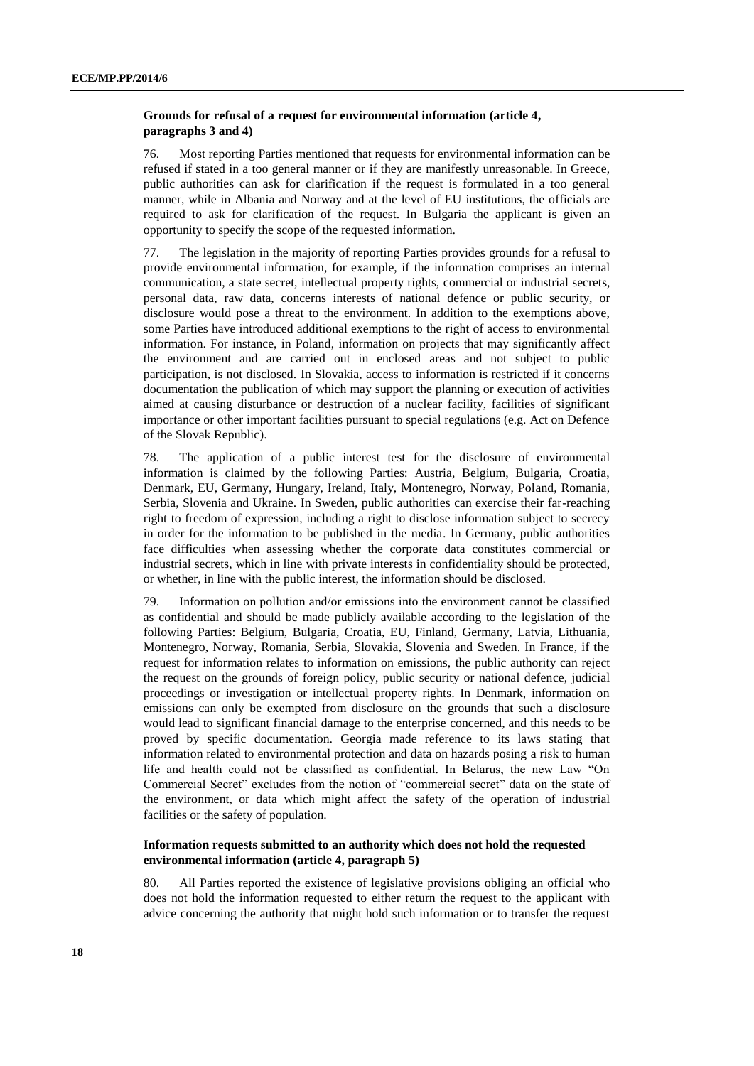### Grounds for refusal of a request for environmental information (article 4, paragraphs 3 and 4)

76. Most reporting Parties mentioned that requests for environmental information can be refused if stated in a too general manner or if they are manifestly unreasonable. In Greece, public authorities can ask for clarification if the request is formulated in a too general manner, while in Albania and Norway and at the level of EU institutions, the officials are required to ask for clarification of the request. In Bulgaria the applicant is given an opportunity to specify the scope of the requested information.

77. The legislation in the majority of reporting Parties provides grounds for a refusal to provide environmental information, for example, if the information comprises an internal communication, a state secret, intellectual property rights, commercial or industrial secrets, personal data, raw data, concerns interests of national defence or public security, or disclosure would pose a threat to the environment. In addition to the exemptions above, some Parties have introduced additional exemptions to the right of access to environmental information. For instance, in Poland, information on projects that may significantly affect the environment and are carried out in enclosed areas and not subject to public participation, is not disclosed. In Slovakia, access to information is restricted if it concerns documentation the publication of which may support the planning or execution of activities aimed at causing disturbance or destruction of a nuclear facility, facilities of significant importance or other important facilities pursuant to special regulations (e.g. Act on Defence of the Slovak Republic).

78. The application of a public interest test for the disclosure of environmental information is claimed by the following Parties: Austria, Belgium, Bulgaria, Croatia, Denmark, EU, Germany, Hungary, Ireland, Italy, Montenegro, Norway, Poland, Romania, Serbia, Slovenia and Ukraine. In Sweden, public authorities can exercise their far-reaching right to freedom of expression, including a right to disclose information subject to secrecy in order for the information to be published in the media. In Germany, public authorities face difficulties when assessing whether the corporate data constitutes commercial or industrial secrets, which in line with private interests in confidentiality should be protected, or whether, in line with the public interest, the information should be disclosed.

79. Information on pollution and/or emissions into the environment cannot be classified as confidential and should be made publicly available according to the legislation of the following Parties: Belgium, Bulgaria, Croatia, EU, Finland, Germany, Latvia, Lithuania, Montenegro, Norway, Romania, Serbia, Slovakia, Slovenia and Sweden. In France, if the request for information relates to information on emissions, the public authority can reject the request on the grounds of foreign policy, public security or national defence, judicial proceedings or investigation or intellectual property rights. In Denmark, information on emissions can only be exempted from disclosure on the grounds that such a disclosure would lead to significant financial damage to the enterprise concerned, and this needs to be proved by specific documentation. Georgia made reference to its laws stating that information related to environmental protection and data on hazards posing a risk to human life and health could not be classified as confidential. In Belarus, the new Law "On Commercial Secret" excludes from the notion of "commercial secret" data on the state of the environment, or data which might affect the safety of the operation of industrial facilities or the safety of population.

### Information requests submitted to an authority which does not hold the requested environmental information (article 4, paragraph 5)

80. All Parties reported the existence of legislative provisions obliging an official who does not hold the information requested to either return the request to the applicant with advice concerning the authority that might hold such information or to transfer the request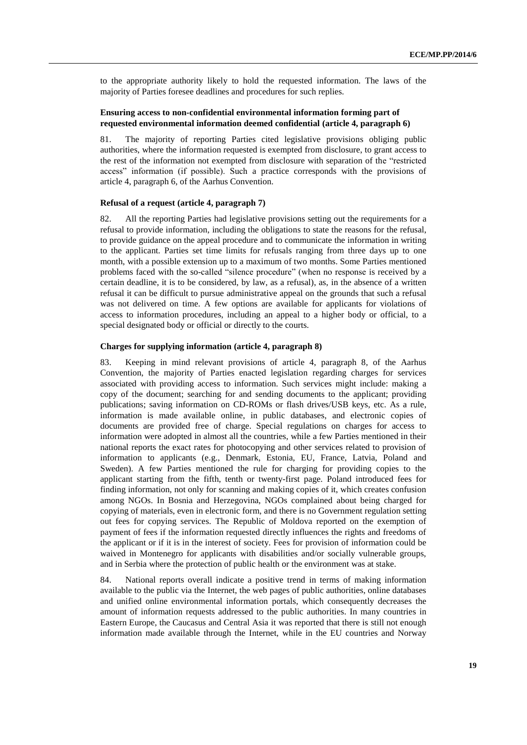to the appropriate authority likely to hold the requested information. The laws of the majority of Parties foresee deadlines and procedures for such replies.

### Ensuring access to non-confidential environmental information forming part of requested environmental information deemed confidential (article 4, paragraph 6)

81. The majority of reporting Parties cited legislative provisions obliging public authorities, where the information requested is exempted from disclosure, to grant access to the rest of the information not exempted from disclosure with separation of the "restricted access" information (if possible). Such a practice corresponds with the provisions of article 4, paragraph 6, of the Aarhus Convention.

### Refusal of a request (article 4, paragraph 7)

82. All the reporting Parties had legislative provisions setting out the requirements for a refusal to provide information, including the obligations to state the reasons for the refusal, to provide guidance on the appeal procedure and to communicate the information in writing to the applicant. Parties set time limits for refusals ranging from three days up to one month, with a possible extension up to a maximum of two months. Some Parties mentioned problems faced with the so-called "silence procedure" (when no response is received by a certain deadline, it is to be considered, by law, as a refusal), as, in the absence of a written refusal it can be difficult to pursue administrative appeal on the grounds that such a refusal was not delivered on time. A few options are available for applicants for violations of access to information procedures, including an appeal to a higher body or official, to a special designated body or official or directly to the courts.

### Charges for supplying information (article 4, paragraph 8)

83. Keeping in mind relevant provisions of article 4, paragraph 8, of the Aarhus Convention, the majority of Parties enacted legislation regarding charges for services associated with providing access to information. Such services might include: making a copy of the document; searching for and sending documents to the applicant; providing publications; saving information on CD-ROMs or flash drives/USB keys, etc. As a rule, information is made available online, in public databases, and electronic copies of documents are provided free of charge. Special regulations on charges for access to information were adopted in almost all the countries, while a few Parties mentioned in their national reports the exact rates for photocopying and other services related to provision of information to applicants (e.g., Denmark, Estonia, EU, France, Latvia, Poland and Sweden). A few Parties mentioned the rule for charging for providing copies to the applicant starting from the fifth, tenth or twenty-first page. Poland introduced fees for finding information, not only for scanning and making copies of it, which creates confusion among NGOs. In Bosnia and Herzegovina, NGOs complained about being charged for copying of materials, even in electronic form, and there is no Government regulation setting out fees for copying services. The Republic of Moldova reported on the exemption of payment of fees if the information requested directly influences the rights and freedoms of the applicant or if it is in the interest of society. Fees for provision of information could be waived in Montenegro for applicants with disabilities and/or socially vulnerable groups, and in Serbia where the protection of public health or the environment was at stake.

84. National reports overall indicate a positive trend in terms of making information available to the public via the Internet, the web pages of public authorities, online databases and unified online environmental information portals, which consequently decreases the amount of information requests addressed to the public authorities. In many countries in Eastern Europe, the Caucasus and Central Asia it was reported that there is still not enough information made available through the Internet, while in the EU countries and Norway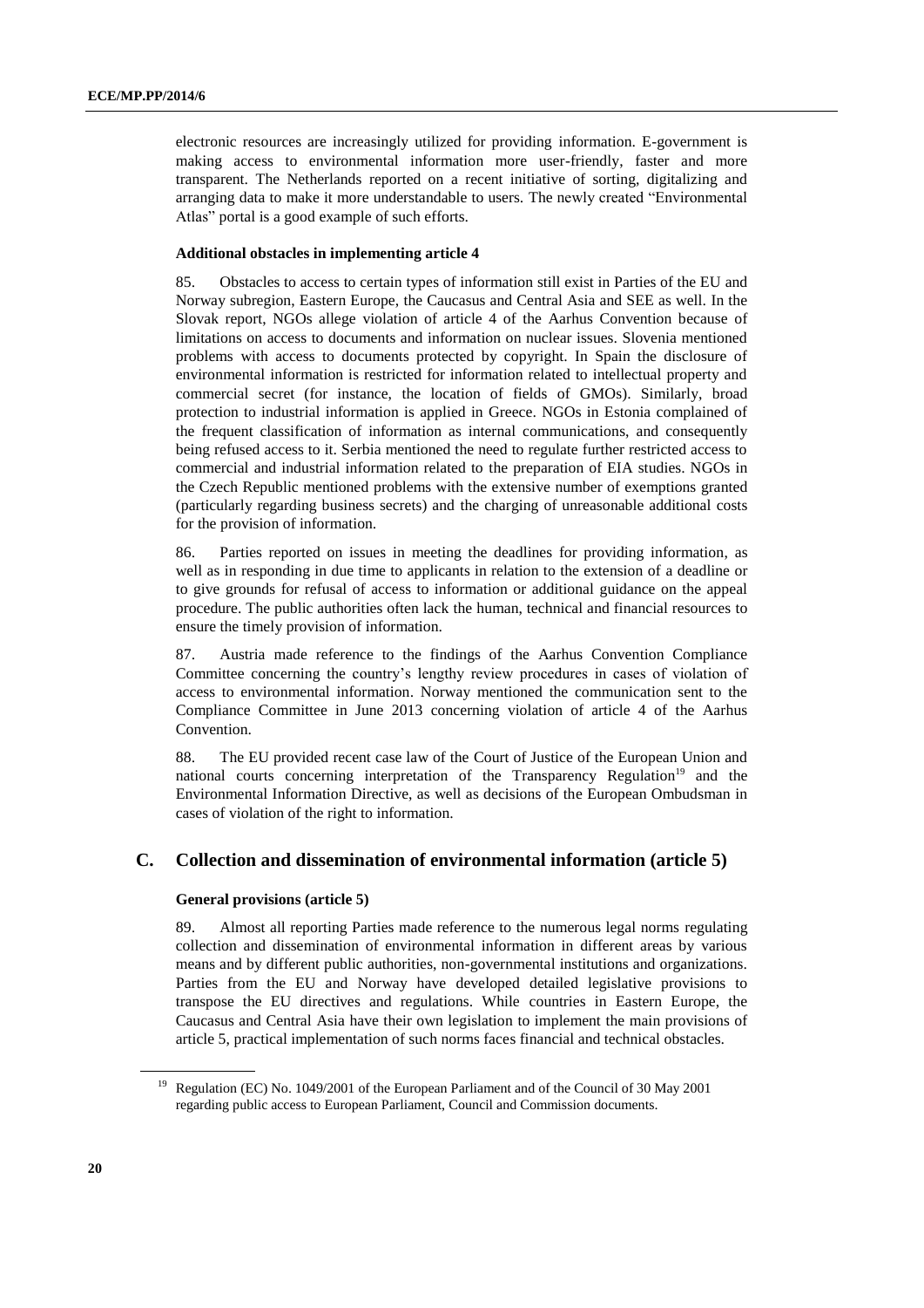electronic resources are increasingly utilized for providing information. E-government is making access to environmental information more user-friendly, faster and more transparent. The Netherlands reported on a recent initiative of sorting, digitalizing and arranging data to make it more understandable to users. The newly created "Environmental Atlas" portal is a good example of such efforts.

#### Additional obstacles in implementing article 4

85. Obstacles to access to certain types of information still exist in Parties of the EU and Norway subregion, Eastern Europe, the Caucasus and Central Asia and SEE as well. In the Slovak report, NGOs allege violation of article 4 of the Aarhus Convention because of limitations on access to documents and information on nuclear issues. Slovenia mentioned problems with access to documents protected by copyright. In Spain the disclosure of environmental information is restricted for information related to intellectual property and commercial secret (for instance, the location of fields of GMOs). Similarly, broad protection to industrial information is applied in Greece. NGOs in Estonia complained of the frequent classification of information as internal communications, and consequently being refused access to it. Serbia mentioned the need to regulate further restricted access to commercial and industrial information related to the preparation of EIA studies. NGOs in the Czech Republic mentioned problems with the extensive number of exemptions granted (particularly regarding business secrets) and the charging of unreasonable additional costs for the provision of information.

86. Parties reported on issues in meeting the deadlines for providing information, as well as in responding in due time to applicants in relation to the extension of a deadline or to give grounds for refusal of access to information or additional guidance on the appeal procedure. The public authorities often lack the human, technical and financial resources to ensure the timely provision of information.

87. Austria made reference to the findings of the Aarhus Convention Compliance Committee concerning the country's lengthy review procedures in cases of violation of access to environmental information. Norway mentioned the communication sent to the Compliance Committee in June 2013 concerning violation of article 4 of the Aarhus Convention.

88. The EU provided recent case law of the Court of Justice of the European Union and national courts concerning interpretation of the Transparency Regulation[19] and the Environmental Information Directive, as well as decisions of the European Ombudsman in cases of violation of the right to information.

## C. Collection and dissemination of environmental information (article 5)

#### General provisions (article 5)

89. Almost all reporting Parties made reference to the numerous legal norms regulating collection and dissemination of environmental information in different areas by various means and by different public authorities, non-governmental institutions and organizations. Parties from the EU and Norway have developed detailed legislative provisions to transpose the EU directives and regulations. While countries in Eastern Europe, the Caucasus and Central Asia have their own legislation to implement the main provisions of article 5, practical implementation of such norms faces financial and technical obstacles.

[19] Regulation (EC) No. 1049/2001 of the European Parliament and of the Council of 30 May 2001 regarding public access to European Parliament, Council and Commission documents.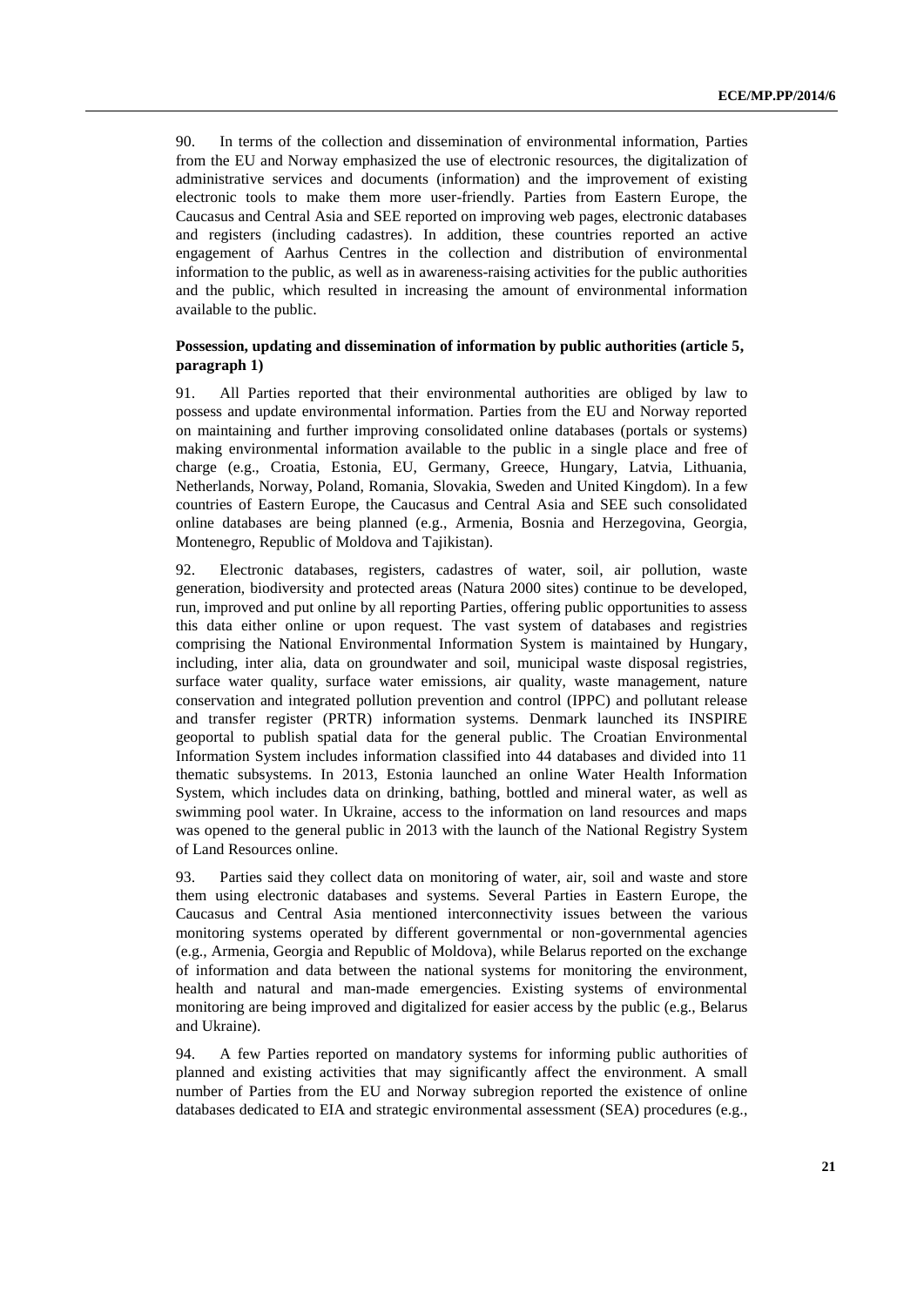90. In terms of the collection and dissemination of environmental information, Parties from the EU and Norway emphasized the use of electronic resources, the digitalization of administrative services and documents (information) and the improvement of existing electronic tools to make them more user-friendly. Parties from Eastern Europe, the Caucasus and Central Asia and SEE reported on improving web pages, electronic databases and registers (including cadastres). In addition, these countries reported an active engagement of Aarhus Centres in the collection and distribution of environmental information to the public, as well as in awareness-raising activities for the public authorities and the public, which resulted in increasing the amount of environmental information available to the public.

### Possession, updating and dissemination of information by public authorities (article 5, paragraph 1)

91. All Parties reported that their environmental authorities are obliged by law to possess and update environmental information. Parties from the EU and Norway reported on maintaining and further improving consolidated online databases (portals or systems) making environmental information available to the public in a single place and free of charge (e.g., Croatia, Estonia, EU, Germany, Greece, Hungary, Latvia, Lithuania, Netherlands, Norway, Poland, Romania, Slovakia, Sweden and United Kingdom). In a few countries of Eastern Europe, the Caucasus and Central Asia and SEE such consolidated online databases are being planned (e.g., Armenia, Bosnia and Herzegovina, Georgia, Montenegro, Republic of Moldova and Tajikistan).

92. Electronic databases, registers, cadastres of water, soil, air pollution, waste generation, biodiversity and protected areas (Natura 2000 sites) continue to be developed, run, improved and put online by all reporting Parties, offering public opportunities to assess this data either online or upon request. The vast system of databases and registries comprising the National Environmental Information System is maintained by Hungary, including, inter alia, data on groundwater and soil, municipal waste disposal registries, surface water quality, surface water emissions, air quality, waste management, nature conservation and integrated pollution prevention and control (IPPC) and pollutant release and transfer register (PRTR) information systems. Denmark launched its INSPIRE geoportal to publish spatial data for the general public. The Croatian Environmental Information System includes information classified into 44 databases and divided into 11 thematic subsystems. In 2013, Estonia launched an online Water Health Information System, which includes data on drinking, bathing, bottled and mineral water, as well as swimming pool water. In Ukraine, access to the information on land resources and maps was opened to the general public in 2013 with the launch of the National Registry System of Land Resources online.

93. Parties said they collect data on monitoring of water, air, soil and waste and store them using electronic databases and systems. Several Parties in Eastern Europe, the Caucasus and Central Asia mentioned interconnectivity issues between the various monitoring systems operated by different governmental or non-governmental agencies (e.g., Armenia, Georgia and Republic of Moldova), while Belarus reported on the exchange of information and data between the national systems for monitoring the environment, health and natural and man-made emergencies. Existing systems of environmental monitoring are being improved and digitalized for easier access by the public (e.g., Belarus and Ukraine).

94. A few Parties reported on mandatory systems for informing public authorities of planned and existing activities that may significantly affect the environment. A small number of Parties from the EU and Norway subregion reported the existence of online databases dedicated to EIA and strategic environmental assessment (SEA) procedures (e.g.,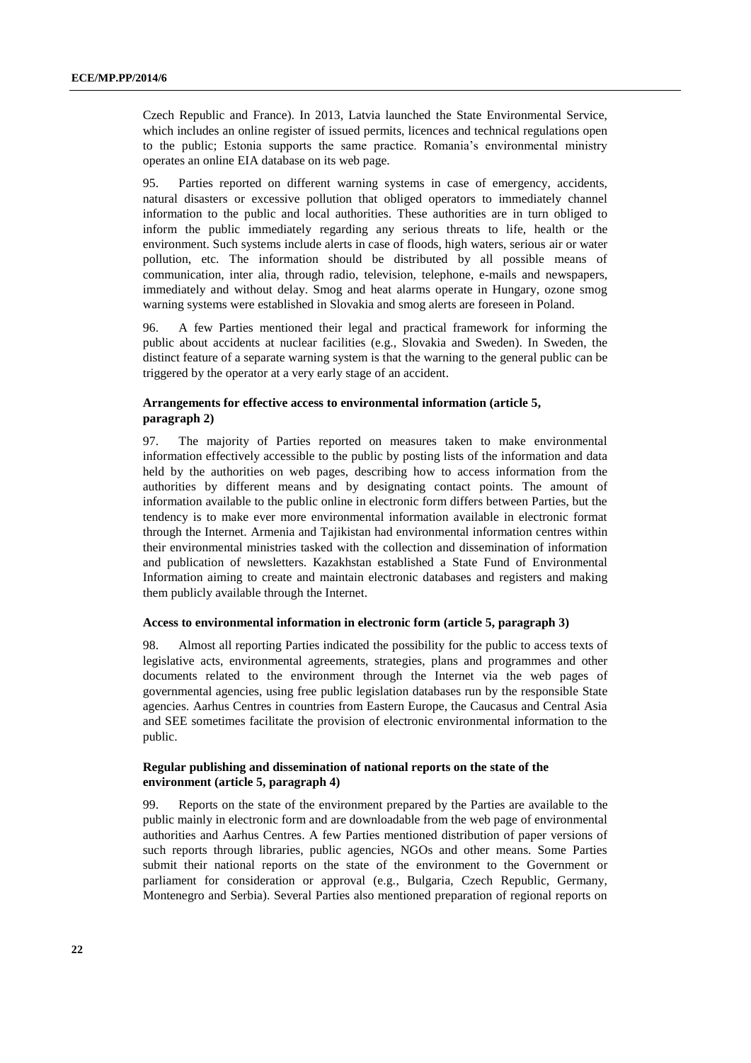Czech Republic and France). In 2013, Latvia launched the State Environmental Service, which includes an online register of issued permits, licences and technical regulations open to the public; Estonia supports the same practice. Romania's environmental ministry operates an online EIA database on its web page.

95. Parties reported on different warning systems in case of emergency, accidents, natural disasters or excessive pollution that obliged operators to immediately channel information to the public and local authorities. These authorities are in turn obliged to inform the public immediately regarding any serious threats to life, health or the environment. Such systems include alerts in case of floods, high waters, serious air or water pollution, etc. The information should be distributed by all possible means of communication, inter alia, through radio, television, telephone, e-mails and newspapers, immediately and without delay. Smog and heat alarms operate in Hungary, ozone smog warning systems were established in Slovakia and smog alerts are foreseen in Poland.

96. A few Parties mentioned their legal and practical framework for informing the public about accidents at nuclear facilities (e.g., Slovakia and Sweden). In Sweden, the distinct feature of a separate warning system is that the warning to the general public can be triggered by the operator at a very early stage of an accident.

### Arrangements for effective access to environmental information (article 5, paragraph 2)

97. The majority of Parties reported on measures taken to make environmental information effectively accessible to the public by posting lists of the information and data held by the authorities on web pages, describing how to access information from the authorities by different means and by designating contact points. The amount of information available to the public online in electronic form differs between Parties, but the tendency is to make ever more environmental information available in electronic format through the Internet. Armenia and Tajikistan had environmental information centres within their environmental ministries tasked with the collection and dissemination of information and publication of newsletters. Kazakhstan established a State Fund of Environmental Information aiming to create and maintain electronic databases and registers and making them publicly available through the Internet.

#### Access to environmental information in electronic form (article 5, paragraph 3)

98. Almost all reporting Parties indicated the possibility for the public to access texts of legislative acts, environmental agreements, strategies, plans and programmes and other documents related to the environment through the Internet via the web pages of governmental agencies, using free public legislation databases run by the responsible State agencies. Aarhus Centres in countries from Eastern Europe, the Caucasus and Central Asia and SEE sometimes facilitate the provision of electronic environmental information to the public.

### Regular publishing and dissemination of national reports on the state of the environment (article 5, paragraph 4)

99. Reports on the state of the environment prepared by the Parties are available to the public mainly in electronic form and are downloadable from the web page of environmental authorities and Aarhus Centres. A few Parties mentioned distribution of paper versions of such reports through libraries, public agencies, NGOs and other means. Some Parties submit their national reports on the state of the environment to the Government or parliament for consideration or approval (e.g., Bulgaria, Czech Republic, Germany, Montenegro and Serbia). Several Parties also mentioned preparation of regional reports on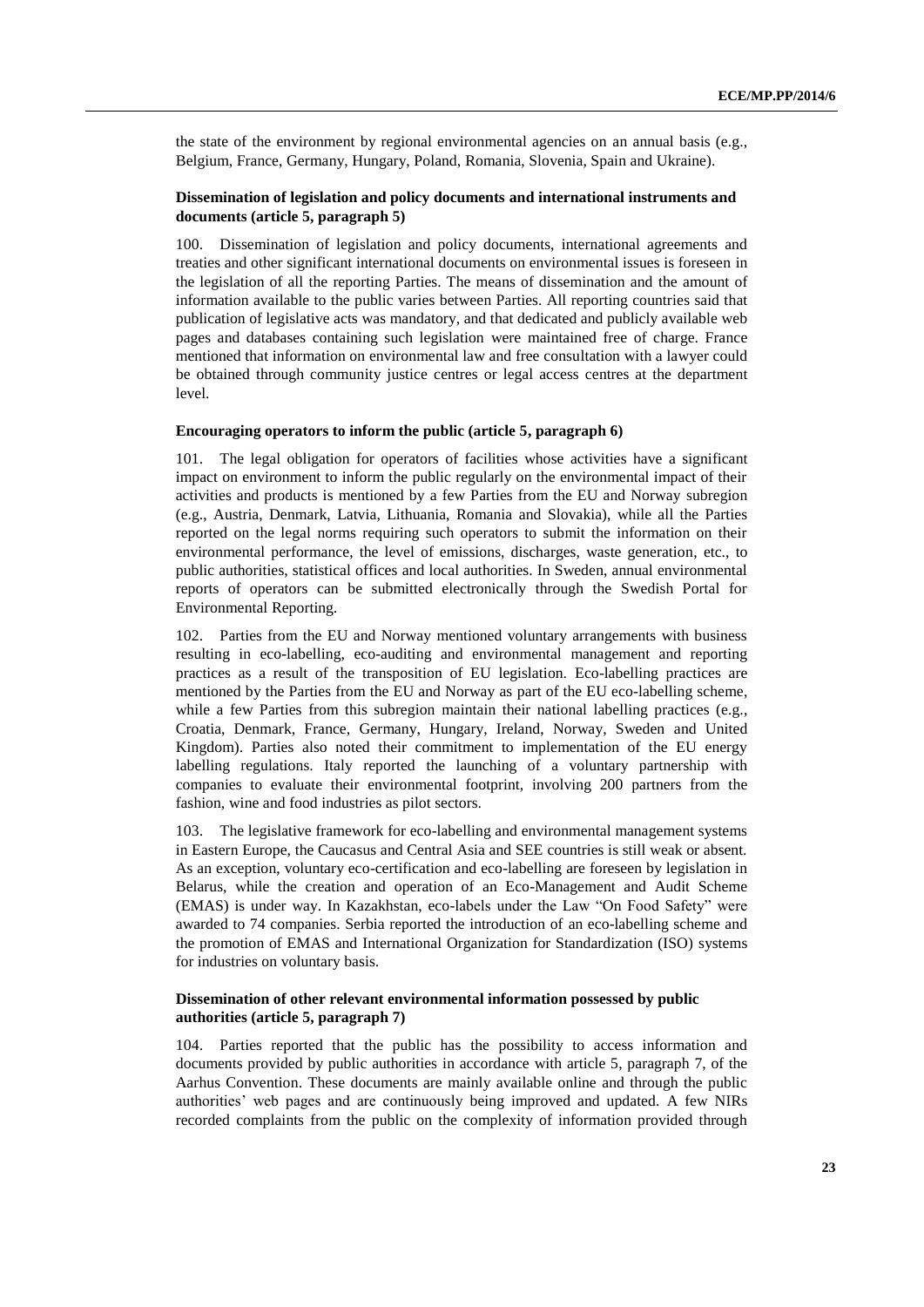the state of the environment by regional environmental agencies on an annual basis (e.g., Belgium, France, Germany, Hungary, Poland, Romania, Slovenia, Spain and Ukraine).

### Dissemination of legislation and policy documents and international instruments and documents (article 5, paragraph 5)

100. Dissemination of legislation and policy documents, international agreements and treaties and other significant international documents on environmental issues is foreseen in the legislation of all the reporting Parties. The means of dissemination and the amount of information available to the public varies between Parties. All reporting countries said that publication of legislative acts was mandatory, and that dedicated and publicly available web pages and databases containing such legislation were maintained free of charge. France mentioned that information on environmental law and free consultation with a lawyer could be obtained through community justice centres or legal access centres at the department level.

### Encouraging operators to inform the public (article 5, paragraph 6)

101. The legal obligation for operators of facilities whose activities have a significant impact on environment to inform the public regularly on the environmental impact of their activities and products is mentioned by a few Parties from the EU and Norway subregion (e.g., Austria, Denmark, Latvia, Lithuania, Romania and Slovakia), while all the Parties reported on the legal norms requiring such operators to submit the information on their environmental performance, the level of emissions, discharges, waste generation, etc., to public authorities, statistical offices and local authorities. In Sweden, annual environmental reports of operators can be submitted electronically through the Swedish Portal for Environmental Reporting.

102. Parties from the EU and Norway mentioned voluntary arrangements with business resulting in eco-labelling, eco-auditing and environmental management and reporting practices as a result of the transposition of EU legislation. Eco-labelling practices are mentioned by the Parties from the EU and Norway as part of the EU eco-labelling scheme, while a few Parties from this subregion maintain their national labelling practices (e.g., Croatia, Denmark, France, Germany, Hungary, Ireland, Norway, Sweden and United Kingdom). Parties also noted their commitment to implementation of the EU energy labelling regulations. Italy reported the launching of a voluntary partnership with companies to evaluate their environmental footprint, involving 200 partners from the fashion, wine and food industries as pilot sectors.

103. The legislative framework for eco-labelling and environmental management systems in Eastern Europe, the Caucasus and Central Asia and SEE countries is still weak or absent. As an exception, voluntary eco-certification and eco-labelling are foreseen by legislation in Belarus, while the creation and operation of an Eco-Management and Audit Scheme (EMAS) is under way. In Kazakhstan, eco-labels under the Law "On Food Safety" were awarded to 74 companies. Serbia reported the introduction of an eco-labelling scheme and the promotion of EMAS and International Organization for Standardization (ISO) systems for industries on voluntary basis.

### Dissemination of other relevant environmental information possessed by public authorities (article 5, paragraph 7)

104. Parties reported that the public has the possibility to access information and documents provided by public authorities in accordance with article 5, paragraph 7, of the Aarhus Convention. These documents are mainly available online and through the public authorities' web pages and are continuously being improved and updated. A few NIRs recorded complaints from the public on the complexity of information provided through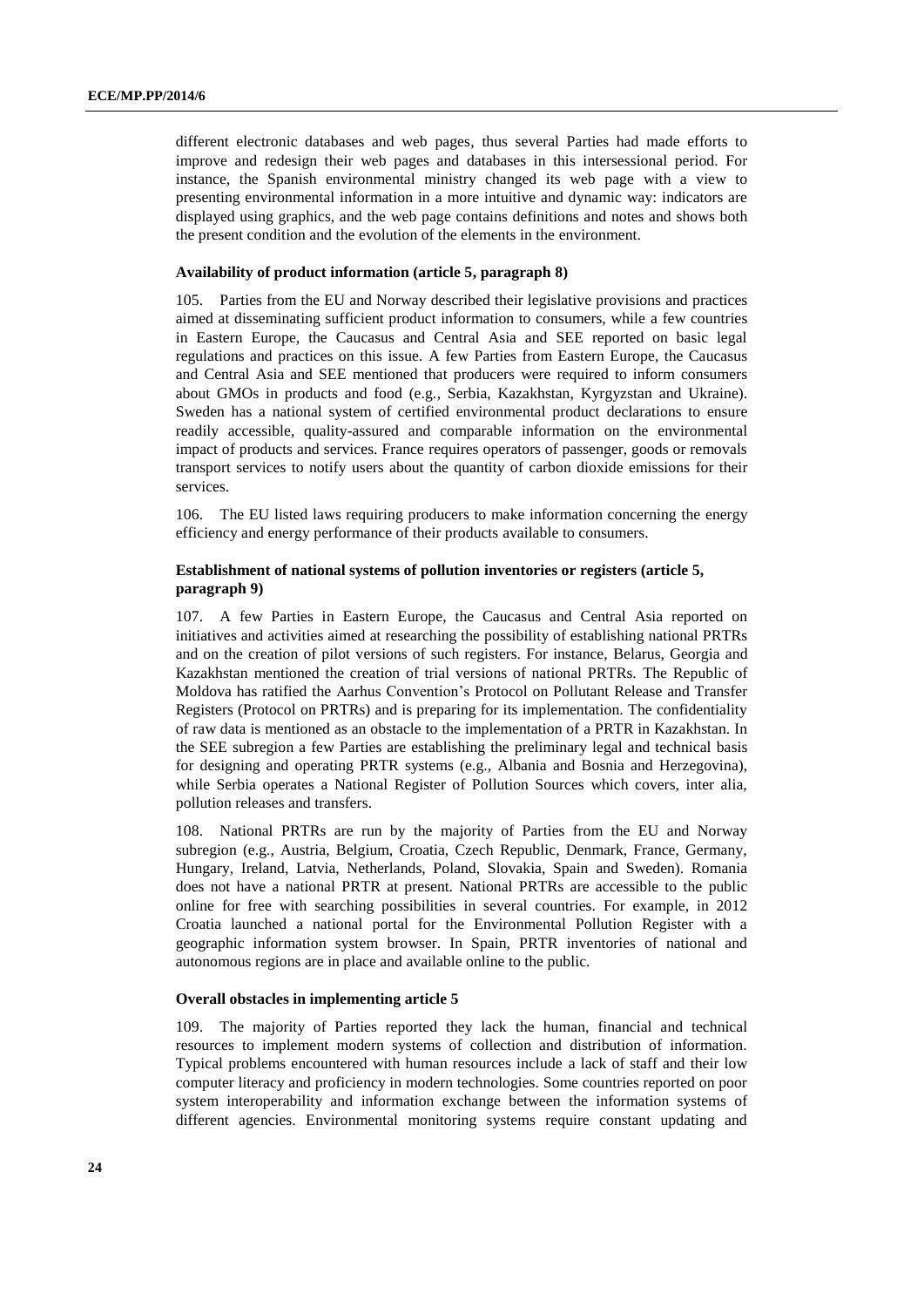different electronic databases and web pages, thus several Parties had made efforts to improve and redesign their web pages and databases in this intersessional period. For instance, the Spanish environmental ministry changed its web page with a view to presenting environmental information in a more intuitive and dynamic way: indicators are displayed using graphics, and the web page contains definitions and notes and shows both the present condition and the evolution of the elements in the environment.

**Availability of product information (article 5, paragraph 8)**

105. Parties from the EU and Norway described their legislative provisions and practices aimed at disseminating sufficient product information to consumers, while a few countries in Eastern Europe, the Caucasus and Central Asia and SEE reported on basic legal regulations and practices on this issue. A few Parties from Eastern Europe, the Caucasus and Central Asia and SEE mentioned that producers were required to inform consumers about GMOs in products and food (e.g., Serbia, Kazakhstan, Kyrgyzstan and Ukraine). Sweden has a national system of certified environmental product declarations to ensure readily accessible, quality-assured and comparable information on the environmental impact of products and services. France requires operators of passenger, goods or removals transport services to notify users about the quantity of carbon dioxide emissions for their services.

106. The EU listed laws requiring producers to make information concerning the energy efficiency and energy performance of their products available to consumers.

**Establishment of national systems of pollution inventories or registers (article 5, paragraph 9)**

107. A few Parties in Eastern Europe, the Caucasus and Central Asia reported on initiatives and activities aimed at researching the possibility of establishing national PRTRs and on the creation of pilot versions of such registers. For instance, Belarus, Georgia and Kazakhstan mentioned the creation of trial versions of national PRTRs. The Republic of Moldova has ratified the Aarhus Convention's Protocol on Pollutant Release and Transfer Registers (Protocol on PRTRs) and is preparing for its implementation. The confidentiality of raw data is mentioned as an obstacle to the implementation of a PRTR in Kazakhstan. In the SEE subregion a few Parties are establishing the preliminary legal and technical basis for designing and operating PRTR systems (e.g., Albania and Bosnia and Herzegovina), while Serbia operates a National Register of Pollution Sources which covers, inter alia, pollution releases and transfers.

108. National PRTRs are run by the majority of Parties from the EU and Norway subregion (e.g., Austria, Belgium, Croatia, Czech Republic, Denmark, France, Germany, Hungary, Ireland, Latvia, Netherlands, Poland, Slovakia, Spain and Sweden). Romania does not have a national PRTR at present. National PRTRs are accessible to the public online for free with searching possibilities in several countries. For example, in 2012 Croatia launched a national portal for the Environmental Pollution Register with a geographic information system browser. In Spain, PRTR inventories of national and autonomous regions are in place and available online to the public.

**Overall obstacles in implementing article 5**

109. The majority of Parties reported they lack the human, financial and technical resources to implement modern systems of collection and distribution of information. Typical problems encountered with human resources include a lack of staff and their low computer literacy and proficiency in modern technologies. Some countries reported on poor system interoperability and information exchange between the information systems of different agencies. Environmental monitoring systems require constant updating and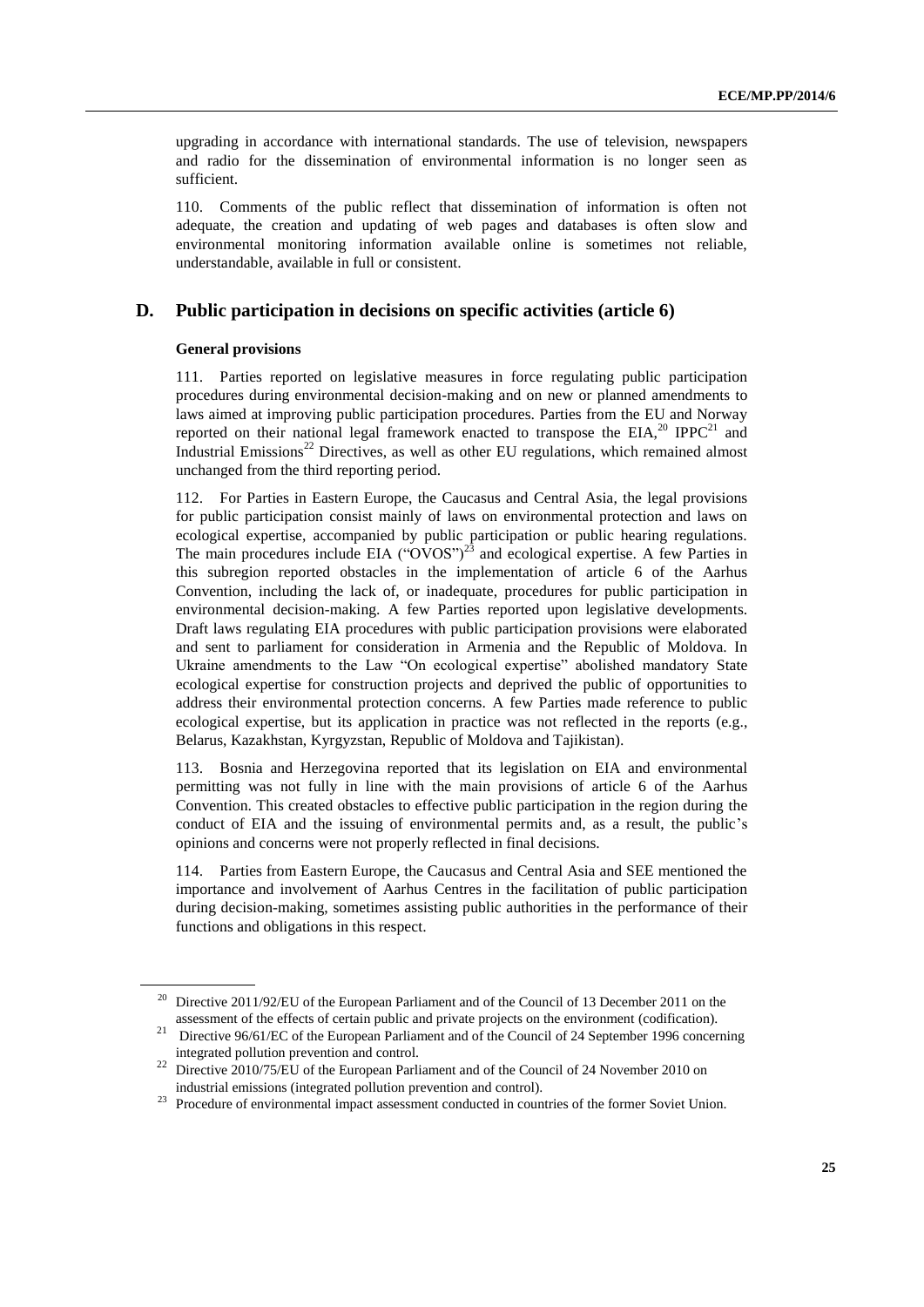upgrading in accordance with international standards. The use of television, newspapers and radio for the dissemination of environmental information is no longer seen as sufficient.

110. Comments of the public reflect that dissemination of information is often not adequate, the creation and updating of web pages and databases is often slow and environmental monitoring information available online is sometimes not reliable, understandable, available in full or consistent.

## D. Public participation in decisions on specific activities (article 6)

### General provisions

111. Parties reported on legislative measures in force regulating public participation procedures during environmental decision-making and on new or planned amendments to laws aimed at improving public participation procedures. Parties from the EU and Norway reported on their national legal framework enacted to transpose the EIA,[20] IPPC[21] and Industrial Emissions[22] Directives, as well as other EU regulations, which remained almost unchanged from the third reporting period.

112. For Parties in Eastern Europe, the Caucasus and Central Asia, the legal provisions for public participation consist mainly of laws on environmental protection and laws on ecological expertise, accompanied by public participation or public hearing regulations. The main procedures include EIA ("OVOS")[23] and ecological expertise. A few Parties in this subregion reported obstacles in the implementation of article 6 of the Aarhus Convention, including the lack of, or inadequate, procedures for public participation in environmental decision-making. A few Parties reported upon legislative developments. Draft laws regulating EIA procedures with public participation provisions were elaborated and sent to parliament for consideration in Armenia and the Republic of Moldova. In Ukraine amendments to the Law "On ecological expertise" abolished mandatory State ecological expertise for construction projects and deprived the public of opportunities to address their environmental protection concerns. A few Parties made reference to public ecological expertise, but its application in practice was not reflected in the reports (e.g., Belarus, Kazakhstan, Kyrgyzstan, Republic of Moldova and Tajikistan).

113. Bosnia and Herzegovina reported that its legislation on EIA and environmental permitting was not fully in line with the main provisions of article 6 of the Aarhus Convention. This created obstacles to effective public participation in the region during the conduct of EIA and the issuing of environmental permits and, as a result, the public's opinions and concerns were not properly reflected in final decisions.

114. Parties from Eastern Europe, the Caucasus and Central Asia and SEE mentioned the importance and involvement of Aarhus Centres in the facilitation of public participation during decision-making, sometimes assisting public authorities in the performance of their functions and obligations in this respect.

---

[20] Directive 2011/92/EU of the European Parliament and of the Council of 13 December 2011 on the assessment of the effects of certain public and private projects on the environment (codification).

[21] Directive 96/61/EC of the European Parliament and of the Council of 24 September 1996 concerning integrated pollution prevention and control.

[22] Directive 2010/75/EU of the European Parliament and of the Council of 24 November 2010 on industrial emissions (integrated pollution prevention and control).

[23] Procedure of environmental impact assessment conducted in countries of the former Soviet Union.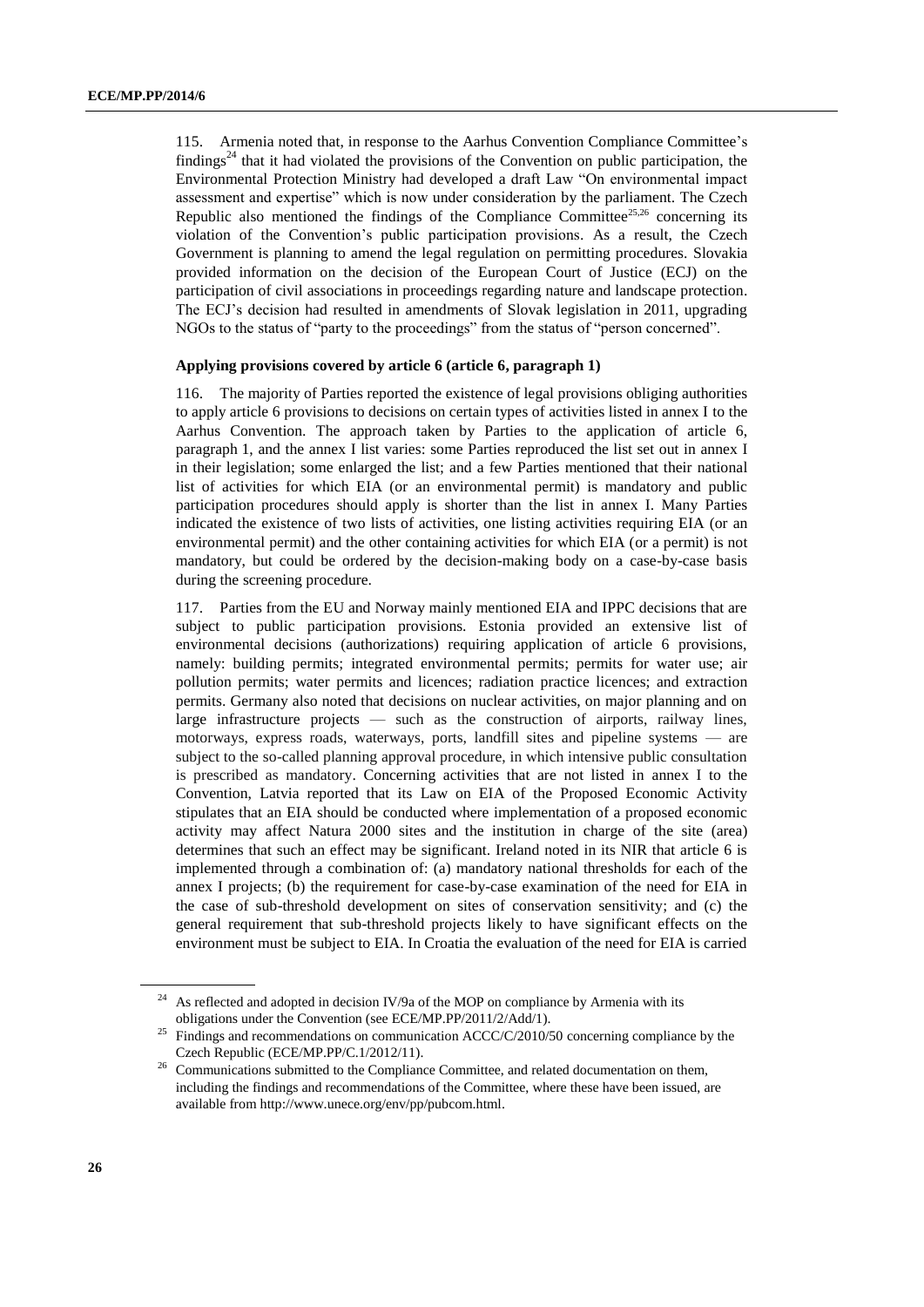115. Armenia noted that, in response to the Aarhus Convention Compliance Committee's findings[24] that it had violated the provisions of the Convention on public participation, the Environmental Protection Ministry had developed a draft Law "On environmental impact assessment and expertise" which is now under consideration by the parliament. The Czech Republic also mentioned the findings of the Compliance Committee[25,26] concerning its violation of the Convention's public participation provisions. As a result, the Czech Government is planning to amend the legal regulation on permitting procedures. Slovakia provided information on the decision of the European Court of Justice (ECJ) on the participation of civil associations in proceedings regarding nature and landscape protection. The ECJ's decision had resulted in amendments of Slovak legislation in 2011, upgrading NGOs to the status of "party to the proceedings" from the status of "person concerned".

**Applying provisions covered by article 6 (article 6, paragraph 1)**

116. The majority of Parties reported the existence of legal provisions obliging authorities to apply article 6 provisions to decisions on certain types of activities listed in annex I to the Aarhus Convention. The approach taken by Parties to the application of article 6, paragraph 1, and the annex I list varies: some Parties reproduced the list set out in annex I in their legislation; some enlarged the list; and a few Parties mentioned that their national list of activities for which EIA (or an environmental permit) is mandatory and public participation procedures should apply is shorter than the list in annex I. Many Parties indicated the existence of two lists of activities, one listing activities requiring EIA (or an environmental permit) and the other containing activities for which EIA (or a permit) is not mandatory, but could be ordered by the decision-making body on a case-by-case basis during the screening procedure.

117. Parties from the EU and Norway mainly mentioned EIA and IPPC decisions that are subject to public participation provisions. Estonia provided an extensive list of environmental decisions (authorizations) requiring application of article 6 provisions, namely: building permits; integrated environmental permits; permits for water use; air pollution permits; water permits and licences; radiation practice licences; and extraction permits. Germany also noted that decisions on nuclear activities, on major planning and on large infrastructure projects — such as the construction of airports, railway lines, motorways, express roads, waterways, ports, landfill sites and pipeline systems — are subject to the so-called planning approval procedure, in which intensive public consultation is prescribed as mandatory. Concerning activities that are not listed in annex I to the Convention, Latvia reported that its Law on EIA of the Proposed Economic Activity stipulates that an EIA should be conducted where implementation of a proposed economic activity may affect Natura 2000 sites and the institution in charge of the site (area) determines that such an effect may be significant. Ireland noted in its NIR that article 6 is implemented through a combination of: (a) mandatory national thresholds for each of the annex I projects; (b) the requirement for case-by-case examination of the need for EIA in the case of sub-threshold development on sites of conservation sensitivity; and (c) the general requirement that sub-threshold projects likely to have significant effects on the environment must be subject to EIA. In Croatia the evaluation of the need for EIA is carried

---

[24] As reflected and adopted in decision IV/9a of the MOP on compliance by Armenia with its obligations under the Convention (see ECE/MP.PP/2011/2/Add/1).

[25] Findings and recommendations on communication ACCC/C/2010/50 concerning compliance by the Czech Republic (ECE/MP.PP/C.1/2012/11).

[26] Communications submitted to the Compliance Committee, and related documentation on them, including the findings and recommendations of the Committee, where these have been issued, are available from http://www.unece.org/env/pp/pubcom.html.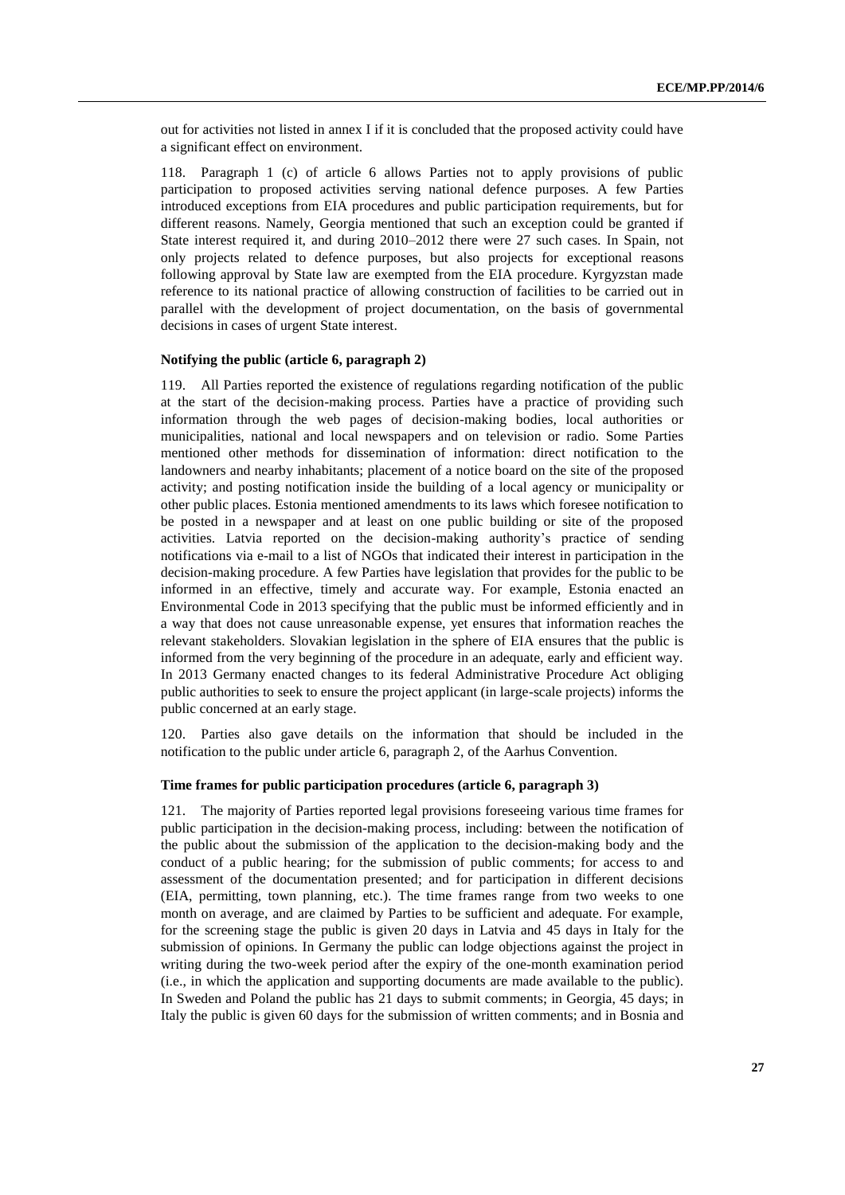out for activities not listed in annex I if it is concluded that the proposed activity could have a significant effect on environment.

118. Paragraph 1 (c) of article 6 allows Parties not to apply provisions of public participation to proposed activities serving national defence purposes. A few Parties introduced exceptions from EIA procedures and public participation requirements, but for different reasons. Namely, Georgia mentioned that such an exception could be granted if State interest required it, and during 2010–2012 there were 27 such cases. In Spain, not only projects related to defence purposes, but also projects for exceptional reasons following approval by State law are exempted from the EIA procedure. Kyrgyzstan made reference to its national practice of allowing construction of facilities to be carried out in parallel with the development of project documentation, on the basis of governmental decisions in cases of urgent State interest.

### Notifying the public (article 6, paragraph 2)

119. All Parties reported the existence of regulations regarding notification of the public at the start of the decision-making process. Parties have a practice of providing such information through the web pages of decision-making bodies, local authorities or municipalities, national and local newspapers and on television or radio. Some Parties mentioned other methods for dissemination of information: direct notification to the landowners and nearby inhabitants; placement of a notice board on the site of the proposed activity; and posting notification inside the building of a local agency or municipality or other public places. Estonia mentioned amendments to its laws which foresee notification to be posted in a newspaper and at least on one public building or site of the proposed activities. Latvia reported on the decision-making authority's practice of sending notifications via e-mail to a list of NGOs that indicated their interest in participation in the decision-making procedure. A few Parties have legislation that provides for the public to be informed in an effective, timely and accurate way. For example, Estonia enacted an Environmental Code in 2013 specifying that the public must be informed efficiently and in a way that does not cause unreasonable expense, yet ensures that information reaches the relevant stakeholders. Slovakian legislation in the sphere of EIA ensures that the public is informed from the very beginning of the procedure in an adequate, early and efficient way. In 2013 Germany enacted changes to its federal Administrative Procedure Act obliging public authorities to seek to ensure the project applicant (in large-scale projects) informs the public concerned at an early stage.

120. Parties also gave details on the information that should be included in the notification to the public under article 6, paragraph 2, of the Aarhus Convention.

### Time frames for public participation procedures (article 6, paragraph 3)

121. The majority of Parties reported legal provisions foreseeing various time frames for public participation in the decision-making process, including: between the notification of the public about the submission of the application to the decision-making body and the conduct of a public hearing; for the submission of public comments; for access to and assessment of the documentation presented; and for participation in different decisions (EIA, permitting, town planning, etc.). The time frames range from two weeks to one month on average, and are claimed by Parties to be sufficient and adequate. For example, for the screening stage the public is given 20 days in Latvia and 45 days in Italy for the submission of opinions. In Germany the public can lodge objections against the project in writing during the two-week period after the expiry of the one-month examination period (i.e., in which the application and supporting documents are made available to the public). In Sweden and Poland the public has 21 days to submit comments; in Georgia, 45 days; in Italy the public is given 60 days for the submission of written comments; and in Bosnia and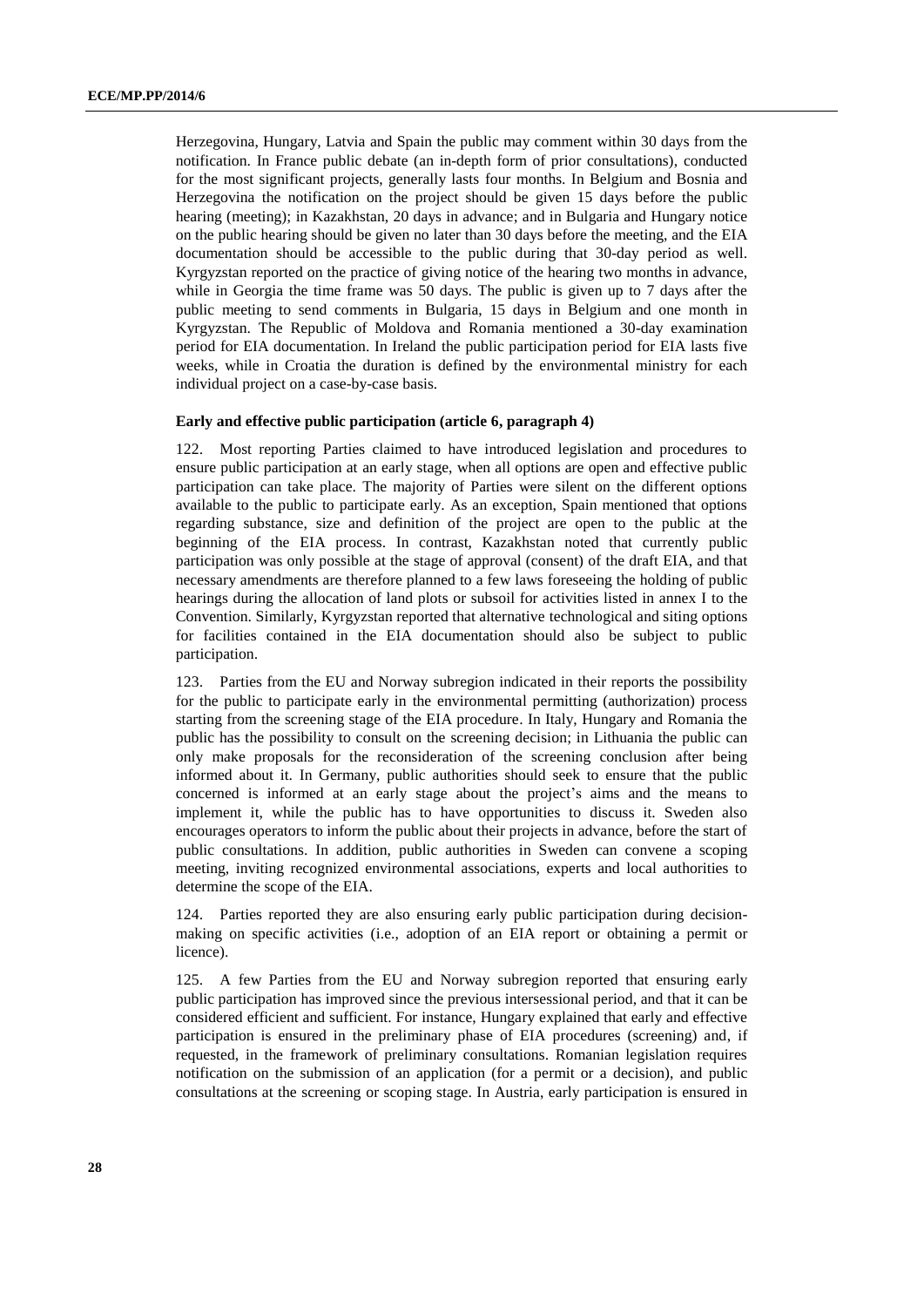Herzegovina, Hungary, Latvia and Spain the public may comment within 30 days from the notification. In France public debate (an in-depth form of prior consultations), conducted for the most significant projects, generally lasts four months. In Belgium and Bosnia and Herzegovina the notification on the project should be given 15 days before the public hearing (meeting); in Kazakhstan, 20 days in advance; and in Bulgaria and Hungary notice on the public hearing should be given no later than 30 days before the meeting, and the EIA documentation should be accessible to the public during that 30-day period as well. Kyrgyzstan reported on the practice of giving notice of the hearing two months in advance, while in Georgia the time frame was 50 days. The public is given up to 7 days after the public meeting to send comments in Bulgaria, 15 days in Belgium and one month in Kyrgyzstan. The Republic of Moldova and Romania mentioned a 30-day examination period for EIA documentation. In Ireland the public participation period for EIA lasts five weeks, while in Croatia the duration is defined by the environmental ministry for each individual project on a case-by-case basis.

**Early and effective public participation (article 6, paragraph 4)**

122. Most reporting Parties claimed to have introduced legislation and procedures to ensure public participation at an early stage, when all options are open and effective public participation can take place. The majority of Parties were silent on the different options available to the public to participate early. As an exception, Spain mentioned that options regarding substance, size and definition of the project are open to the public at the beginning of the EIA process. In contrast, Kazakhstan noted that currently public participation was only possible at the stage of approval (consent) of the draft EIA, and that necessary amendments are therefore planned to a few laws foreseeing the holding of public hearings during the allocation of land plots or subsoil for activities listed in annex I to the Convention. Similarly, Kyrgyzstan reported that alternative technological and siting options for facilities contained in the EIA documentation should also be subject to public participation.

123. Parties from the EU and Norway subregion indicated in their reports the possibility for the public to participate early in the environmental permitting (authorization) process starting from the screening stage of the EIA procedure. In Italy, Hungary and Romania the public has the possibility to consult on the screening decision; in Lithuania the public can only make proposals for the reconsideration of the screening conclusion after being informed about it. In Germany, public authorities should seek to ensure that the public concerned is informed at an early stage about the project's aims and the means to implement it, while the public has to have opportunities to discuss it. Sweden also encourages operators to inform the public about their projects in advance, before the start of public consultations. In addition, public authorities in Sweden can convene a scoping meeting, inviting recognized environmental associations, experts and local authorities to determine the scope of the EIA.

124. Parties reported they are also ensuring early public participation during decision-making on specific activities (i.e., adoption of an EIA report or obtaining a permit or licence).

125. A few Parties from the EU and Norway subregion reported that ensuring early public participation has improved since the previous intersessional period, and that it can be considered efficient and sufficient. For instance, Hungary explained that early and effective participation is ensured in the preliminary phase of EIA procedures (screening) and, if requested, in the framework of preliminary consultations. Romanian legislation requires notification on the submission of an application (for a permit or a decision), and public consultations at the screening or scoping stage. In Austria, early participation is ensured in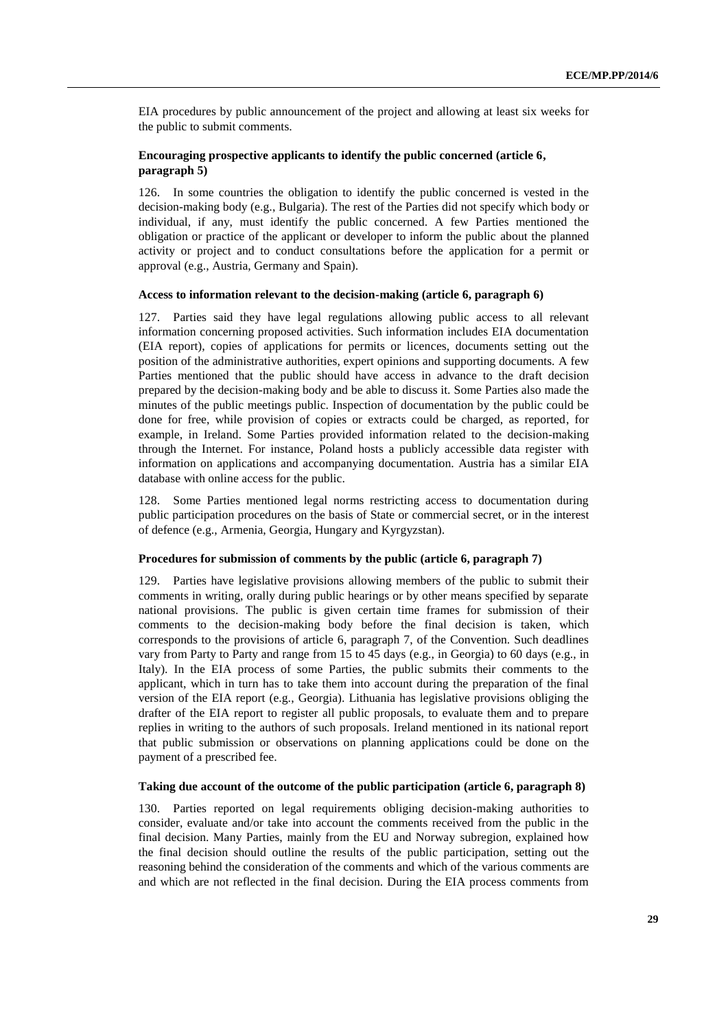EIA procedures by public announcement of the project and allowing at least six weeks for the public to submit comments.

### Encouraging prospective applicants to identify the public concerned (article 6, paragraph 5)

126. In some countries the obligation to identify the public concerned is vested in the decision-making body (e.g., Bulgaria). The rest of the Parties did not specify which body or individual, if any, must identify the public concerned. A few Parties mentioned the obligation or practice of the applicant or developer to inform the public about the planned activity or project and to conduct consultations before the application for a permit or approval (e.g., Austria, Germany and Spain).

### Access to information relevant to the decision-making (article 6, paragraph 6)

127. Parties said they have legal regulations allowing public access to all relevant information concerning proposed activities. Such information includes EIA documentation (EIA report), copies of applications for permits or licences, documents setting out the position of the administrative authorities, expert opinions and supporting documents. A few Parties mentioned that the public should have access in advance to the draft decision prepared by the decision-making body and be able to discuss it. Some Parties also made the minutes of the public meetings public. Inspection of documentation by the public could be done for free, while provision of copies or extracts could be charged, as reported, for example, in Ireland. Some Parties provided information related to the decision-making through the Internet. For instance, Poland hosts a publicly accessible data register with information on applications and accompanying documentation. Austria has a similar EIA database with online access for the public.

128. Some Parties mentioned legal norms restricting access to documentation during public participation procedures on the basis of State or commercial secret, or in the interest of defence (e.g., Armenia, Georgia, Hungary and Kyrgyzstan).

### Procedures for submission of comments by the public (article 6, paragraph 7)

129. Parties have legislative provisions allowing members of the public to submit their comments in writing, orally during public hearings or by other means specified by separate national provisions. The public is given certain time frames for submission of their comments to the decision-making body before the final decision is taken, which corresponds to the provisions of article 6, paragraph 7, of the Convention. Such deadlines vary from Party to Party and range from 15 to 45 days (e.g., in Georgia) to 60 days (e.g., in Italy). In the EIA process of some Parties, the public submits their comments to the applicant, which in turn has to take them into account during the preparation of the final version of the EIA report (e.g., Georgia). Lithuania has legislative provisions obliging the drafter of the EIA report to register all public proposals, to evaluate them and to prepare replies in writing to the authors of such proposals. Ireland mentioned in its national report that public submission or observations on planning applications could be done on the payment of a prescribed fee.

### Taking due account of the outcome of the public participation (article 6, paragraph 8)

130. Parties reported on legal requirements obliging decision-making authorities to consider, evaluate and/or take into account the comments received from the public in the final decision. Many Parties, mainly from the EU and Norway subregion, explained how the final decision should outline the results of the public participation, setting out the reasoning behind the consideration of the comments and which of the various comments are and which are not reflected in the final decision. During the EIA process comments from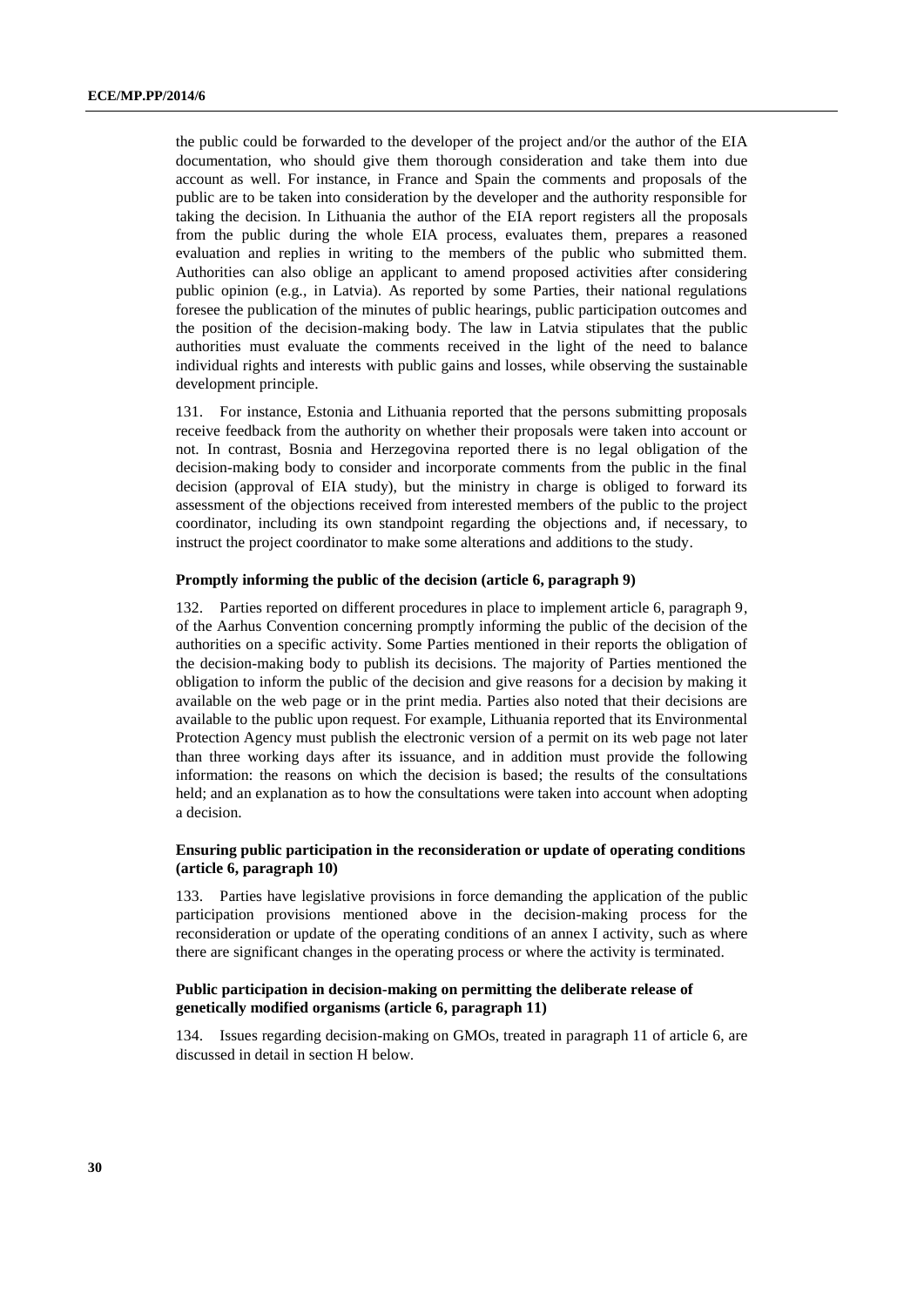the public could be forwarded to the developer of the project and/or the author of the EIA documentation, who should give them thorough consideration and take them into due account as well. For instance, in France and Spain the comments and proposals of the public are to be taken into consideration by the developer and the authority responsible for taking the decision. In Lithuania the author of the EIA report registers all the proposals from the public during the whole EIA process, evaluates them, prepares a reasoned evaluation and replies in writing to the members of the public who submitted them. Authorities can also oblige an applicant to amend proposed activities after considering public opinion (e.g., in Latvia). As reported by some Parties, their national regulations foresee the publication of the minutes of public hearings, public participation outcomes and the position of the decision-making body. The law in Latvia stipulates that the public authorities must evaluate the comments received in the light of the need to balance individual rights and interests with public gains and losses, while observing the sustainable development principle.

131. For instance, Estonia and Lithuania reported that the persons submitting proposals receive feedback from the authority on whether their proposals were taken into account or not. In contrast, Bosnia and Herzegovina reported there is no legal obligation of the decision-making body to consider and incorporate comments from the public in the final decision (approval of EIA study), but the ministry in charge is obliged to forward its assessment of the objections received from interested members of the public to the project coordinator, including its own standpoint regarding the objections and, if necessary, to instruct the project coordinator to make some alterations and additions to the study.

**Promptly informing the public of the decision (article 6, paragraph 9)**

132. Parties reported on different procedures in place to implement article 6, paragraph 9, of the Aarhus Convention concerning promptly informing the public of the decision of the authorities on a specific activity. Some Parties mentioned in their reports the obligation of the decision-making body to publish its decisions. The majority of Parties mentioned the obligation to inform the public of the decision and give reasons for a decision by making it available on the web page or in the print media. Parties also noted that their decisions are available to the public upon request. For example, Lithuania reported that its Environmental Protection Agency must publish the electronic version of a permit on its web page not later than three working days after its issuance, and in addition must provide the following information: the reasons on which the decision is based; the results of the consultations held; and an explanation as to how the consultations were taken into account when adopting a decision.

**Ensuring public participation in the reconsideration or update of operating conditions (article 6, paragraph 10)**

133. Parties have legislative provisions in force demanding the application of the public participation provisions mentioned above in the decision-making process for the reconsideration or update of the operating conditions of an annex I activity, such as where there are significant changes in the operating process or where the activity is terminated.

**Public participation in decision-making on permitting the deliberate release of genetically modified organisms (article 6, paragraph 11)**

134. Issues regarding decision-making on GMOs, treated in paragraph 11 of article 6, are discussed in detail in section H below.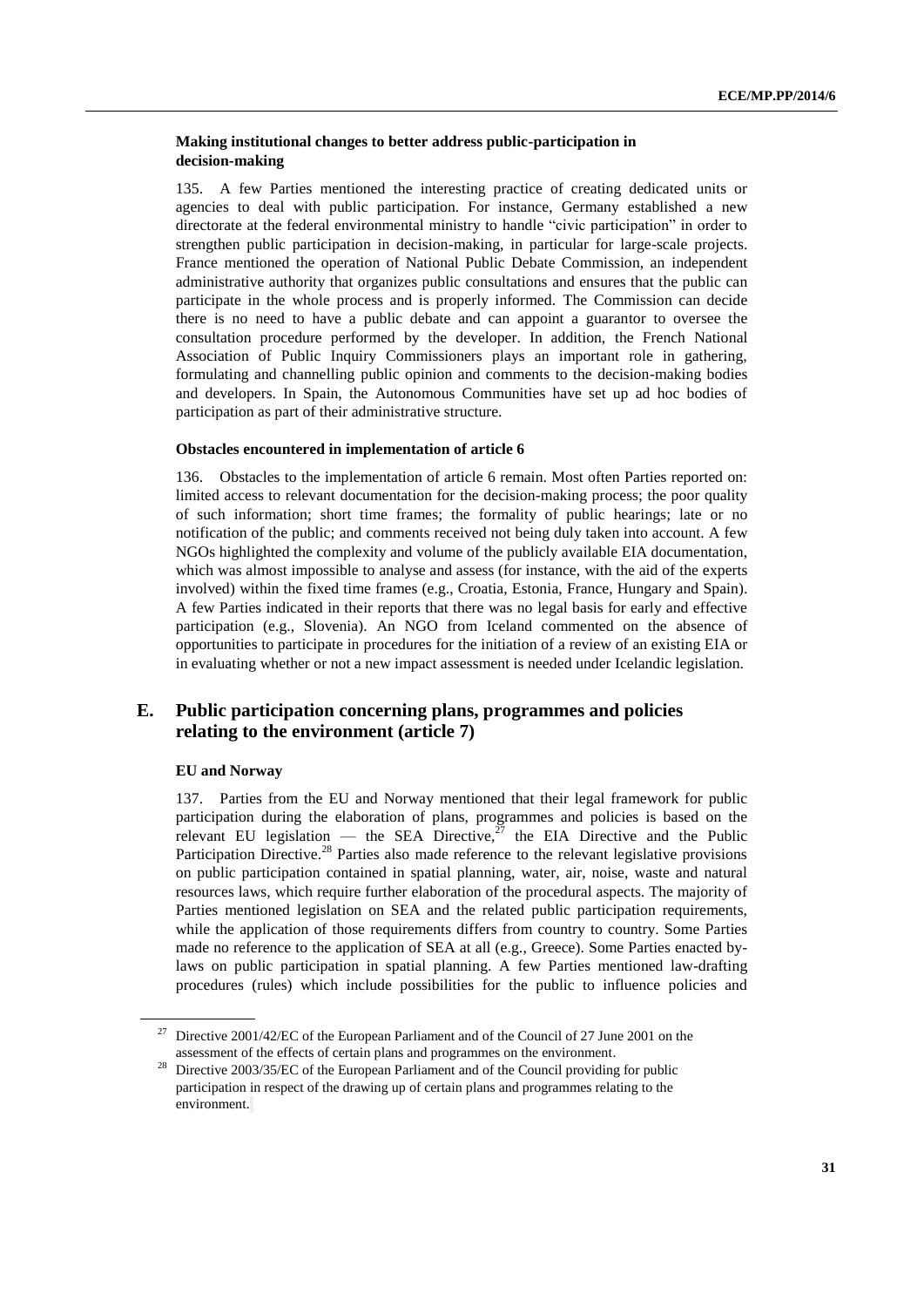#### Making institutional changes to better address public-participation in decision-making

135. A few Parties mentioned the interesting practice of creating dedicated units or agencies to deal with public participation. For instance, Germany established a new directorate at the federal environmental ministry to handle "civic participation" in order to strengthen public participation in decision-making, in particular for large-scale projects. France mentioned the operation of National Public Debate Commission, an independent administrative authority that organizes public consultations and ensures that the public can participate in the whole process and is properly informed. The Commission can decide there is no need to have a public debate and can appoint a guarantor to oversee the consultation procedure performed by the developer. In addition, the French National Association of Public Inquiry Commissioners plays an important role in gathering, formulating and channelling public opinion and comments to the decision-making bodies and developers. In Spain, the Autonomous Communities have set up ad hoc bodies of participation as part of their administrative structure.

#### Obstacles encountered in implementation of article 6

136. Obstacles to the implementation of article 6 remain. Most often Parties reported on: limited access to relevant documentation for the decision-making process; the poor quality of such information; short time frames; the formality of public hearings; late or no notification of the public; and comments received not being duly taken into account. A few NGOs highlighted the complexity and volume of the publicly available EIA documentation, which was almost impossible to analyse and assess (for instance, with the aid of the experts involved) within the fixed time frames (e.g., Croatia, Estonia, France, Hungary and Spain). A few Parties indicated in their reports that there was no legal basis for early and effective participation (e.g., Slovenia). An NGO from Iceland commented on the absence of opportunities to participate in procedures for the initiation of a review of an existing EIA or in evaluating whether or not a new impact assessment is needed under Icelandic legislation.

## E. Public participation concerning plans, programmes and policies relating to the environment (article 7)

#### EU and Norway

137. Parties from the EU and Norway mentioned that their legal framework for public participation during the elaboration of plans, programmes and policies is based on the relevant EU legislation — the SEA Directive,[27] the EIA Directive and the Public Participation Directive.[28] Parties also made reference to the relevant legislative provisions on public participation contained in spatial planning, water, air, noise, waste and natural resources laws, which require further elaboration of the procedural aspects. The majority of Parties mentioned legislation on SEA and the related public participation requirements, while the application of those requirements differs from country to country. Some Parties made no reference to the application of SEA at all (e.g., Greece). Some Parties enacted by-laws on public participation in spatial planning. A few Parties mentioned law-drafting procedures (rules) which include possibilities for the public to influence policies and

---

[27] Directive 2001/42/EC of the European Parliament and of the Council of 27 June 2001 on the assessment of the effects of certain plans and programmes on the environment.

[28] Directive 2003/35/EC of the European Parliament and of the Council providing for public participation in respect of the drawing up of certain plans and programmes relating to the environment.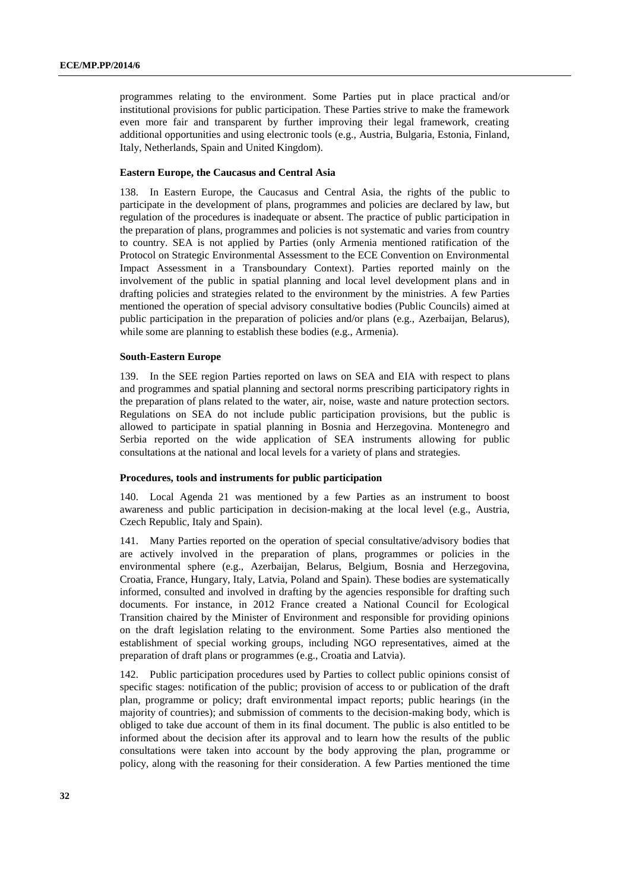programmes relating to the environment. Some Parties put in place practical and/or institutional provisions for public participation. These Parties strive to make the framework even more fair and transparent by further improving their legal framework, creating additional opportunities and using electronic tools (e.g., Austria, Bulgaria, Estonia, Finland, Italy, Netherlands, Spain and United Kingdom).

#### Eastern Europe, the Caucasus and Central Asia

138. In Eastern Europe, the Caucasus and Central Asia, the rights of the public to participate in the development of plans, programmes and policies are declared by law, but regulation of the procedures is inadequate or absent. The practice of public participation in the preparation of plans, programmes and policies is not systematic and varies from country to country. SEA is not applied by Parties (only Armenia mentioned ratification of the Protocol on Strategic Environmental Assessment to the ECE Convention on Environmental Impact Assessment in a Transboundary Context). Parties reported mainly on the involvement of the public in spatial planning and local level development plans and in drafting policies and strategies related to the environment by the ministries. A few Parties mentioned the operation of special advisory consultative bodies (Public Councils) aimed at public participation in the preparation of policies and/or plans (e.g., Azerbaijan, Belarus), while some are planning to establish these bodies (e.g., Armenia).

#### South-Eastern Europe

139. In the SEE region Parties reported on laws on SEA and EIA with respect to plans and programmes and spatial planning and sectoral norms prescribing participatory rights in the preparation of plans related to the water, air, noise, waste and nature protection sectors. Regulations on SEA do not include public participation provisions, but the public is allowed to participate in spatial planning in Bosnia and Herzegovina. Montenegro and Serbia reported on the wide application of SEA instruments allowing for public consultations at the national and local levels for a variety of plans and strategies.

#### Procedures, tools and instruments for public participation

140. Local Agenda 21 was mentioned by a few Parties as an instrument to boost awareness and public participation in decision-making at the local level (e.g., Austria, Czech Republic, Italy and Spain).

141. Many Parties reported on the operation of special consultative/advisory bodies that are actively involved in the preparation of plans, programmes or policies in the environmental sphere (e.g., Azerbaijan, Belarus, Belgium, Bosnia and Herzegovina, Croatia, France, Hungary, Italy, Latvia, Poland and Spain). These bodies are systematically informed, consulted and involved in drafting by the agencies responsible for drafting such documents. For instance, in 2012 France created a National Council for Ecological Transition chaired by the Minister of Environment and responsible for providing opinions on the draft legislation relating to the environment. Some Parties also mentioned the establishment of special working groups, including NGO representatives, aimed at the preparation of draft plans or programmes (e.g., Croatia and Latvia).

142. Public participation procedures used by Parties to collect public opinions consist of specific stages: notification of the public; provision of access to or publication of the draft plan, programme or policy; draft environmental impact reports; public hearings (in the majority of countries); and submission of comments to the decision-making body, which is obliged to take due account of them in its final document. The public is also entitled to be informed about the decision after its approval and to learn how the results of the public consultations were taken into account by the body approving the plan, programme or policy, along with the reasoning for their consideration. A few Parties mentioned the time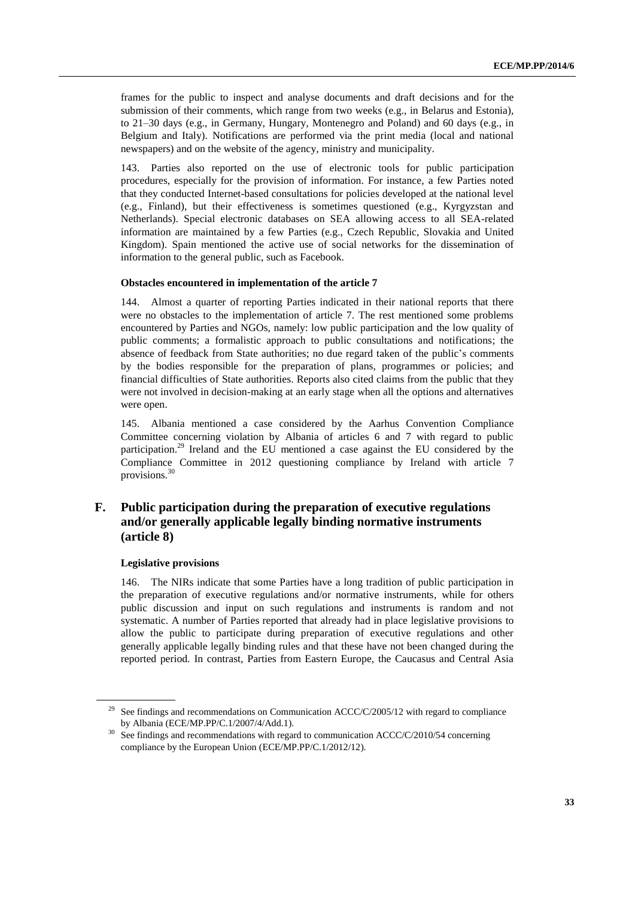frames for the public to inspect and analyse documents and draft decisions and for the submission of their comments, which range from two weeks (e.g., in Belarus and Estonia), to 21–30 days (e.g., in Germany, Hungary, Montenegro and Poland) and 60 days (e.g., in Belgium and Italy). Notifications are performed via the print media (local and national newspapers) and on the website of the agency, ministry and municipality.

143. Parties also reported on the use of electronic tools for public participation procedures, especially for the provision of information. For instance, a few Parties noted that they conducted Internet-based consultations for policies developed at the national level (e.g., Finland), but their effectiveness is sometimes questioned (e.g., Kyrgyzstan and Netherlands). Special electronic databases on SEA allowing access to all SEA-related information are maintained by a few Parties (e.g., Czech Republic, Slovakia and United Kingdom). Spain mentioned the active use of social networks for the dissemination of information to the general public, such as Facebook.

#### Obstacles encountered in implementation of the article 7

144. Almost a quarter of reporting Parties indicated in their national reports that there were no obstacles to the implementation of article 7. The rest mentioned some problems encountered by Parties and NGOs, namely: low public participation and the low quality of public comments; a formalistic approach to public consultations and notifications; the absence of feedback from State authorities; no due regard taken of the public's comments by the bodies responsible for the preparation of plans, programmes or policies; and financial difficulties of State authorities. Reports also cited claims from the public that they were not involved in decision-making at an early stage when all the options and alternatives were open.

145. Albania mentioned a case considered by the Aarhus Convention Compliance Committee concerning violation by Albania of articles 6 and 7 with regard to public participation.[29] Ireland and the EU mentioned a case against the EU considered by the Compliance Committee in 2012 questioning compliance by Ireland with article 7 provisions.[30]

## F. Public participation during the preparation of executive regulations and/or generally applicable legally binding normative instruments (article 8)

#### Legislative provisions

146. The NIRs indicate that some Parties have a long tradition of public participation in the preparation of executive regulations and/or normative instruments, while for others public discussion and input on such regulations and instruments is random and not systematic. A number of Parties reported that already had in place legislative provisions to allow the public to participate during preparation of executive regulations and other generally applicable legally binding rules and that these have not been changed during the reported period. In contrast, Parties from Eastern Europe, the Caucasus and Central Asia

---

[29] See findings and recommendations on Communication ACCC/C/2005/12 with regard to compliance by Albania (ECE/MP.PP/C.1/2007/4/Add.1).

[30] See findings and recommendations with regard to communication ACCC/C/2010/54 concerning compliance by the European Union (ECE/MP.PP/C.1/2012/12).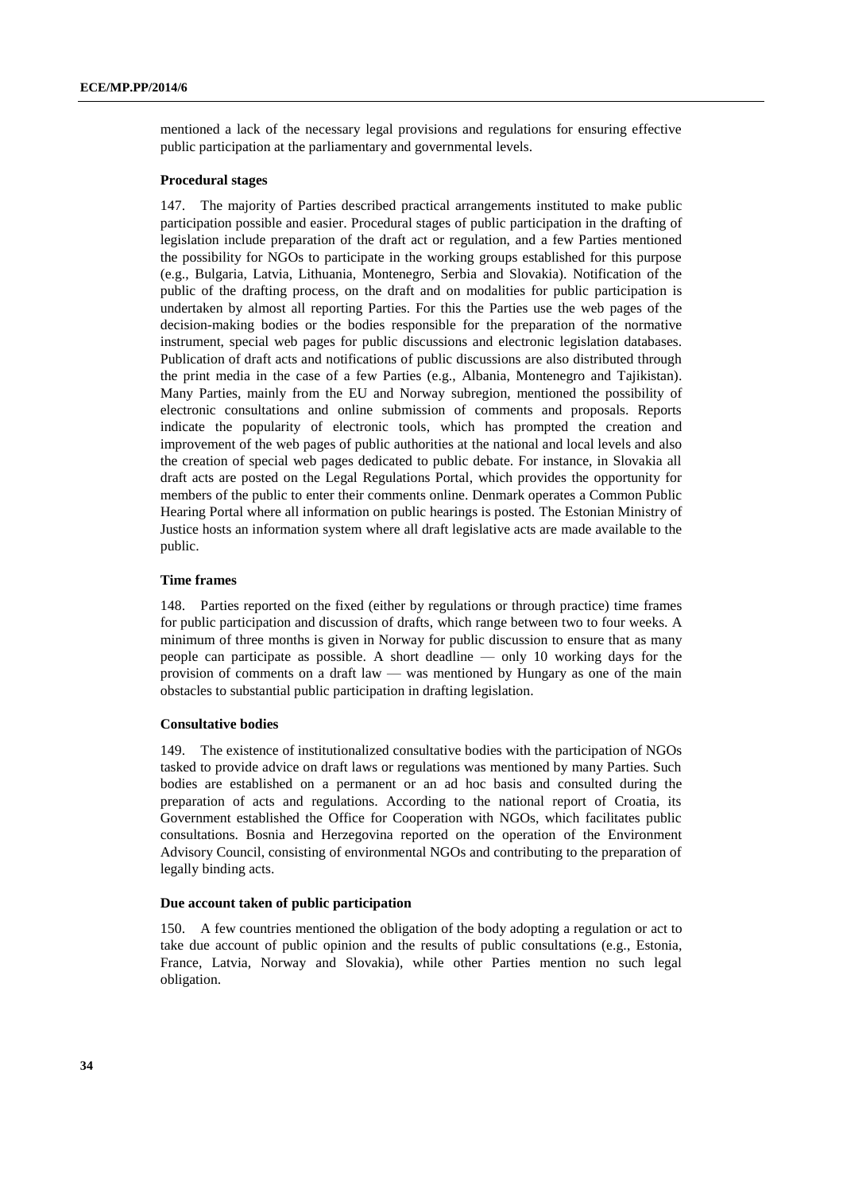mentioned a lack of the necessary legal provisions and regulations for ensuring effective public participation at the parliamentary and governmental levels.

### Procedural stages

147. The majority of Parties described practical arrangements instituted to make public participation possible and easier. Procedural stages of public participation in the drafting of legislation include preparation of the draft act or regulation, and a few Parties mentioned the possibility for NGOs to participate in the working groups established for this purpose (e.g., Bulgaria, Latvia, Lithuania, Montenegro, Serbia and Slovakia). Notification of the public of the drafting process, on the draft and on modalities for public participation is undertaken by almost all reporting Parties. For this the Parties use the web pages of the decision-making bodies or the bodies responsible for the preparation of the normative instrument, special web pages for public discussions and electronic legislation databases. Publication of draft acts and notifications of public discussions are also distributed through the print media in the case of a few Parties (e.g., Albania, Montenegro and Tajikistan). Many Parties, mainly from the EU and Norway subregion, mentioned the possibility of electronic consultations and online submission of comments and proposals. Reports indicate the popularity of electronic tools, which has prompted the creation and improvement of the web pages of public authorities at the national and local levels and also the creation of special web pages dedicated to public debate. For instance, in Slovakia all draft acts are posted on the Legal Regulations Portal, which provides the opportunity for members of the public to enter their comments online. Denmark operates a Common Public Hearing Portal where all information on public hearings is posted. The Estonian Ministry of Justice hosts an information system where all draft legislative acts are made available to the public.

### Time frames

148. Parties reported on the fixed (either by regulations or through practice) time frames for public participation and discussion of drafts, which range between two to four weeks. A minimum of three months is given in Norway for public discussion to ensure that as many people can participate as possible. A short deadline — only 10 working days for the provision of comments on a draft law — was mentioned by Hungary as one of the main obstacles to substantial public participation in drafting legislation.

### Consultative bodies

149. The existence of institutionalized consultative bodies with the participation of NGOs tasked to provide advice on draft laws or regulations was mentioned by many Parties. Such bodies are established on a permanent or an ad hoc basis and consulted during the preparation of acts and regulations. According to the national report of Croatia, its Government established the Office for Cooperation with NGOs, which facilitates public consultations. Bosnia and Herzegovina reported on the operation of the Environment Advisory Council, consisting of environmental NGOs and contributing to the preparation of legally binding acts.

### Due account taken of public participation

150. A few countries mentioned the obligation of the body adopting a regulation or act to take due account of public opinion and the results of public consultations (e.g., Estonia, France, Latvia, Norway and Slovakia), while other Parties mention no such legal obligation.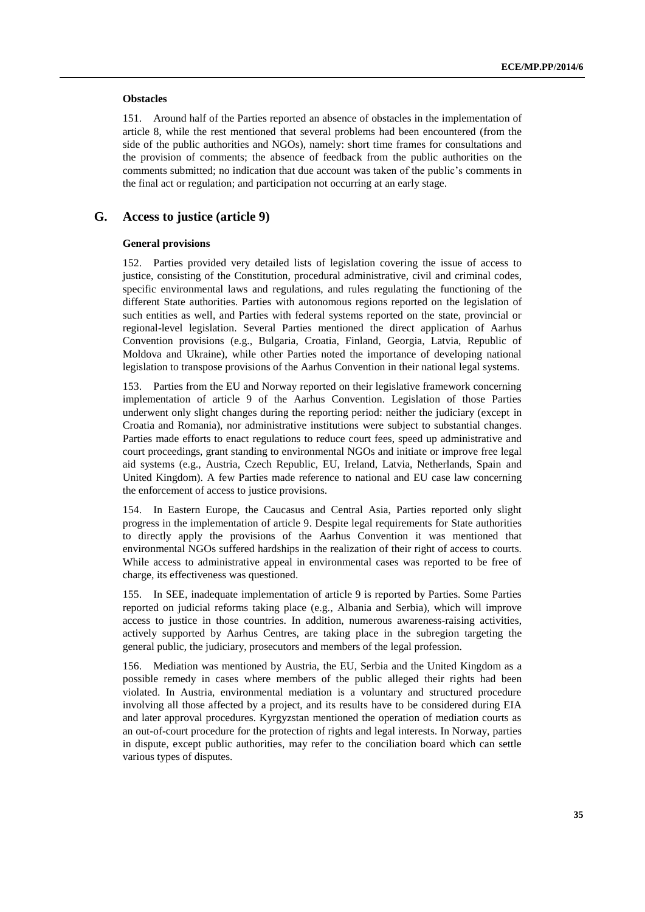**Obstacles**

151. Around half of the Parties reported an absence of obstacles in the implementation of article 8, while the rest mentioned that several problems had been encountered (from the side of the public authorities and NGOs), namely: short time frames for consultations and the provision of comments; the absence of feedback from the public authorities on the comments submitted; no indication that due account was taken of the public's comments in the final act or regulation; and participation not occurring at an early stage.

## G. Access to justice (article 9)

**General provisions**

152. Parties provided very detailed lists of legislation covering the issue of access to justice, consisting of the Constitution, procedural administrative, civil and criminal codes, specific environmental laws and regulations, and rules regulating the functioning of the different State authorities. Parties with autonomous regions reported on the legislation of such entities as well, and Parties with federal systems reported on the state, provincial or regional-level legislation. Several Parties mentioned the direct application of Aarhus Convention provisions (e.g., Bulgaria, Croatia, Finland, Georgia, Latvia, Republic of Moldova and Ukraine), while other Parties noted the importance of developing national legislation to transpose provisions of the Aarhus Convention in their national legal systems.

153. Parties from the EU and Norway reported on their legislative framework concerning implementation of article 9 of the Aarhus Convention. Legislation of those Parties underwent only slight changes during the reporting period: neither the judiciary (except in Croatia and Romania), nor administrative institutions were subject to substantial changes. Parties made efforts to enact regulations to reduce court fees, speed up administrative and court proceedings, grant standing to environmental NGOs and initiate or improve free legal aid systems (e.g., Austria, Czech Republic, EU, Ireland, Latvia, Netherlands, Spain and United Kingdom). A few Parties made reference to national and EU case law concerning the enforcement of access to justice provisions.

154. In Eastern Europe, the Caucasus and Central Asia, Parties reported only slight progress in the implementation of article 9. Despite legal requirements for State authorities to directly apply the provisions of the Aarhus Convention it was mentioned that environmental NGOs suffered hardships in the realization of their right of access to courts. While access to administrative appeal in environmental cases was reported to be free of charge, its effectiveness was questioned.

155. In SEE, inadequate implementation of article 9 is reported by Parties. Some Parties reported on judicial reforms taking place (e.g., Albania and Serbia), which will improve access to justice in those countries. In addition, numerous awareness-raising activities, actively supported by Aarhus Centres, are taking place in the subregion targeting the general public, the judiciary, prosecutors and members of the legal profession.

156. Mediation was mentioned by Austria, the EU, Serbia and the United Kingdom as a possible remedy in cases where members of the public alleged their rights had been violated. In Austria, environmental mediation is a voluntary and structured procedure involving all those affected by a project, and its results have to be considered during EIA and later approval procedures. Kyrgyzstan mentioned the operation of mediation courts as an out-of-court procedure for the protection of rights and legal interests. In Norway, parties in dispute, except public authorities, may refer to the conciliation board which can settle various types of disputes.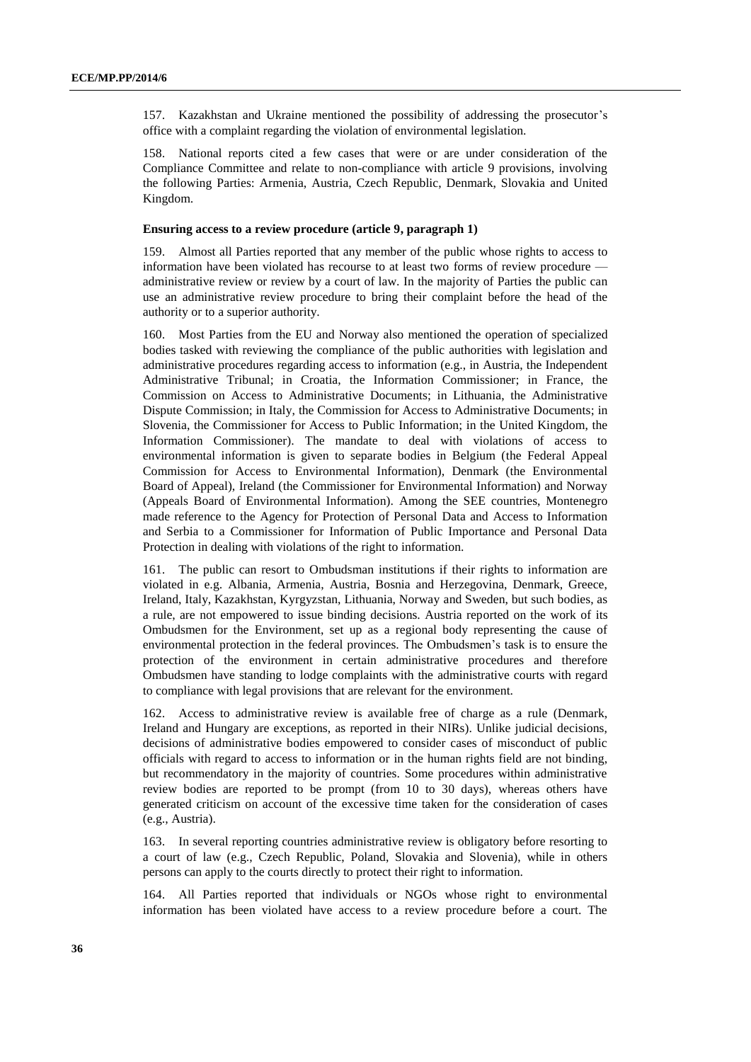157. Kazakhstan and Ukraine mentioned the possibility of addressing the prosecutor's office with a complaint regarding the violation of environmental legislation.

158. National reports cited a few cases that were or are under consideration of the Compliance Committee and relate to non-compliance with article 9 provisions, involving the following Parties: Armenia, Austria, Czech Republic, Denmark, Slovakia and United Kingdom.

**Ensuring access to a review procedure (article 9, paragraph 1)**

159. Almost all Parties reported that any member of the public whose rights to access to information have been violated has recourse to at least two forms of review procedure — administrative review or review by a court of law. In the majority of Parties the public can use an administrative review procedure to bring their complaint before the head of the authority or to a superior authority.

160. Most Parties from the EU and Norway also mentioned the operation of specialized bodies tasked with reviewing the compliance of the public authorities with legislation and administrative procedures regarding access to information (e.g., in Austria, the Independent Administrative Tribunal; in Croatia, the Information Commissioner; in France, the Commission on Access to Administrative Documents; in Lithuania, the Administrative Dispute Commission; in Italy, the Commission for Access to Administrative Documents; in Slovenia, the Commissioner for Access to Public Information; in the United Kingdom, the Information Commissioner). The mandate to deal with violations of access to environmental information is given to separate bodies in Belgium (the Federal Appeal Commission for Access to Environmental Information), Denmark (the Environmental Board of Appeal), Ireland (the Commissioner for Environmental Information) and Norway (Appeals Board of Environmental Information). Among the SEE countries, Montenegro made reference to the Agency for Protection of Personal Data and Access to Information and Serbia to a Commissioner for Information of Public Importance and Personal Data Protection in dealing with violations of the right to information.

161. The public can resort to Ombudsman institutions if their rights to information are violated in e.g. Albania, Armenia, Austria, Bosnia and Herzegovina, Denmark, Greece, Ireland, Italy, Kazakhstan, Kyrgyzstan, Lithuania, Norway and Sweden, but such bodies, as a rule, are not empowered to issue binding decisions. Austria reported on the work of its Ombudsmen for the Environment, set up as a regional body representing the cause of environmental protection in the federal provinces. The Ombudsmen's task is to ensure the protection of the environment in certain administrative procedures and therefore Ombudsmen have standing to lodge complaints with the administrative courts with regard to compliance with legal provisions that are relevant for the environment.

162. Access to administrative review is available free of charge as a rule (Denmark, Ireland and Hungary are exceptions, as reported in their NIRs). Unlike judicial decisions, decisions of administrative bodies empowered to consider cases of misconduct of public officials with regard to access to information or in the human rights field are not binding, but recommendatory in the majority of countries. Some procedures within administrative review bodies are reported to be prompt (from 10 to 30 days), whereas others have generated criticism on account of the excessive time taken for the consideration of cases (e.g., Austria).

163. In several reporting countries administrative review is obligatory before resorting to a court of law (e.g., Czech Republic, Poland, Slovakia and Slovenia), while in others persons can apply to the courts directly to protect their right to information.

164. All Parties reported that individuals or NGOs whose right to environmental information has been violated have access to a review procedure before a court. The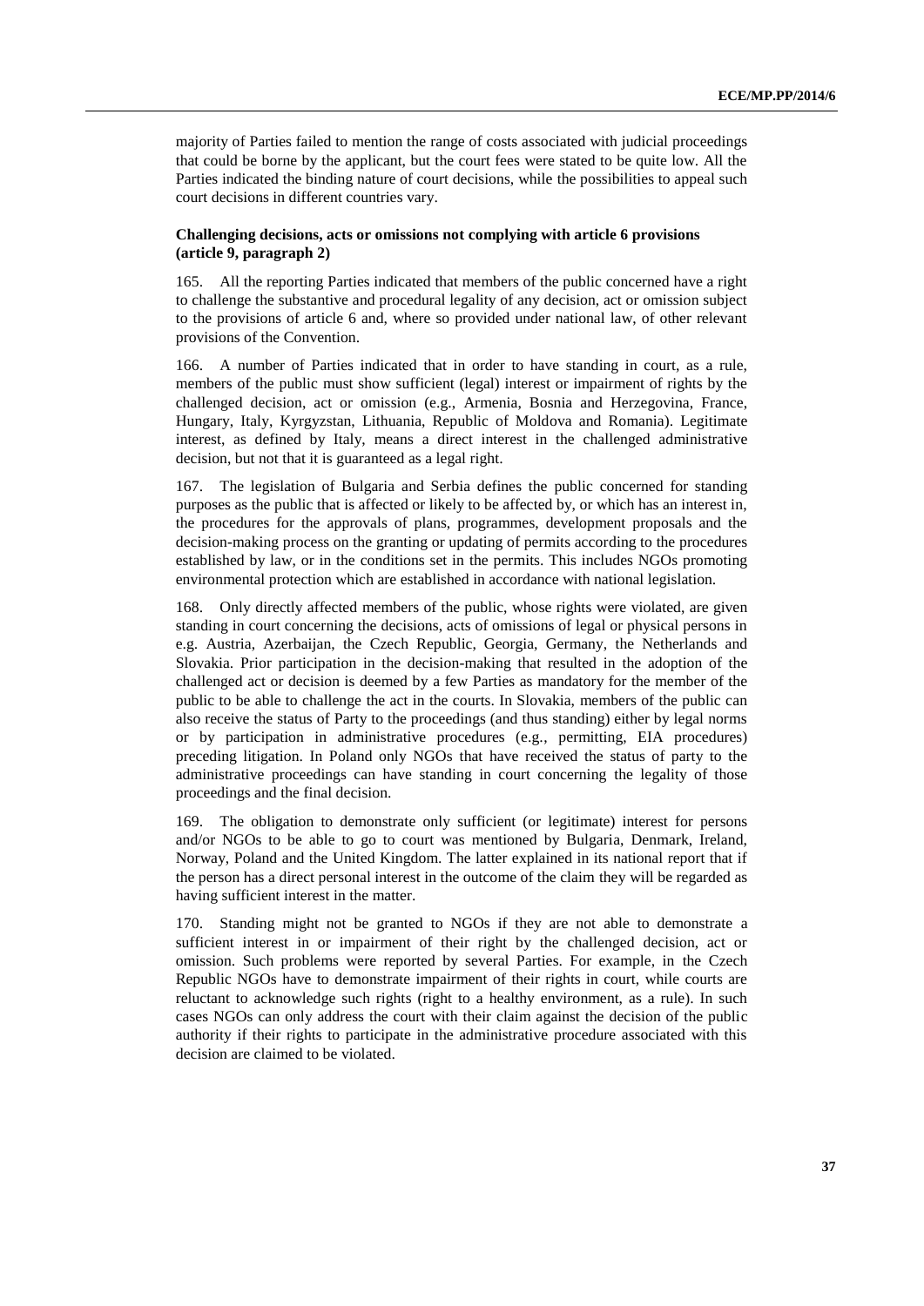majority of Parties failed to mention the range of costs associated with judicial proceedings that could be borne by the applicant, but the court fees were stated to be quite low. All the Parties indicated the binding nature of court decisions, while the possibilities to appeal such court decisions in different countries vary.

### Challenging decisions, acts or omissions not complying with article 6 provisions (article 9, paragraph 2)

165. All the reporting Parties indicated that members of the public concerned have a right to challenge the substantive and procedural legality of any decision, act or omission subject to the provisions of article 6 and, where so provided under national law, of other relevant provisions of the Convention.

166. A number of Parties indicated that in order to have standing in court, as a rule, members of the public must show sufficient (legal) interest or impairment of rights by the challenged decision, act or omission (e.g., Armenia, Bosnia and Herzegovina, France, Hungary, Italy, Kyrgyzstan, Lithuania, Republic of Moldova and Romania). Legitimate interest, as defined by Italy, means a direct interest in the challenged administrative decision, but not that it is guaranteed as a legal right.

167. The legislation of Bulgaria and Serbia defines the public concerned for standing purposes as the public that is affected or likely to be affected by, or which has an interest in, the procedures for the approvals of plans, programmes, development proposals and the decision-making process on the granting or updating of permits according to the procedures established by law, or in the conditions set in the permits. This includes NGOs promoting environmental protection which are established in accordance with national legislation.

168. Only directly affected members of the public, whose rights were violated, are given standing in court concerning the decisions, acts of omissions of legal or physical persons in e.g. Austria, Azerbaijan, the Czech Republic, Georgia, Germany, the Netherlands and Slovakia. Prior participation in the decision-making that resulted in the adoption of the challenged act or decision is deemed by a few Parties as mandatory for the member of the public to be able to challenge the act in the courts. In Slovakia, members of the public can also receive the status of Party to the proceedings (and thus standing) either by legal norms or by participation in administrative procedures (e.g., permitting, EIA procedures) preceding litigation. In Poland only NGOs that have received the status of party to the administrative proceedings can have standing in court concerning the legality of those proceedings and the final decision.

169. The obligation to demonstrate only sufficient (or legitimate) interest for persons and/or NGOs to be able to go to court was mentioned by Bulgaria, Denmark, Ireland, Norway, Poland and the United Kingdom. The latter explained in its national report that if the person has a direct personal interest in the outcome of the claim they will be regarded as having sufficient interest in the matter.

170. Standing might not be granted to NGOs if they are not able to demonstrate a sufficient interest in or impairment of their right by the challenged decision, act or omission. Such problems were reported by several Parties. For example, in the Czech Republic NGOs have to demonstrate impairment of their rights in court, while courts are reluctant to acknowledge such rights (right to a healthy environment, as a rule). In such cases NGOs can only address the court with their claim against the decision of the public authority if their rights to participate in the administrative procedure associated with this decision are claimed to be violated.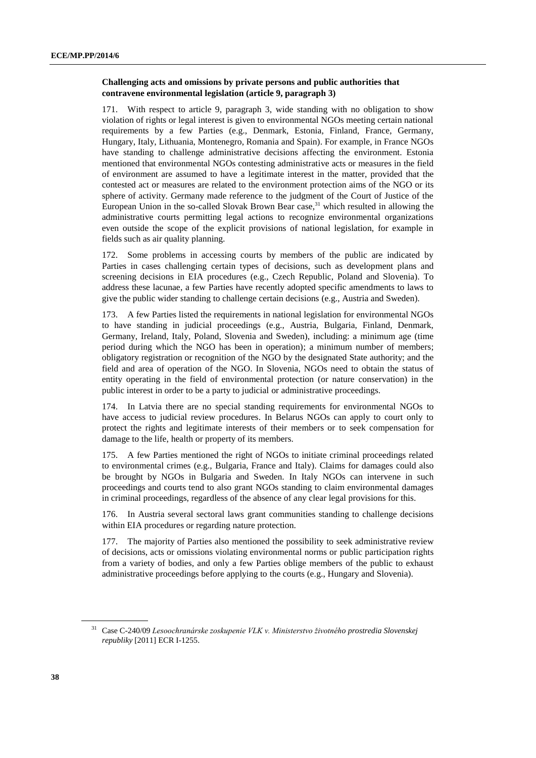**Challenging acts and omissions by private persons and public authorities that contravene environmental legislation (article 9, paragraph 3)**

171. With respect to article 9, paragraph 3, wide standing with no obligation to show violation of rights or legal interest is given to environmental NGOs meeting certain national requirements by a few Parties (e.g., Denmark, Estonia, Finland, France, Germany, Hungary, Italy, Lithuania, Montenegro, Romania and Spain). For example, in France NGOs have standing to challenge administrative decisions affecting the environment. Estonia mentioned that environmental NGOs contesting administrative acts or measures in the field of environment are assumed to have a legitimate interest in the matter, provided that the contested act or measures are related to the environment protection aims of the NGO or its sphere of activity. Germany made reference to the judgment of the Court of Justice of the European Union in the so-called Slovak Brown Bear case,[31] which resulted in allowing the administrative courts permitting legal actions to recognize environmental organizations even outside the scope of the explicit provisions of national legislation, for example in fields such as air quality planning.

172. Some problems in accessing courts by members of the public are indicated by Parties in cases challenging certain types of decisions, such as development plans and screening decisions in EIA procedures (e.g., Czech Republic, Poland and Slovenia). To address these lacunae, a few Parties have recently adopted specific amendments to laws to give the public wider standing to challenge certain decisions (e.g., Austria and Sweden).

173. A few Parties listed the requirements in national legislation for environmental NGOs to have standing in judicial proceedings (e.g., Austria, Bulgaria, Finland, Denmark, Germany, Ireland, Italy, Poland, Slovenia and Sweden), including: a minimum age (time period during which the NGO has been in operation); a minimum number of members; obligatory registration or recognition of the NGO by the designated State authority; and the field and area of operation of the NGO. In Slovenia, NGOs need to obtain the status of entity operating in the field of environmental protection (or nature conservation) in the public interest in order to be a party to judicial or administrative proceedings.

174. In Latvia there are no special standing requirements for environmental NGOs to have access to judicial review procedures. In Belarus NGOs can apply to court only to protect the rights and legitimate interests of their members or to seek compensation for damage to the life, health or property of its members.

175. A few Parties mentioned the right of NGOs to initiate criminal proceedings related to environmental crimes (e.g., Bulgaria, France and Italy). Claims for damages could also be brought by NGOs in Bulgaria and Sweden. In Italy NGOs can intervene in such proceedings and courts tend to also grant NGOs standing to claim environmental damages in criminal proceedings, regardless of the absence of any clear legal provisions for this.

176. In Austria several sectoral laws grant communities standing to challenge decisions within EIA procedures or regarding nature protection.

177. The majority of Parties also mentioned the possibility to seek administrative review of decisions, acts or omissions violating environmental norms or public participation rights from a variety of bodies, and only a few Parties oblige members of the public to exhaust administrative proceedings before applying to the courts (e.g., Hungary and Slovenia).

---

[31] Case C-240/09 *Lesoochranárske zoskupenie VLK v. Ministerstvo životného prostredia Slovenskej republiky* [2011] ECR I-1255.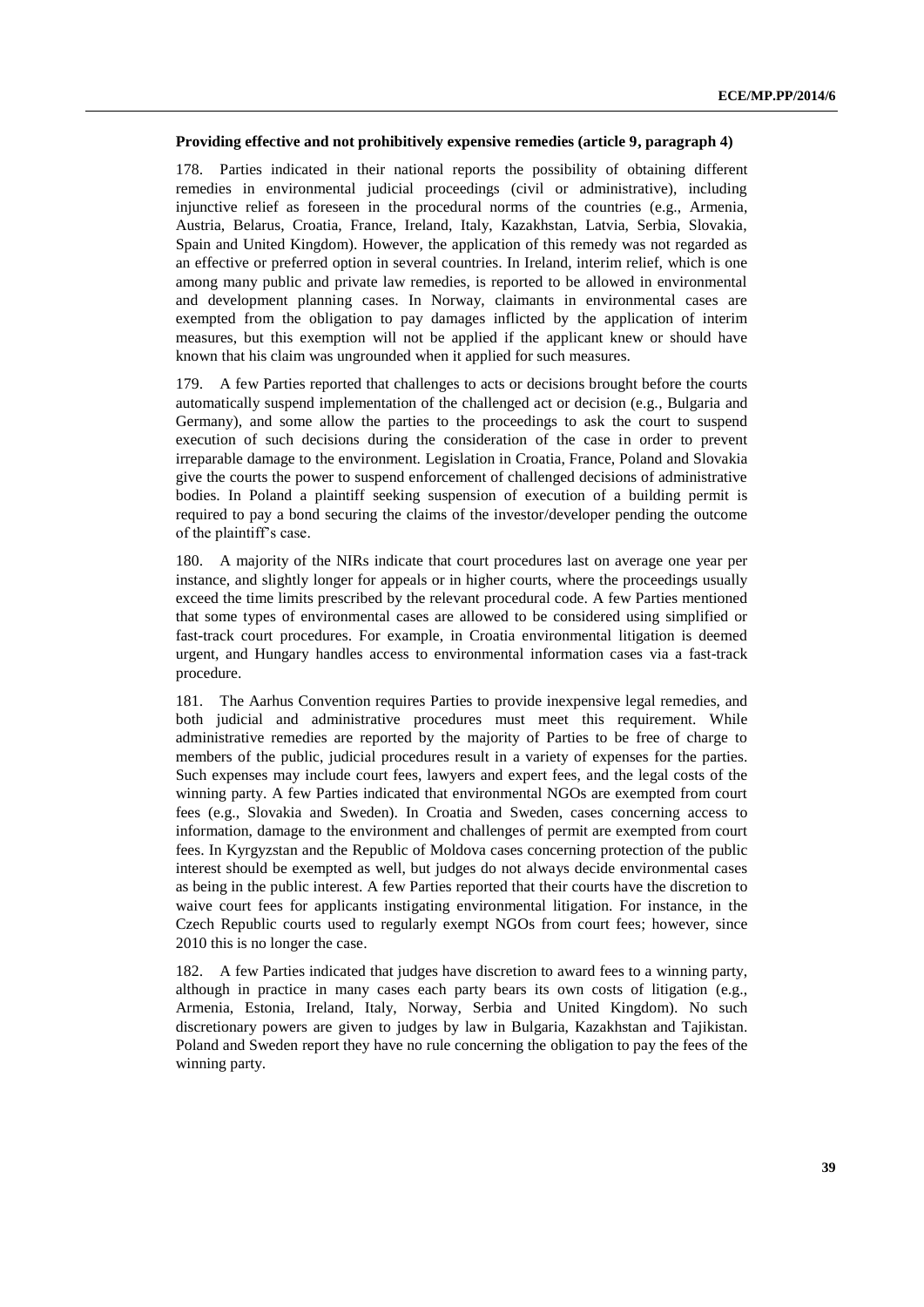**Providing effective and not prohibitively expensive remedies (article 9, paragraph 4)**

178. Parties indicated in their national reports the possibility of obtaining different remedies in environmental judicial proceedings (civil or administrative), including injunctive relief as foreseen in the procedural norms of the countries (e.g., Armenia, Austria, Belarus, Croatia, France, Ireland, Italy, Kazakhstan, Latvia, Serbia, Slovakia, Spain and United Kingdom). However, the application of this remedy was not regarded as an effective or preferred option in several countries. In Ireland, interim relief, which is one among many public and private law remedies, is reported to be allowed in environmental and development planning cases. In Norway, claimants in environmental cases are exempted from the obligation to pay damages inflicted by the application of interim measures, but this exemption will not be applied if the applicant knew or should have known that his claim was ungrounded when it applied for such measures.

179. A few Parties reported that challenges to acts or decisions brought before the courts automatically suspend implementation of the challenged act or decision (e.g., Bulgaria and Germany), and some allow the parties to the proceedings to ask the court to suspend execution of such decisions during the consideration of the case in order to prevent irreparable damage to the environment. Legislation in Croatia, France, Poland and Slovakia give the courts the power to suspend enforcement of challenged decisions of administrative bodies. In Poland a plaintiff seeking suspension of execution of a building permit is required to pay a bond securing the claims of the investor/developer pending the outcome of the plaintiff's case.

180. A majority of the NIRs indicate that court procedures last on average one year per instance, and slightly longer for appeals or in higher courts, where the proceedings usually exceed the time limits prescribed by the relevant procedural code. A few Parties mentioned that some types of environmental cases are allowed to be considered using simplified or fast-track court procedures. For example, in Croatia environmental litigation is deemed urgent, and Hungary handles access to environmental information cases via a fast-track procedure.

181. The Aarhus Convention requires Parties to provide inexpensive legal remedies, and both judicial and administrative procedures must meet this requirement. While administrative remedies are reported by the majority of Parties to be free of charge to members of the public, judicial procedures result in a variety of expenses for the parties. Such expenses may include court fees, lawyers and expert fees, and the legal costs of the winning party. A few Parties indicated that environmental NGOs are exempted from court fees (e.g., Slovakia and Sweden). In Croatia and Sweden, cases concerning access to information, damage to the environment and challenges of permit are exempted from court fees. In Kyrgyzstan and the Republic of Moldova cases concerning protection of the public interest should be exempted as well, but judges do not always decide environmental cases as being in the public interest. A few Parties reported that their courts have the discretion to waive court fees for applicants instigating environmental litigation. For instance, in the Czech Republic courts used to regularly exempt NGOs from court fees; however, since 2010 this is no longer the case.

182. A few Parties indicated that judges have discretion to award fees to a winning party, although in practice in many cases each party bears its own costs of litigation (e.g., Armenia, Estonia, Ireland, Italy, Norway, Serbia and United Kingdom). No such discretionary powers are given to judges by law in Bulgaria, Kazakhstan and Tajikistan. Poland and Sweden report they have no rule concerning the obligation to pay the fees of the winning party.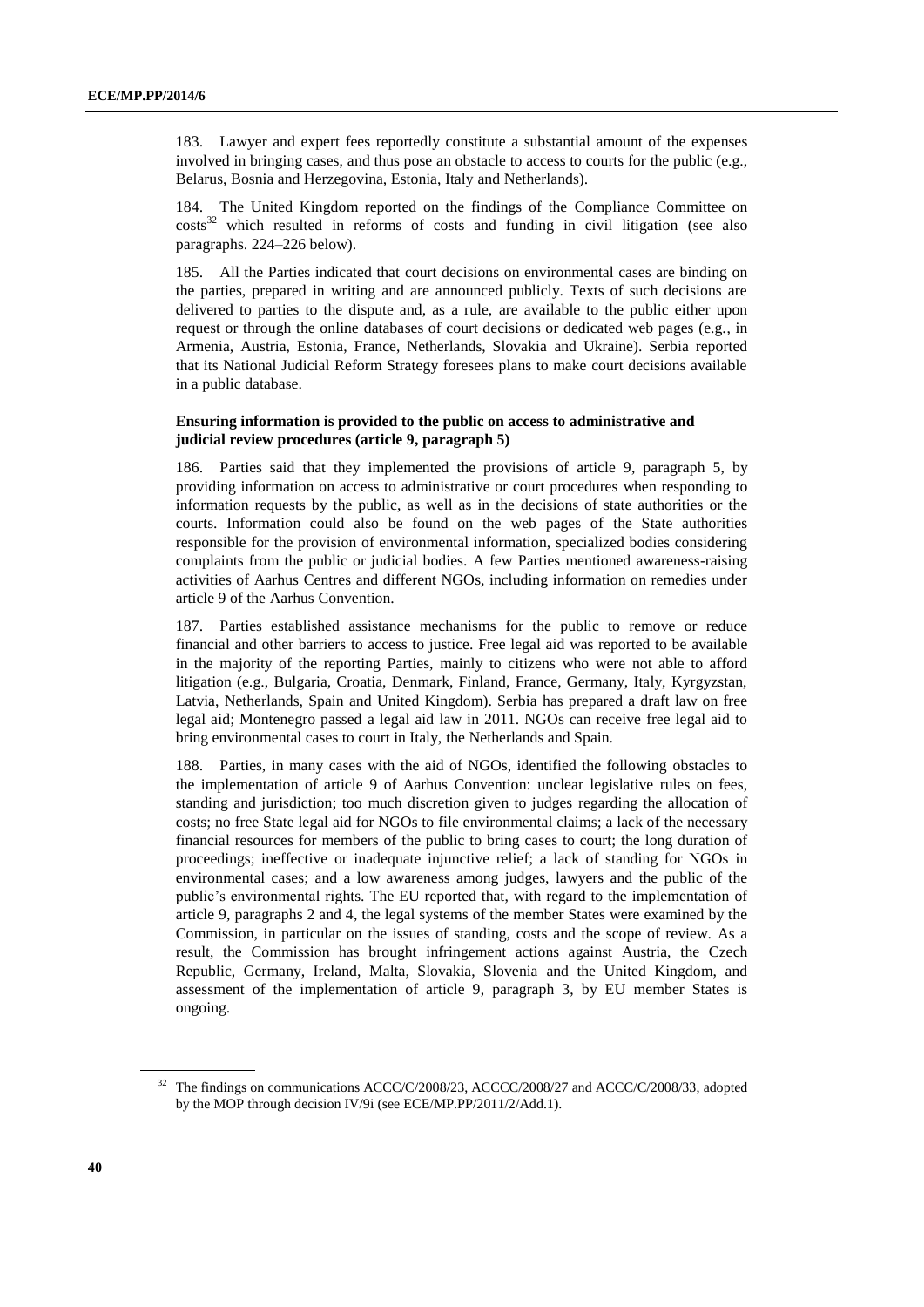183. Lawyer and expert fees reportedly constitute a substantial amount of the expenses involved in bringing cases, and thus pose an obstacle to access to courts for the public (e.g., Belarus, Bosnia and Herzegovina, Estonia, Italy and Netherlands).

184. The United Kingdom reported on the findings of the Compliance Committee on costs[32] which resulted in reforms of costs and funding in civil litigation (see also paragraphs. 224–226 below).

185. All the Parties indicated that court decisions on environmental cases are binding on the parties, prepared in writing and are announced publicly. Texts of such decisions are delivered to parties to the dispute and, as a rule, are available to the public either upon request or through the online databases of court decisions or dedicated web pages (e.g., in Armenia, Austria, Estonia, France, Netherlands, Slovakia and Ukraine). Serbia reported that its National Judicial Reform Strategy foresees plans to make court decisions available in a public database.

**Ensuring information is provided to the public on access to administrative and judicial review procedures (article 9, paragraph 5)**

186. Parties said that they implemented the provisions of article 9, paragraph 5, by providing information on access to administrative or court procedures when responding to information requests by the public, as well as in the decisions of state authorities or the courts. Information could also be found on the web pages of the State authorities responsible for the provision of environmental information, specialized bodies considering complaints from the public or judicial bodies. A few Parties mentioned awareness-raising activities of Aarhus Centres and different NGOs, including information on remedies under article 9 of the Aarhus Convention.

187. Parties established assistance mechanisms for the public to remove or reduce financial and other barriers to access to justice. Free legal aid was reported to be available in the majority of the reporting Parties, mainly to citizens who were not able to afford litigation (e.g., Bulgaria, Croatia, Denmark, Finland, France, Germany, Italy, Kyrgyzstan, Latvia, Netherlands, Spain and United Kingdom). Serbia has prepared a draft law on free legal aid; Montenegro passed a legal aid law in 2011. NGOs can receive free legal aid to bring environmental cases to court in Italy, the Netherlands and Spain.

188. Parties, in many cases with the aid of NGOs, identified the following obstacles to the implementation of article 9 of Aarhus Convention: unclear legislative rules on fees, standing and jurisdiction; too much discretion given to judges regarding the allocation of costs; no free State legal aid for NGOs to file environmental claims; a lack of the necessary financial resources for members of the public to bring cases to court; the long duration of proceedings; ineffective or inadequate injunctive relief; a lack of standing for NGOs in environmental cases; and a low awareness among judges, lawyers and the public of the public's environmental rights. The EU reported that, with regard to the implementation of article 9, paragraphs 2 and 4, the legal systems of the member States were examined by the Commission, in particular on the issues of standing, costs and the scope of review. As a result, the Commission has brought infringement actions against Austria, the Czech Republic, Germany, Ireland, Malta, Slovakia, Slovenia and the United Kingdom, and assessment of the implementation of article 9, paragraph 3, by EU member States is ongoing.

[32] The findings on communications ACCC/C/2008/23, ACCCC/2008/27 and ACCC/C/2008/33, adopted by the MOP through decision IV/9i (see ECE/MP.PP/2011/2/Add.1).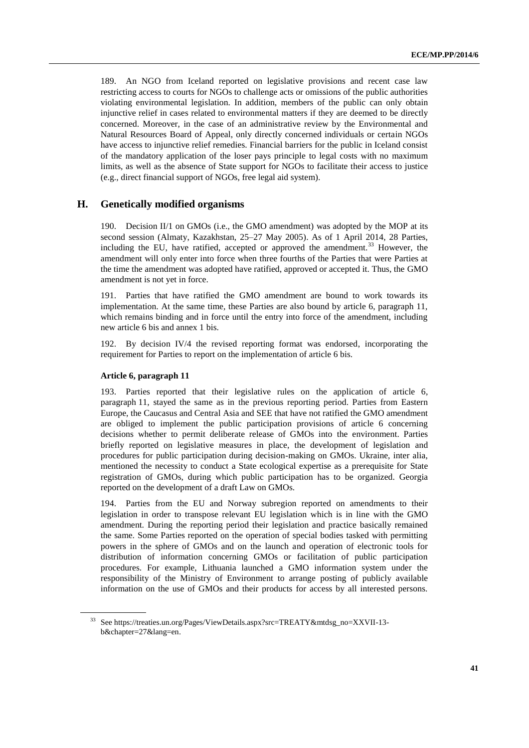189. An NGO from Iceland reported on legislative provisions and recent case law restricting access to courts for NGOs to challenge acts or omissions of the public authorities violating environmental legislation. In addition, members of the public can only obtain injunctive relief in cases related to environmental matters if they are deemed to be directly concerned. Moreover, in the case of an administrative review by the Environmental and Natural Resources Board of Appeal, only directly concerned individuals or certain NGOs have access to injunctive relief remedies. Financial barriers for the public in Iceland consist of the mandatory application of the loser pays principle to legal costs with no maximum limits, as well as the absence of State support for NGOs to facilitate their access to justice (e.g., direct financial support of NGOs, free legal aid system).

## H. Genetically modified organisms

190. Decision II/1 on GMOs (i.e., the GMO amendment) was adopted by the MOP at its second session (Almaty, Kazakhstan, 25–27 May 2005). As of 1 April 2014, 28 Parties, including the EU, have ratified, accepted or approved the amendment.[33] However, the amendment will only enter into force when three fourths of the Parties that were Parties at the time the amendment was adopted have ratified, approved or accepted it. Thus, the GMO amendment is not yet in force.

191. Parties that have ratified the GMO amendment are bound to work towards its implementation. At the same time, these Parties are also bound by article 6, paragraph 11, which remains binding and in force until the entry into force of the amendment, including new article 6 bis and annex 1 bis.

192. By decision IV/4 the revised reporting format was endorsed, incorporating the requirement for Parties to report on the implementation of article 6 bis.

#### Article 6, paragraph 11

193. Parties reported that their legislative rules on the application of article 6, paragraph 11, stayed the same as in the previous reporting period. Parties from Eastern Europe, the Caucasus and Central Asia and SEE that have not ratified the GMO amendment are obliged to implement the public participation provisions of article 6 concerning decisions whether to permit deliberate release of GMOs into the environment. Parties briefly reported on legislative measures in place, the development of legislation and procedures for public participation during decision-making on GMOs. Ukraine, inter alia, mentioned the necessity to conduct a State ecological expertise as a prerequisite for State registration of GMOs, during which public participation has to be organized. Georgia reported on the development of a draft Law on GMOs.

194. Parties from the EU and Norway subregion reported on amendments to their legislation in order to transpose relevant EU legislation which is in line with the GMO amendment. During the reporting period their legislation and practice basically remained the same. Some Parties reported on the operation of special bodies tasked with permitting powers in the sphere of GMOs and on the launch and operation of electronic tools for distribution of information concerning GMOs or facilitation of public participation procedures. For example, Lithuania launched a GMO information system under the responsibility of the Ministry of Environment to arrange posting of publicly available information on the use of GMOs and their products for access by all interested persons.

---

[33] See https://treaties.un.org/Pages/ViewDetails.aspx?src=TREATY&mtdsg_no=XXVII-13-b&chapter=27&lang=en.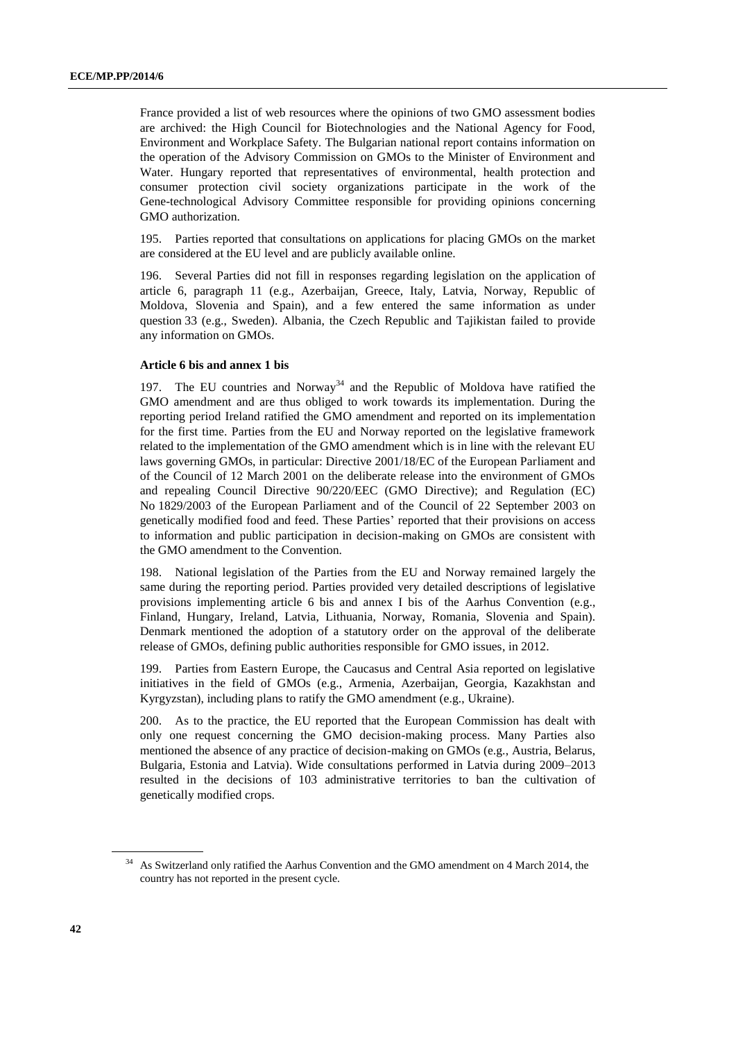France provided a list of web resources where the opinions of two GMO assessment bodies are archived: the High Council for Biotechnologies and the National Agency for Food, Environment and Workplace Safety. The Bulgarian national report contains information on the operation of the Advisory Commission on GMOs to the Minister of Environment and Water. Hungary reported that representatives of environmental, health protection and consumer protection civil society organizations participate in the work of the Gene-technological Advisory Committee responsible for providing opinions concerning GMO authorization.

195. Parties reported that consultations on applications for placing GMOs on the market are considered at the EU level and are publicly available online.

196. Several Parties did not fill in responses regarding legislation on the application of article 6, paragraph 11 (e.g., Azerbaijan, Greece, Italy, Latvia, Norway, Republic of Moldova, Slovenia and Spain), and a few entered the same information as under question 33 (e.g., Sweden). Albania, the Czech Republic and Tajikistan failed to provide any information on GMOs.

**Article 6 bis and annex 1 bis**

197. The EU countries and Norway[34] and the Republic of Moldova have ratified the GMO amendment and are thus obliged to work towards its implementation. During the reporting period Ireland ratified the GMO amendment and reported on its implementation for the first time. Parties from the EU and Norway reported on the legislative framework related to the implementation of the GMO amendment which is in line with the relevant EU laws governing GMOs, in particular: Directive 2001/18/EC of the European Parliament and of the Council of 12 March 2001 on the deliberate release into the environment of GMOs and repealing Council Directive 90/220/EEC (GMO Directive); and Regulation (EC) No 1829/2003 of the European Parliament and of the Council of 22 September 2003 on genetically modified food and feed. These Parties' reported that their provisions on access to information and public participation in decision-making on GMOs are consistent with the GMO amendment to the Convention.

198. National legislation of the Parties from the EU and Norway remained largely the same during the reporting period. Parties provided very detailed descriptions of legislative provisions implementing article 6 bis and annex I bis of the Aarhus Convention (e.g., Finland, Hungary, Ireland, Latvia, Lithuania, Norway, Romania, Slovenia and Spain). Denmark mentioned the adoption of a statutory order on the approval of the deliberate release of GMOs, defining public authorities responsible for GMO issues, in 2012.

199. Parties from Eastern Europe, the Caucasus and Central Asia reported on legislative initiatives in the field of GMOs (e.g., Armenia, Azerbaijan, Georgia, Kazakhstan and Kyrgyzstan), including plans to ratify the GMO amendment (e.g., Ukraine).

200. As to the practice, the EU reported that the European Commission has dealt with only one request concerning the GMO decision-making process. Many Parties also mentioned the absence of any practice of decision-making on GMOs (e.g., Austria, Belarus, Bulgaria, Estonia and Latvia). Wide consultations performed in Latvia during 2009–2013 resulted in the decisions of 103 administrative territories to ban the cultivation of genetically modified crops.

[34] As Switzerland only ratified the Aarhus Convention and the GMO amendment on 4 March 2014, the country has not reported in the present cycle.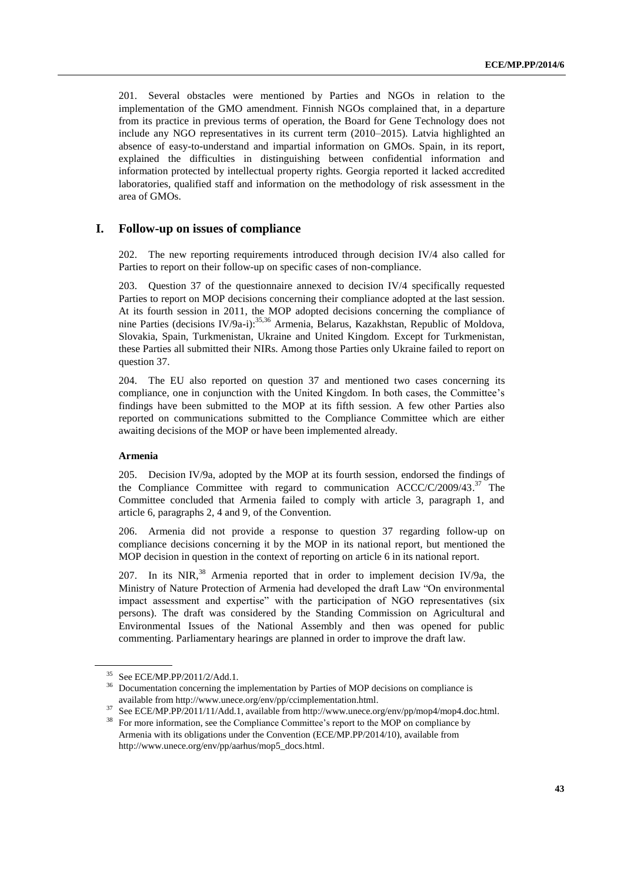201. Several obstacles were mentioned by Parties and NGOs in relation to the implementation of the GMO amendment. Finnish NGOs complained that, in a departure from its practice in previous terms of operation, the Board for Gene Technology does not include any NGO representatives in its current term (2010–2015). Latvia highlighted an absence of easy-to-understand and impartial information on GMOs. Spain, in its report, explained the difficulties in distinguishing between confidential information and information protected by intellectual property rights. Georgia reported it lacked accredited laboratories, qualified staff and information on the methodology of risk assessment in the area of GMOs.

## I. Follow-up on issues of compliance

202. The new reporting requirements introduced through decision IV/4 also called for Parties to report on their follow-up on specific cases of non-compliance.

203. Question 37 of the questionnaire annexed to decision IV/4 specifically requested Parties to report on MOP decisions concerning their compliance adopted at the last session. At its fourth session in 2011, the MOP adopted decisions concerning the compliance of nine Parties (decisions IV/9a-i):[35,36] Armenia, Belarus, Kazakhstan, Republic of Moldova, Slovakia, Spain, Turkmenistan, Ukraine and United Kingdom. Except for Turkmenistan, these Parties all submitted their NIRs. Among those Parties only Ukraine failed to report on question 37.

204. The EU also reported on question 37 and mentioned two cases concerning its compliance, one in conjunction with the United Kingdom. In both cases, the Committee's findings have been submitted to the MOP at its fifth session. A few other Parties also reported on communications submitted to the Compliance Committee which are either awaiting decisions of the MOP or have been implemented already.

### Armenia

205. Decision IV/9a, adopted by the MOP at its fourth session, endorsed the findings of the Compliance Committee with regard to communication ACCC/C/2009/43.[37] The Committee concluded that Armenia failed to comply with article 3, paragraph 1, and article 6, paragraphs 2, 4 and 9, of the Convention.

206. Armenia did not provide a response to question 37 regarding follow-up on compliance decisions concerning it by the MOP in its national report, but mentioned the MOP decision in question in the context of reporting on article 6 in its national report.

207. In its NIR,[38] Armenia reported that in order to implement decision IV/9a, the Ministry of Nature Protection of Armenia had developed the draft Law "On environmental impact assessment and expertise" with the participation of NGO representatives (six persons). The draft was considered by the Standing Commission on Agricultural and Environmental Issues of the National Assembly and then was opened for public commenting. Parliamentary hearings are planned in order to improve the draft law.

---

[35] See ECE/MP.PP/2011/2/Add.1.

[36] Documentation concerning the implementation by Parties of MOP decisions on compliance is available from http://www.unece.org/env/pp/ccimplementation.html.

[37] See ECE/MP.PP/2011/11/Add.1, available from http://www.unece.org/env/pp/mop4/mop4.doc.html.

[38] For more information, see the Compliance Committee's report to the MOP on compliance by Armenia with its obligations under the Convention (ECE/MP.PP/2014/10), available from http://www.unece.org/env/pp/aarhus/mop5_docs.html.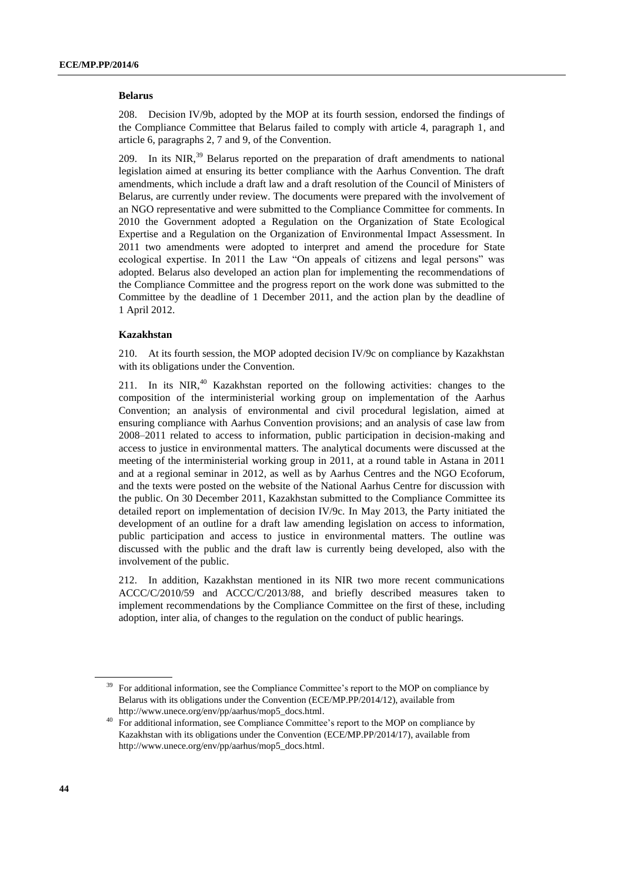### Belarus

208. Decision IV/9b, adopted by the MOP at its fourth session, endorsed the findings of the Compliance Committee that Belarus failed to comply with article 4, paragraph 1, and article 6, paragraphs 2, 7 and 9, of the Convention.

209. In its NIR,[39] Belarus reported on the preparation of draft amendments to national legislation aimed at ensuring its better compliance with the Aarhus Convention. The draft amendments, which include a draft law and a draft resolution of the Council of Ministers of Belarus, are currently under review. The documents were prepared with the involvement of an NGO representative and were submitted to the Compliance Committee for comments. In 2010 the Government adopted a Regulation on the Organization of State Ecological Expertise and a Regulation on the Organization of Environmental Impact Assessment. In 2011 two amendments were adopted to interpret and amend the procedure for State ecological expertise. In 2011 the Law "On appeals of citizens and legal persons" was adopted. Belarus also developed an action plan for implementing the recommendations of the Compliance Committee and the progress report on the work done was submitted to the Committee by the deadline of 1 December 2011, and the action plan by the deadline of 1 April 2012.

### Kazakhstan

210. At its fourth session, the MOP adopted decision IV/9c on compliance by Kazakhstan with its obligations under the Convention.

211. In its NIR,[40] Kazakhstan reported on the following activities: changes to the composition of the interministerial working group on implementation of the Aarhus Convention; an analysis of environmental and civil procedural legislation, aimed at ensuring compliance with Aarhus Convention provisions; and an analysis of case law from 2008–2011 related to access to information, public participation in decision-making and access to justice in environmental matters. The analytical documents were discussed at the meeting of the interministerial working group in 2011, at a round table in Astana in 2011 and at a regional seminar in 2012, as well as by Aarhus Centres and the NGO Ecoforum, and the texts were posted on the website of the National Aarhus Centre for discussion with the public. On 30 December 2011, Kazakhstan submitted to the Compliance Committee its detailed report on implementation of decision IV/9c. In May 2013, the Party initiated the development of an outline for a draft law amending legislation on access to information, public participation and access to justice in environmental matters. The outline was discussed with the public and the draft law is currently being developed, also with the involvement of the public.

212. In addition, Kazakhstan mentioned in its NIR two more recent communications ACCC/C/2010/59 and ACCC/C/2013/88, and briefly described measures taken to implement recommendations by the Compliance Committee on the first of these, including adoption, inter alia, of changes to the regulation on the conduct of public hearings.

---

[39] For additional information, see the Compliance Committee's report to the MOP on compliance by Belarus with its obligations under the Convention (ECE/MP.PP/2014/12), available from http://www.unece.org/env/pp/aarhus/mop5_docs.html.

[40] For additional information, see Compliance Committee's report to the MOP on compliance by Kazakhstan with its obligations under the Convention (ECE/MP.PP/2014/17), available from http://www.unece.org/env/pp/aarhus/mop5_docs.html.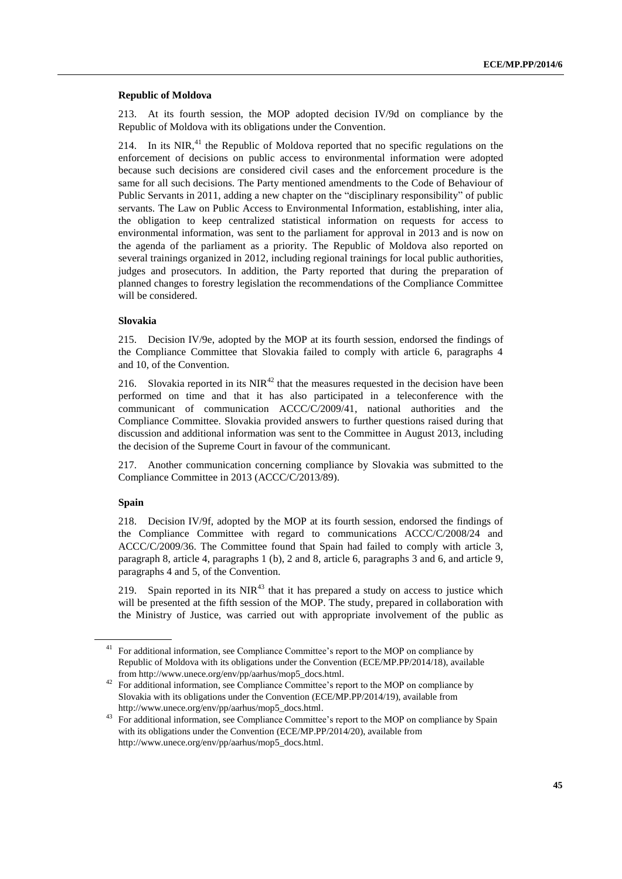**Republic of Moldova**

213. At its fourth session, the MOP adopted decision IV/9d on compliance by the Republic of Moldova with its obligations under the Convention.

214. In its NIR,[41] the Republic of Moldova reported that no specific regulations on the enforcement of decisions on public access to environmental information were adopted because such decisions are considered civil cases and the enforcement procedure is the same for all such decisions. The Party mentioned amendments to the Code of Behaviour of Public Servants in 2011, adding a new chapter on the "disciplinary responsibility" of public servants. The Law on Public Access to Environmental Information, establishing, inter alia, the obligation to keep centralized statistical information on requests for access to environmental information, was sent to the parliament for approval in 2013 and is now on the agenda of the parliament as a priority. The Republic of Moldova also reported on several trainings organized in 2012, including regional trainings for local public authorities, judges and prosecutors. In addition, the Party reported that during the preparation of planned changes to forestry legislation the recommendations of the Compliance Committee will be considered.

**Slovakia**

215. Decision IV/9e, adopted by the MOP at its fourth session, endorsed the findings of the Compliance Committee that Slovakia failed to comply with article 6, paragraphs 4 and 10, of the Convention.

216. Slovakia reported in its NIR[42] that the measures requested in the decision have been performed on time and that it has also participated in a teleconference with the communicant of communication ACCC/C/2009/41, national authorities and the Compliance Committee. Slovakia provided answers to further questions raised during that discussion and additional information was sent to the Committee in August 2013, including the decision of the Supreme Court in favour of the communicant.

217. Another communication concerning compliance by Slovakia was submitted to the Compliance Committee in 2013 (ACCC/C/2013/89).

**Spain**

218. Decision IV/9f, adopted by the MOP at its fourth session, endorsed the findings of the Compliance Committee with regard to communications ACCC/C/2008/24 and ACCC/C/2009/36. The Committee found that Spain had failed to comply with article 3, paragraph 8, article 4, paragraphs 1 (b), 2 and 8, article 6, paragraphs 3 and 6, and article 9, paragraphs 4 and 5, of the Convention.

219. Spain reported in its NIR[43] that it has prepared a study on access to justice which will be presented at the fifth session of the MOP. The study, prepared in collaboration with the Ministry of Justice, was carried out with appropriate involvement of the public as

---

[41] For additional information, see Compliance Committee's report to the MOP on compliance by Republic of Moldova with its obligations under the Convention (ECE/MP.PP/2014/18), available from http://www.unece.org/env/pp/aarhus/mop5_docs.html.

[42] For additional information, see Compliance Committee's report to the MOP on compliance by Slovakia with its obligations under the Convention (ECE/MP.PP/2014/19), available from http://www.unece.org/env/pp/aarhus/mop5_docs.html.

[43] For additional information, see Compliance Committee's report to the MOP on compliance by Spain with its obligations under the Convention (ECE/MP.PP/2014/20), available from http://www.unece.org/env/pp/aarhus/mop5_docs.html.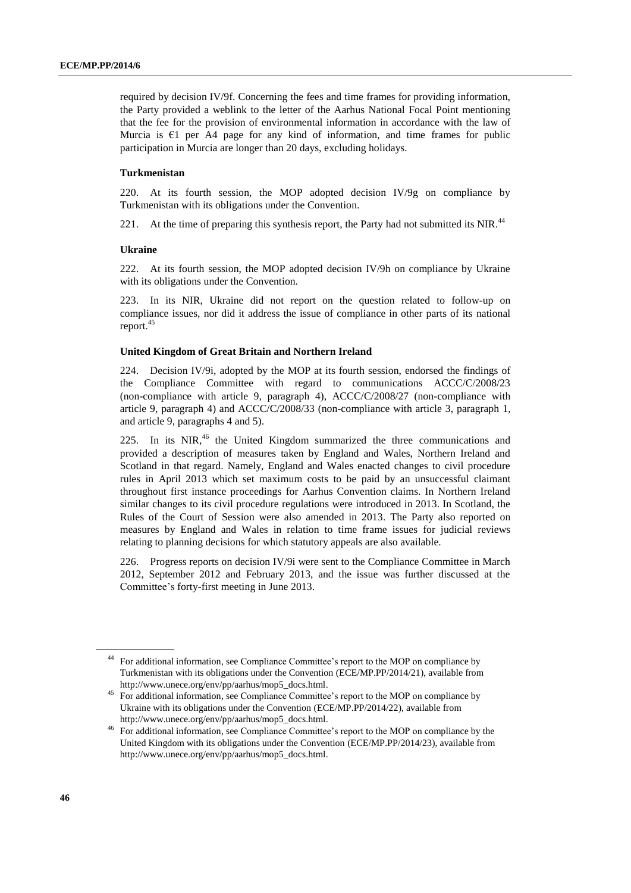required by decision IV/9f. Concerning the fees and time frames for providing information, the Party provided a weblink to the letter of the Aarhus National Focal Point mentioning that the fee for the provision of environmental information in accordance with the law of Murcia is €1 per A4 page for any kind of information, and time frames for public participation in Murcia are longer than 20 days, excluding holidays.

### Turkmenistan

220. At its fourth session, the MOP adopted decision IV/9g on compliance by Turkmenistan with its obligations under the Convention.

221. At the time of preparing this synthesis report, the Party had not submitted its NIR.[44]

### Ukraine

222. At its fourth session, the MOP adopted decision IV/9h on compliance by Ukraine with its obligations under the Convention.

223. In its NIR, Ukraine did not report on the question related to follow-up on compliance issues, nor did it address the issue of compliance in other parts of its national report.[45]

### United Kingdom of Great Britain and Northern Ireland

224. Decision IV/9i, adopted by the MOP at its fourth session, endorsed the findings of the Compliance Committee with regard to communications ACCC/C/2008/23 (non-compliance with article 9, paragraph 4), ACCC/C/2008/27 (non-compliance with article 9, paragraph 4) and ACCC/C/2008/33 (non-compliance with article 3, paragraph 1, and article 9, paragraphs 4 and 5).

225. In its NIR,[46] the United Kingdom summarized the three communications and provided a description of measures taken by England and Wales, Northern Ireland and Scotland in that regard. Namely, England and Wales enacted changes to civil procedure rules in April 2013 which set maximum costs to be paid by an unsuccessful claimant throughout first instance proceedings for Aarhus Convention claims. In Northern Ireland similar changes to its civil procedure regulations were introduced in 2013. In Scotland, the Rules of the Court of Session were also amended in 2013. The Party also reported on measures by England and Wales in relation to time frame issues for judicial reviews relating to planning decisions for which statutory appeals are also available.

226. Progress reports on decision IV/9i were sent to the Compliance Committee in March 2012, September 2012 and February 2013, and the issue was further discussed at the Committee's forty-first meeting in June 2013.

---

[44] For additional information, see Compliance Committee's report to the MOP on compliance by Turkmenistan with its obligations under the Convention (ECE/MP.PP/2014/21), available from http://www.unece.org/env/pp/aarhus/mop5_docs.html.

[45] For additional information, see Compliance Committee's report to the MOP on compliance by Ukraine with its obligations under the Convention (ECE/MP.PP/2014/22), available from http://www.unece.org/env/pp/aarhus/mop5_docs.html.

[46] For additional information, see Compliance Committee's report to the MOP on compliance by the United Kingdom with its obligations under the Convention (ECE/MP.PP/2014/23), available from http://www.unece.org/env/pp/aarhus/mop5_docs.html.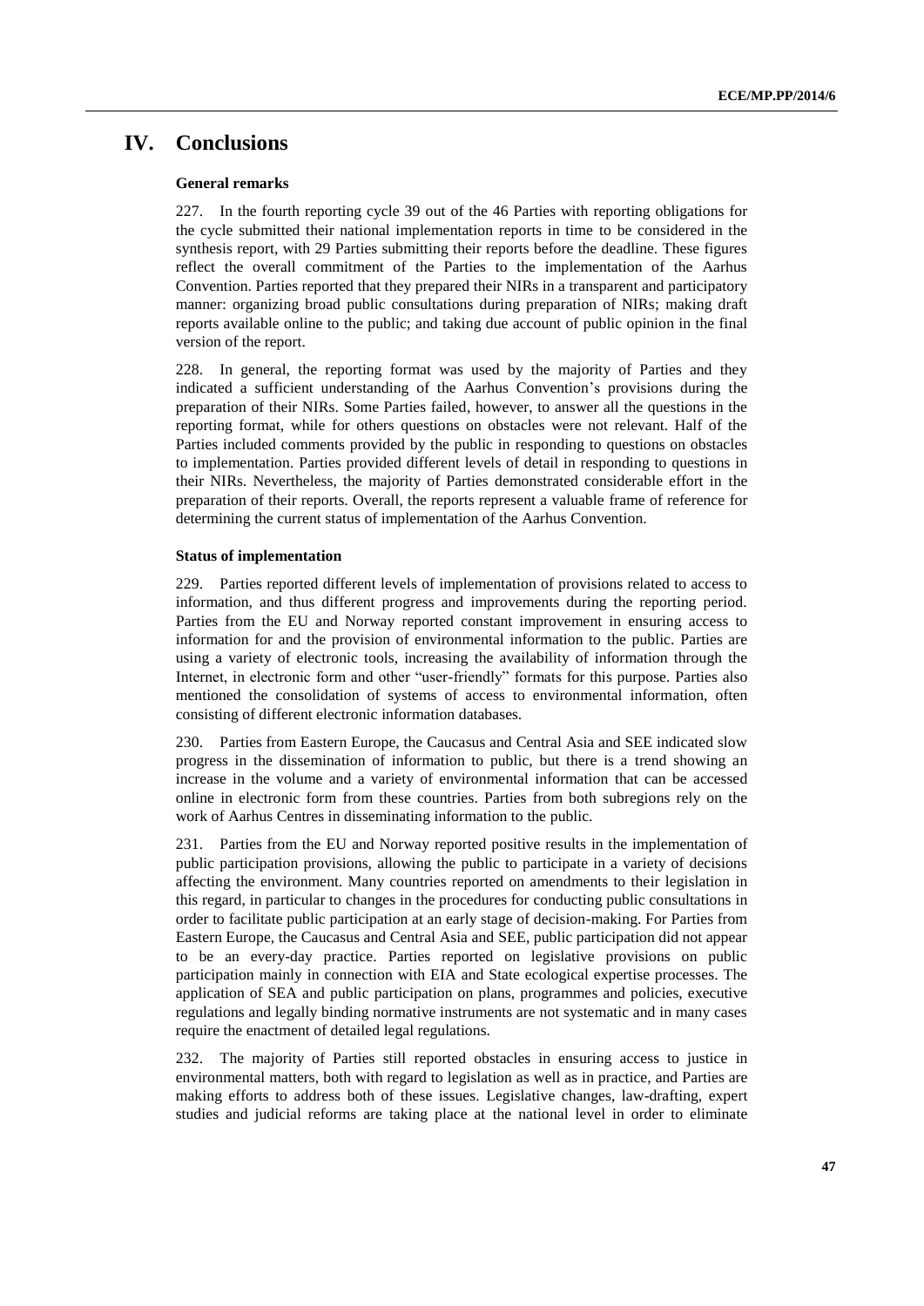# IV. Conclusions

**General remarks**

227. In the fourth reporting cycle 39 out of the 46 Parties with reporting obligations for the cycle submitted their national implementation reports in time to be considered in the synthesis report, with 29 Parties submitting their reports before the deadline. These figures reflect the overall commitment of the Parties to the implementation of the Aarhus Convention. Parties reported that they prepared their NIRs in a transparent and participatory manner: organizing broad public consultations during preparation of NIRs; making draft reports available online to the public; and taking due account of public opinion in the final version of the report.

228. In general, the reporting format was used by the majority of Parties and they indicated a sufficient understanding of the Aarhus Convention's provisions during the preparation of their NIRs. Some Parties failed, however, to answer all the questions in the reporting format, while for others questions on obstacles were not relevant. Half of the Parties included comments provided by the public in responding to questions on obstacles to implementation. Parties provided different levels of detail in responding to questions in their NIRs. Nevertheless, the majority of Parties demonstrated considerable effort in the preparation of their reports. Overall, the reports represent a valuable frame of reference for determining the current status of implementation of the Aarhus Convention.

**Status of implementation**

229. Parties reported different levels of implementation of provisions related to access to information, and thus different progress and improvements during the reporting period. Parties from the EU and Norway reported constant improvement in ensuring access to information for and the provision of environmental information to the public. Parties are using a variety of electronic tools, increasing the availability of information through the Internet, in electronic form and other "user-friendly" formats for this purpose. Parties also mentioned the consolidation of systems of access to environmental information, often consisting of different electronic information databases.

230. Parties from Eastern Europe, the Caucasus and Central Asia and SEE indicated slow progress in the dissemination of information to public, but there is a trend showing an increase in the volume and a variety of environmental information that can be accessed online in electronic form from these countries. Parties from both subregions rely on the work of Aarhus Centres in disseminating information to the public.

231. Parties from the EU and Norway reported positive results in the implementation of public participation provisions, allowing the public to participate in a variety of decisions affecting the environment. Many countries reported on amendments to their legislation in this regard, in particular to changes in the procedures for conducting public consultations in order to facilitate public participation at an early stage of decision-making. For Parties from Eastern Europe, the Caucasus and Central Asia and SEE, public participation did not appear to be an every-day practice. Parties reported on legislative provisions on public participation mainly in connection with EIA and State ecological expertise processes. The application of SEA and public participation on plans, programmes and policies, executive regulations and legally binding normative instruments are not systematic and in many cases require the enactment of detailed legal regulations.

232. The majority of Parties still reported obstacles in ensuring access to justice in environmental matters, both with regard to legislation as well as in practice, and Parties are making efforts to address both of these issues. Legislative changes, law-drafting, expert studies and judicial reforms are taking place at the national level in order to eliminate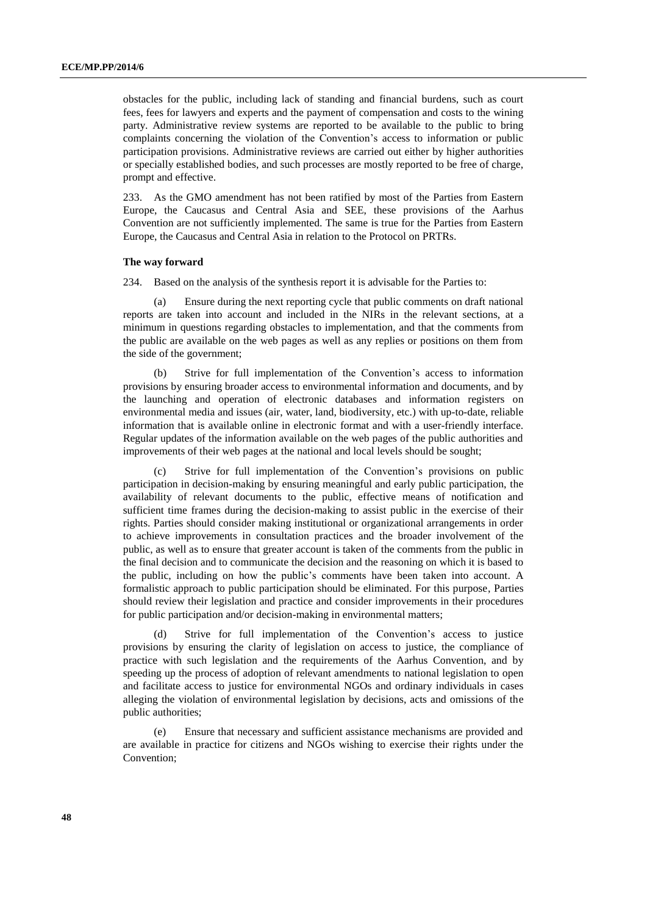obstacles for the public, including lack of standing and financial burdens, such as court fees, fees for lawyers and experts and the payment of compensation and costs to the wining party. Administrative review systems are reported to be available to the public to bring complaints concerning the violation of the Convention's access to information or public participation provisions. Administrative reviews are carried out either by higher authorities or specially established bodies, and such processes are mostly reported to be free of charge, prompt and effective.

233. As the GMO amendment has not been ratified by most of the Parties from Eastern Europe, the Caucasus and Central Asia and SEE, these provisions of the Aarhus Convention are not sufficiently implemented. The same is true for the Parties from Eastern Europe, the Caucasus and Central Asia in relation to the Protocol on PRTRs.

**The way forward**

234. Based on the analysis of the synthesis report it is advisable for the Parties to:

(a) Ensure during the next reporting cycle that public comments on draft national reports are taken into account and included in the NIRs in the relevant sections, at a minimum in questions regarding obstacles to implementation, and that the comments from the public are available on the web pages as well as any replies or positions on them from the side of the government;

(b) Strive for full implementation of the Convention's access to information provisions by ensuring broader access to environmental information and documents, and by the launching and operation of electronic databases and information registers on environmental media and issues (air, water, land, biodiversity, etc.) with up-to-date, reliable information that is available online in electronic format and with a user-friendly interface. Regular updates of the information available on the web pages of the public authorities and improvements of their web pages at the national and local levels should be sought;

(c) Strive for full implementation of the Convention's provisions on public participation in decision-making by ensuring meaningful and early public participation, the availability of relevant documents to the public, effective means of notification and sufficient time frames during the decision-making to assist public in the exercise of their rights. Parties should consider making institutional or organizational arrangements in order to achieve improvements in consultation practices and the broader involvement of the public, as well as to ensure that greater account is taken of the comments from the public in the final decision and to communicate the decision and the reasoning on which it is based to the public, including on how the public's comments have been taken into account. A formalistic approach to public participation should be eliminated. For this purpose, Parties should review their legislation and practice and consider improvements in their procedures for public participation and/or decision-making in environmental matters;

(d) Strive for full implementation of the Convention's access to justice provisions by ensuring the clarity of legislation on access to justice, the compliance of practice with such legislation and the requirements of the Aarhus Convention, and by speeding up the process of adoption of relevant amendments to national legislation to open and facilitate access to justice for environmental NGOs and ordinary individuals in cases alleging the violation of environmental legislation by decisions, acts and omissions of the public authorities;

(e) Ensure that necessary and sufficient assistance mechanisms are provided and are available in practice for citizens and NGOs wishing to exercise their rights under the Convention;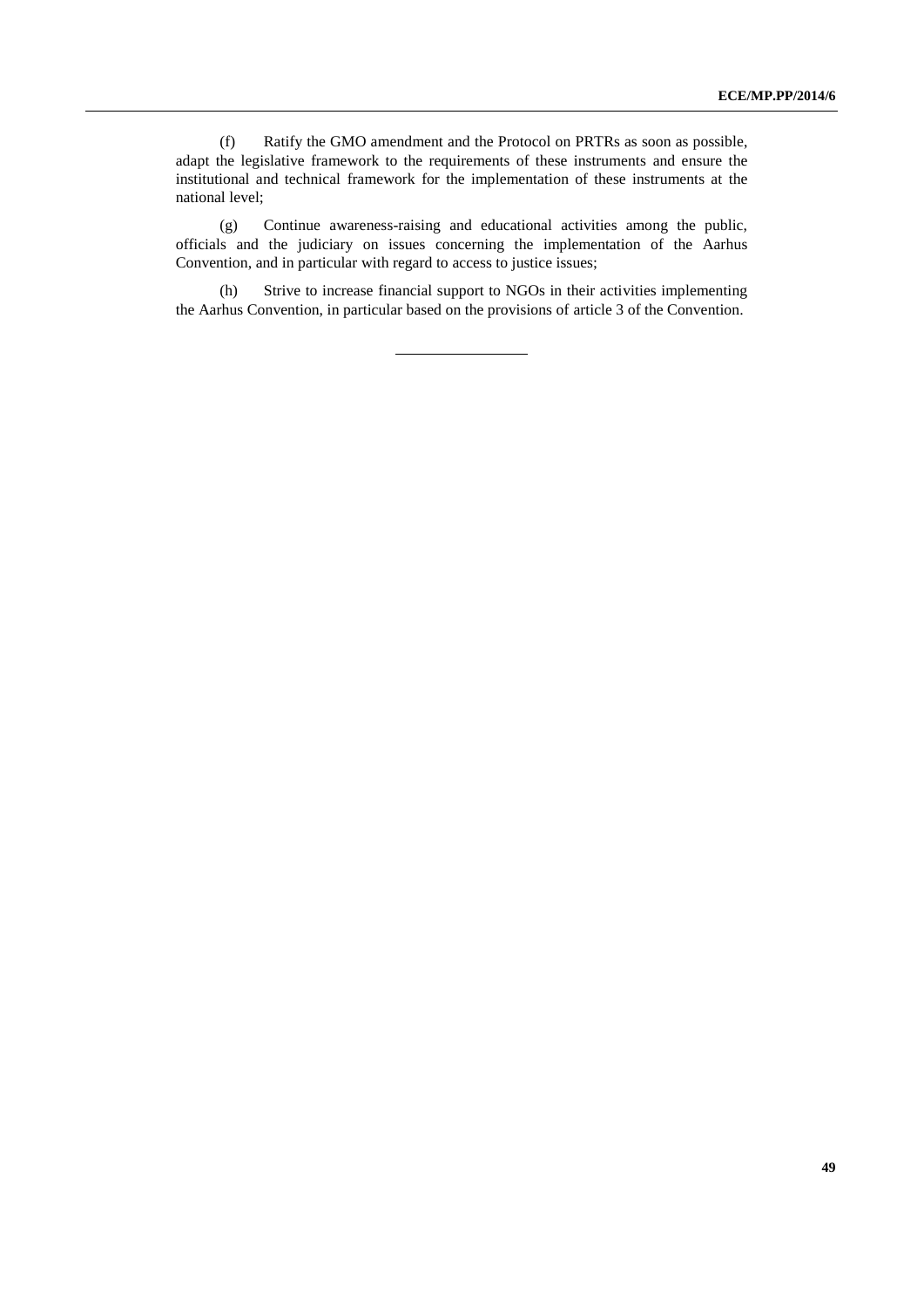(f) Ratify the GMO amendment and the Protocol on PRTRs as soon as possible, adapt the legislative framework to the requirements of these instruments and ensure the institutional and technical framework for the implementation of these instruments at the national level;

(g) Continue awareness-raising and educational activities among the public, officials and the judiciary on issues concerning the implementation of the Aarhus Convention, and in particular with regard to access to justice issues;

(h) Strive to increase financial support to NGOs in their activities implementing the Aarhus Convention, in particular based on the provisions of article 3 of the Convention.